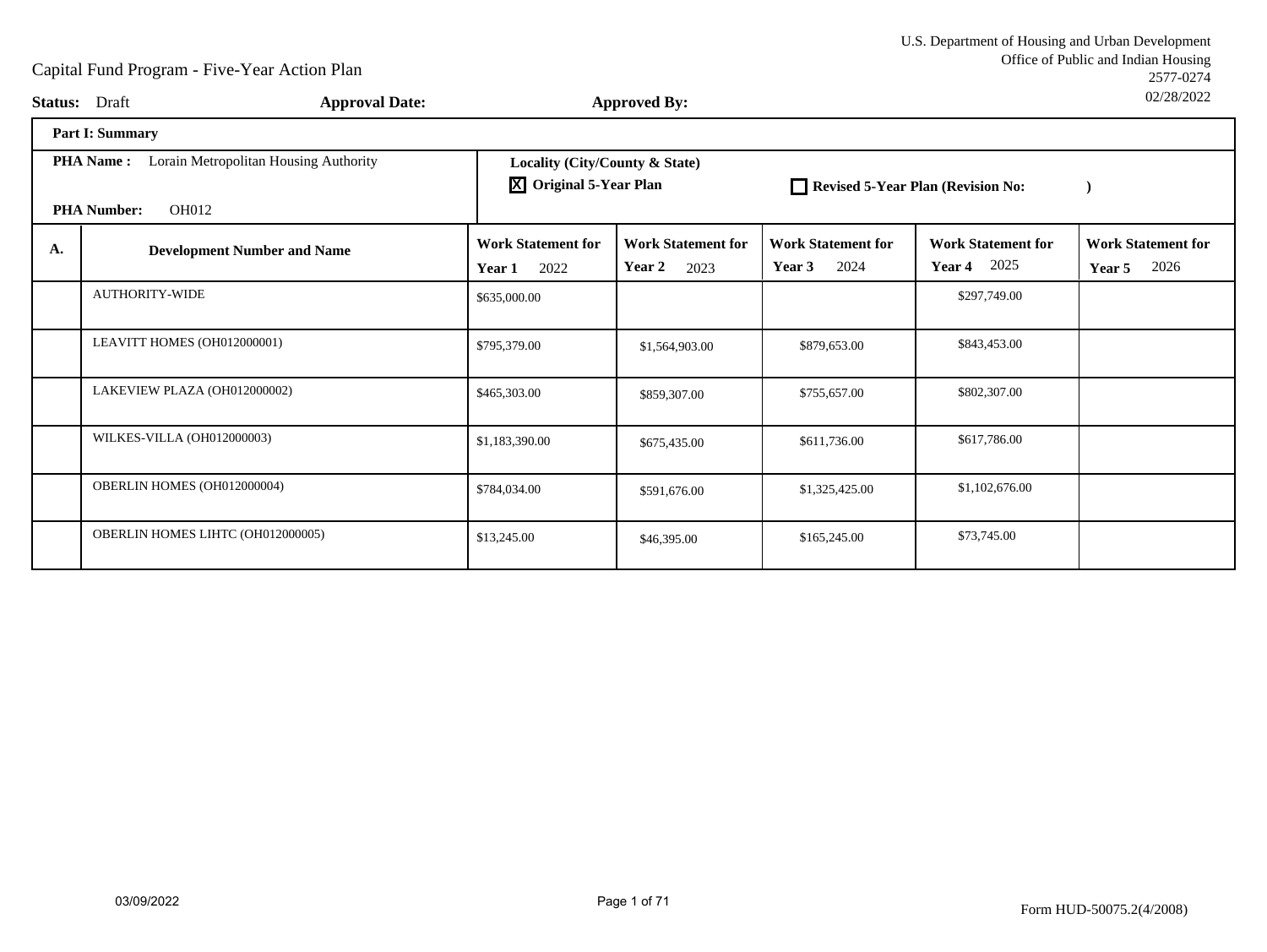U.S. Department of Housing and Urban Development
Office of Public and Indian Housing
2577-0274
02/28/2022

# Capital Fund Program - Five-Year Action Plan

**Status:** Draft **Approval Date:** **Approved By:**

**Part I: Summary**

**PHA Name :** Lorain Metropolitan Housing Authority

**PHA Number:** OH012

**Locality (City/County & State)**

☒ **Original 5-Year Plan** ☐ **Revised 5-Year Plan (Revision No: )**

| A. | Development Number and Name | Work Statement for Year 1 2022 | Work Statement for Year 2 2023 | Work Statement for Year 3 2024 | Work Statement for Year 4 2025 | Work Statement for Year 5 2026 |
|---|---|---|---|---|---|---|
| | AUTHORITY-WIDE | $635,000.00 | | | $297,749.00 | |
| | LEAVITT HOMES (OH012000001) | $795,379.00 | $1,564,903.00 | $879,653.00 | $843,453.00 | |
| | LAKEVIEW PLAZA (OH012000002) | $465,303.00 | $859,307.00 | $755,657.00 | $802,307.00 | |
| | WILKES-VILLA (OH012000003) | $1,183,390.00 | $675,435.00 | $611,736.00 | $617,786.00 | |
| | OBERLIN HOMES (OH012000004) | $784,034.00 | $591,676.00 | $1,325,425.00 | $1,102,676.00 | |
| | OBERLIN HOMES LIHTC (OH012000005) | $13,245.00 | $46,395.00 | $165,245.00 | $73,745.00 | |

03/09/2022

Form HUD-50075.2(4/2008)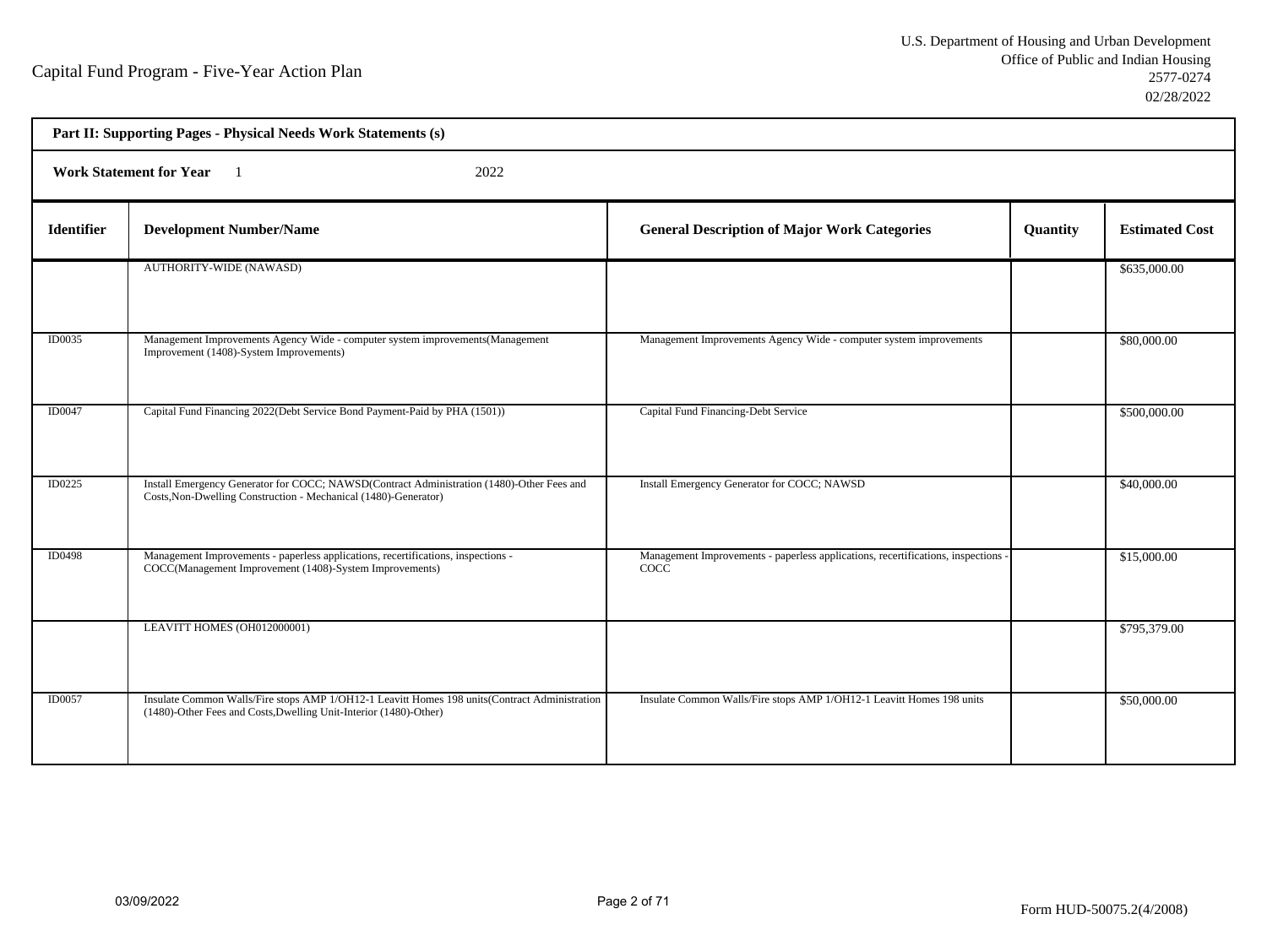Capital Fund Program - Five-Year Action Plan

U.S. Department of Housing and Urban Development
Office of Public and Indian Housing
2577-0274
02/28/2022

**Part II: Supporting Pages - Physical Needs Work Statements (s)**

**Work Statement for Year** 1 2022

| Identifier | Development Number/Name | General Description of Major Work Categories | Quantity | Estimated Cost |
|---|---|---|---|---|
| | AUTHORITY-WIDE (NAWASD) | | | $635,000.00 |
| ID0035 | Management Improvements Agency Wide - computer system improvements(Management Improvement (1408)-System Improvements) | Management Improvements Agency Wide - computer system improvements | | $80,000.00 |
| ID0047 | Capital Fund Financing 2022(Debt Service Bond Payment-Paid by PHA (1501)) | Capital Fund Financing-Debt Service | | $500,000.00 |
| ID0225 | Install Emergency Generator for COCC; NAWSD(Contract Administration (1480)-Other Fees and Costs,Non-Dwelling Construction - Mechanical (1480)-Generator) | Install Emergency Generator for COCC; NAWSD | | $40,000.00 |
| ID0498 | Management Improvements - paperless applications, recertifications, inspections - COCC(Management Improvement (1408)-System Improvements) | Management Improvements - paperless applications, recertifications, inspections - COCC | | $15,000.00 |
| | LEAVITT HOMES (OH012000001) | | | $795,379.00 |
| ID0057 | Insulate Common Walls/Fire stops AMP 1/OH12-1 Leavitt Homes 198 units(Contract Administration (1480)-Other Fees and Costs,Dwelling Unit-Interior (1480)-Other) | Insulate Common Walls/Fire stops AMP 1/OH12-1 Leavitt Homes 198 units | | $50,000.00 |

03/09/2022

Form HUD-50075.2(4/2008)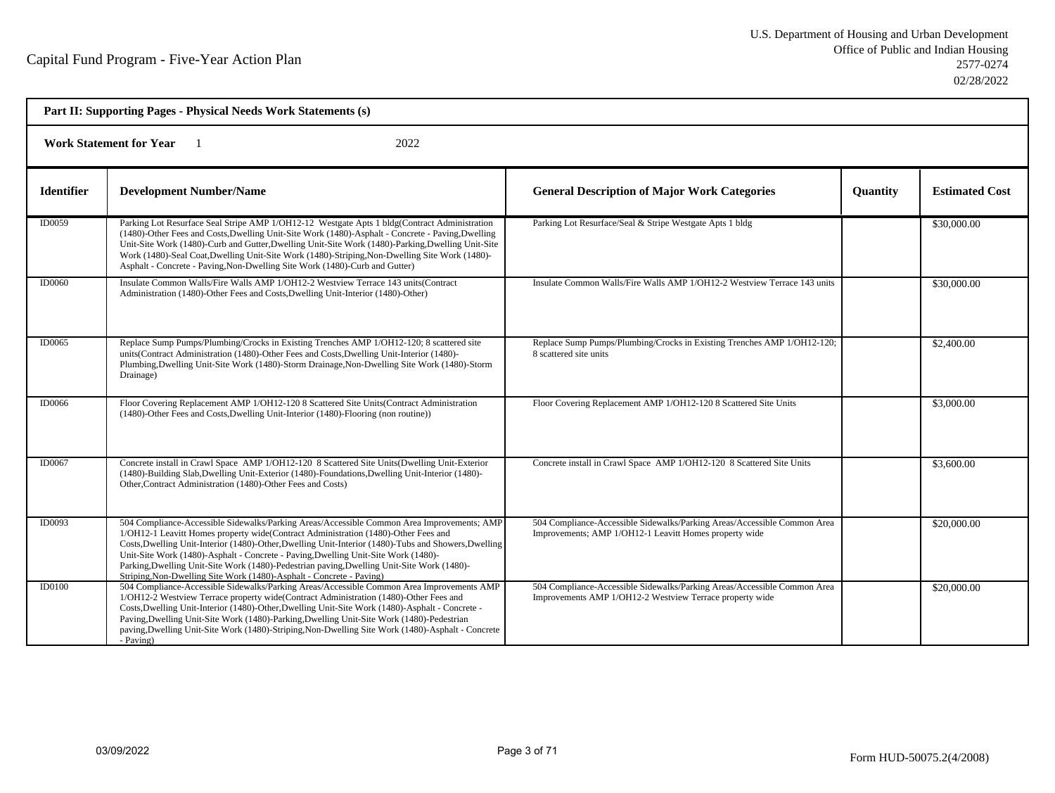## Part II: Supporting Pages - Physical Needs Work Statements (s)

**Work Statement for Year** 1 2022

| Identifier | Development Number/Name | General Description of Major Work Categories | Quantity | Estimated Cost |
|---|---|---|---|---|
| ID0059 | Parking Lot Resurface Seal Stripe AMP 1/OH12-12 Westgate Apts 1 bldg(Contract Administration (1480)-Other Fees and Costs,Dwelling Unit-Site Work (1480)-Asphalt - Concrete - Paving,Dwelling Unit-Site Work (1480)-Curb and Gutter,Dwelling Unit-Site Work (1480)-Parking,Dwelling Unit-Site Work (1480)-Seal Coat,Dwelling Unit-Site Work (1480)-Striping,Non-Dwelling Site Work (1480)-Asphalt - Concrete - Paving,Non-Dwelling Site Work (1480)-Curb and Gutter) | Parking Lot Resurface/Seal & Stripe Westgate Apts 1 bldg | | $30,000.00 |
| ID0060 | Insulate Common Walls/Fire Walls AMP 1/OH12-2 Westview Terrace 143 units(Contract Administration (1480)-Other Fees and Costs,Dwelling Unit-Interior (1480)-Other) | Insulate Common Walls/Fire Walls AMP 1/OH12-2 Westview Terrace 143 units | | $30,000.00 |
| ID0065 | Replace Sump Pumps/Plumbing/Crocks in Existing Trenches AMP 1/OH12-120; 8 scattered site units(Contract Administration (1480)-Other Fees and Costs,Dwelling Unit-Interior (1480)-Plumbing,Dwelling Unit-Site Work (1480)-Storm Drainage,Non-Dwelling Site Work (1480)-Storm Drainage) | Replace Sump Pumps/Plumbing/Crocks in Existing Trenches AMP 1/OH12-120; 8 scattered site units | | $2,400.00 |
| ID0066 | Floor Covering Replacement AMP 1/OH12-120 8 Scattered Site Units(Contract Administration (1480)-Other Fees and Costs,Dwelling Unit-Interior (1480)-Flooring (non routine)) | Floor Covering Replacement AMP 1/OH12-120 8 Scattered Site Units | | $3,000.00 |
| ID0067 | Concrete install in Crawl Space AMP 1/OH12-120 8 Scattered Site Units(Dwelling Unit-Exterior (1480)-Building Slab,Dwelling Unit-Exterior (1480)-Foundations,Dwelling Unit-Interior (1480)-Other,Contract Administration (1480)-Other Fees and Costs) | Concrete install in Crawl Space AMP 1/OH12-120 8 Scattered Site Units | | $3,600.00 |
| ID0093 | 504 Compliance-Accessible Sidewalks/Parking Areas/Accessible Common Area Improvements; AMP 1/OH12-1 Leavitt Homes property wide(Contract Administration (1480)-Other Fees and Costs,Dwelling Unit-Interior (1480)-Other,Dwelling Unit-Interior (1480)-Tubs and Showers,Dwelling Unit-Site Work (1480)-Asphalt - Concrete - Paving,Dwelling Unit-Site Work (1480)-Parking,Dwelling Unit-Site Work (1480)-Pedestrian paving,Dwelling Unit-Site Work (1480)-Striping,Non-Dwelling Site Work (1480)-Asphalt - Concrete - Paving) | 504 Compliance-Accessible Sidewalks/Parking Areas/Accessible Common Area Improvements; AMP 1/OH12-1 Leavitt Homes property wide | | $20,000.00 |
| ID0100 | 504 Compliance-Accessible Sidewalks/Parking Areas/Accessible Common Area Improvements AMP 1/OH12-2 Westview Terrace property wide(Contract Administration (1480)-Other Fees and Costs,Dwelling Unit-Interior (1480)-Other,Dwelling Unit-Site Work (1480)-Asphalt - Concrete - Paving,Dwelling Unit-Site Work (1480)-Parking,Dwelling Unit-Site Work (1480)-Pedestrian paving,Dwelling Unit-Site Work (1480)-Striping,Non-Dwelling Site Work (1480)-Asphalt - Concrete - Paving) | 504 Compliance-Accessible Sidewalks/Parking Areas/Accessible Common Area Improvements AMP 1/OH12-2 Westview Terrace property wide | | $20,000.00 |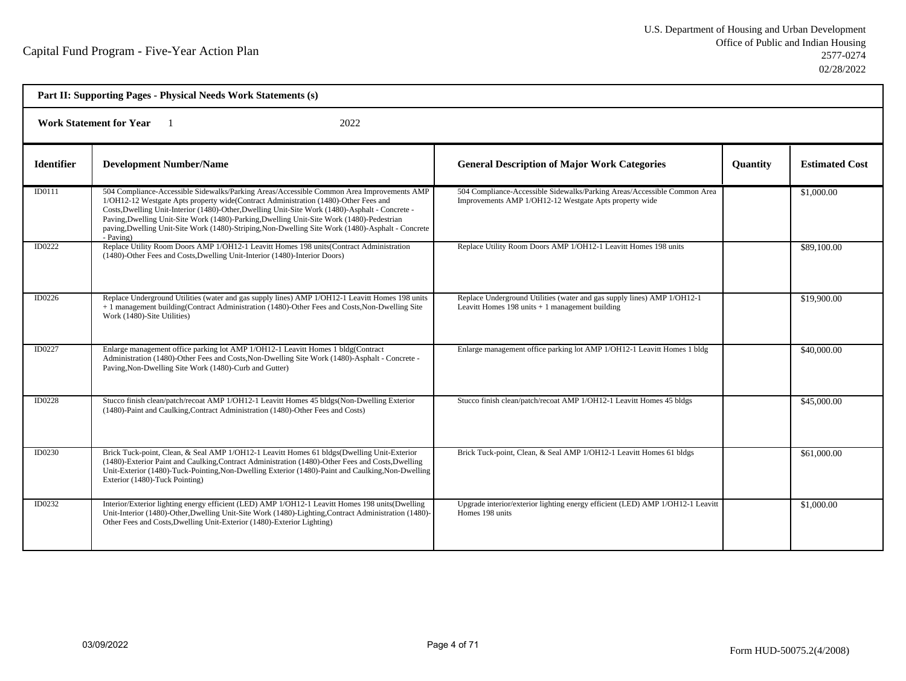Capital Fund Program - Five-Year Action Plan

U.S. Department of Housing and Urban Development
Office of Public and Indian Housing
2577-0274
02/28/2022

**Part II: Supporting Pages - Physical Needs Work Statements (s)**

**Work Statement for Year** 1 2022

| Identifier | Development Number/Name | General Description of Major Work Categories | Quantity | Estimated Cost |
|---|---|---|---|---|
| ID0111 | 504 Compliance-Accessible Sidewalks/Parking Areas/Accessible Common Area Improvements AMP 1/OH12-12 Westgate Apts property wide(Contract Administration (1480)-Other Fees and Costs,Dwelling Unit-Interior (1480)-Other,Dwelling Unit-Site Work (1480)-Asphalt - Concrete - Paving,Dwelling Unit-Site Work (1480)-Parking,Dwelling Unit-Site Work (1480)-Pedestrian paving,Dwelling Unit-Site Work (1480)-Striping,Non-Dwelling Site Work (1480)-Asphalt - Concrete - Paving) | 504 Compliance-Accessible Sidewalks/Parking Areas/Accessible Common Area Improvements AMP 1/OH12-12 Westgate Apts property wide | | $1,000.00 |
| ID0222 | Replace Utility Room Doors AMP 1/OH12-1 Leavitt Homes 198 units(Contract Administration (1480)-Other Fees and Costs,Dwelling Unit-Interior (1480)-Interior Doors) | Replace Utility Room Doors AMP 1/OH12-1 Leavitt Homes 198 units | | $89,100.00 |
| ID0226 | Replace Underground Utilities (water and gas supply lines) AMP 1/OH12-1 Leavitt Homes 198 units + 1 management building(Contract Administration (1480)-Other Fees and Costs,Non-Dwelling Site Work (1480)-Site Utilities) | Replace Underground Utilities (water and gas supply lines) AMP 1/OH12-1 Leavitt Homes 198 units + 1 management building | | $19,900.00 |
| ID0227 | Enlarge management office parking lot AMP 1/OH12-1 Leavitt Homes 1 bldg(Contract Administration (1480)-Other Fees and Costs,Non-Dwelling Site Work (1480)-Asphalt - Concrete - Paving,Non-Dwelling Site Work (1480)-Curb and Gutter) | Enlarge management office parking lot AMP 1/OH12-1 Leavitt Homes 1 bldg | | $40,000.00 |
| ID0228 | Stucco finish clean/patch/recoat AMP 1/OH12-1 Leavitt Homes 45 bldgs(Non-Dwelling Exterior (1480)-Paint and Caulking,Contract Administration (1480)-Other Fees and Costs) | Stucco finish clean/patch/recoat AMP 1/OH12-1 Leavitt Homes 45 bldgs | | $45,000.00 |
| ID0230 | Brick Tuck-point, Clean, & Seal AMP 1/OH12-1 Leavitt Homes 61 bldgs(Dwelling Unit-Exterior (1480)-Exterior Paint and Caulking,Contract Administration (1480)-Other Fees and Costs,Dwelling Unit-Exterior (1480)-Tuck-Pointing,Non-Dwelling Exterior (1480)-Paint and Caulking,Non-Dwelling Exterior (1480)-Tuck Pointing) | Brick Tuck-point, Clean, & Seal AMP 1/OH12-1 Leavitt Homes 61 bldgs | | $61,000.00 |
| ID0232 | Interior/Exterior lighting energy efficient (LED) AMP 1/OH12-1 Leavitt Homes 198 units(Dwelling Unit-Interior (1480)-Other,Dwelling Unit-Site Work (1480)-Lighting,Contract Administration (1480)-Other Fees and Costs,Dwelling Unit-Exterior (1480)-Exterior Lighting) | Upgrade interior/exterior lighting energy efficient (LED) AMP 1/OH12-1 Leavitt Homes 198 units | | $1,000.00 |

03/09/2022

Form HUD-50075.2(4/2008)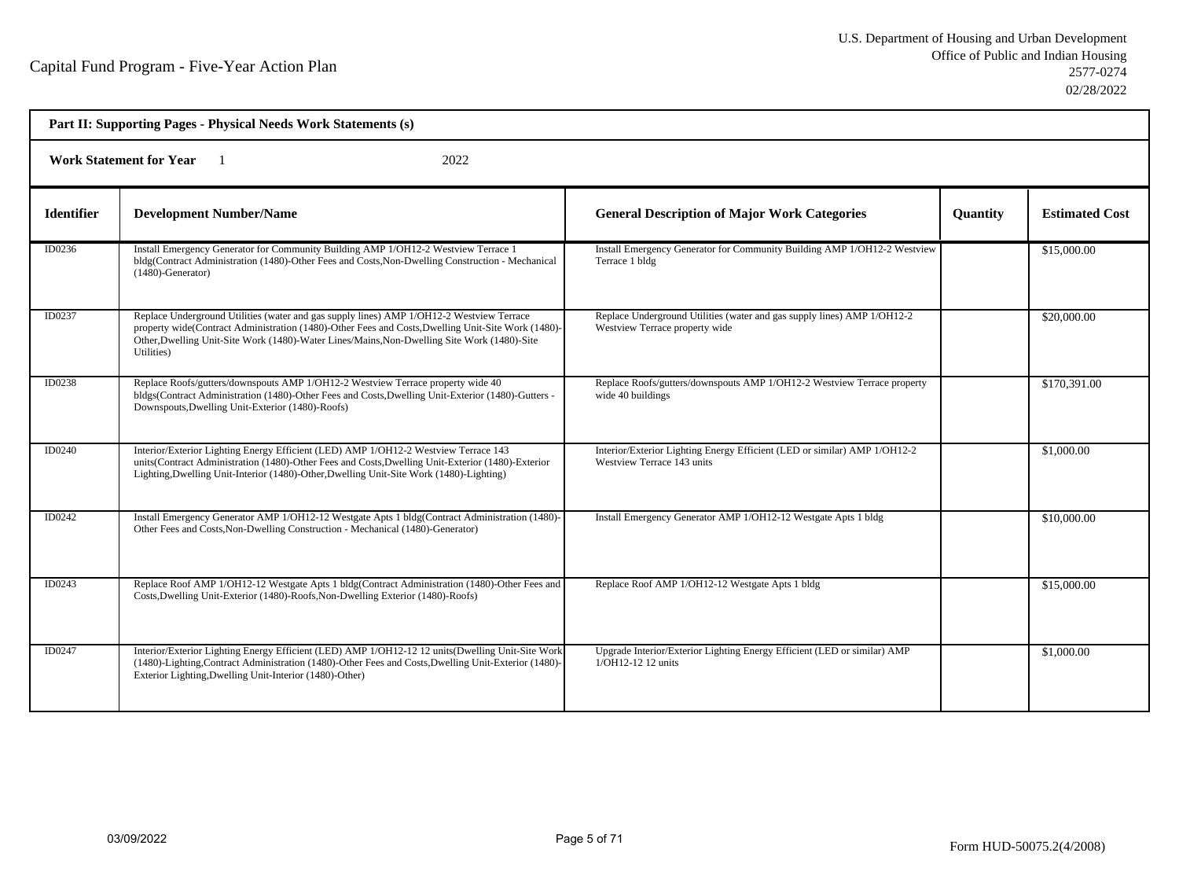Capital Fund Program - Five-Year Action Plan

U.S. Department of Housing and Urban Development
Office of Public and Indian Housing
2577-0274
02/28/2022

**Part II: Supporting Pages - Physical Needs Work Statements (s)**

**Work Statement for Year** 1 2022

| Identifier | Development Number/Name | General Description of Major Work Categories | Quantity | Estimated Cost |
|---|---|---|---|---|
| ID0236 | Install Emergency Generator for Community Building AMP 1/OH12-2 Westview Terrace 1 bldg(Contract Administration (1480)-Other Fees and Costs,Non-Dwelling Construction - Mechanical (1480)-Generator) | Install Emergency Generator for Community Building AMP 1/OH12-2 Westview Terrace 1 bldg | | $15,000.00 |
| ID0237 | Replace Underground Utilities (water and gas supply lines) AMP 1/OH12-2 Westview Terrace property wide(Contract Administration (1480)-Other Fees and Costs,Dwelling Unit-Site Work (1480)-Other,Dwelling Unit-Site Work (1480)-Water Lines/Mains,Non-Dwelling Site Work (1480)-Site Utilities) | Replace Underground Utilities (water and gas supply lines) AMP 1/OH12-2 Westview Terrace property wide | | $20,000.00 |
| ID0238 | Replace Roofs/gutters/downspouts AMP 1/OH12-2 Westview Terrace property wide 40 bldgs(Contract Administration (1480)-Other Fees and Costs,Dwelling Unit-Exterior (1480)-Gutters - Downspouts,Dwelling Unit-Exterior (1480)-Roofs) | Replace Roofs/gutters/downspouts AMP 1/OH12-2 Westview Terrace property wide 40 buildings | | $170,391.00 |
| ID0240 | Interior/Exterior Lighting Energy Efficient (LED) AMP 1/OH12-2 Westview Terrace 143 units(Contract Administration (1480)-Other Fees and Costs,Dwelling Unit-Exterior (1480)-Exterior Lighting,Dwelling Unit-Interior (1480)-Other,Dwelling Unit-Site Work (1480)-Lighting) | Interior/Exterior Lighting Energy Efficient (LED or similar) AMP 1/OH12-2 Westview Terrace 143 units | | $1,000.00 |
| ID0242 | Install Emergency Generator AMP 1/OH12-12 Westgate Apts 1 bldg(Contract Administration (1480)-Other Fees and Costs,Non-Dwelling Construction - Mechanical (1480)-Generator) | Install Emergency Generator AMP 1/OH12-12 Westgate Apts 1 bldg | | $10,000.00 |
| ID0243 | Replace Roof AMP 1/OH12-12 Westgate Apts 1 bldg(Contract Administration (1480)-Other Fees and Costs,Dwelling Unit-Exterior (1480)-Roofs,Non-Dwelling Exterior (1480)-Roofs) | Replace Roof AMP 1/OH12-12 Westgate Apts 1 bldg | | $15,000.00 |
| ID0247 | Interior/Exterior Lighting Energy Efficient (LED) AMP 1/OH12-12 12 units(Dwelling Unit-Site Work (1480)-Lighting,Contract Administration (1480)-Other Fees and Costs,Dwelling Unit-Exterior (1480)-Exterior Lighting,Dwelling Unit-Interior (1480)-Other) | Upgrade Interior/Exterior Lighting Energy Efficient (LED or similar) AMP 1/OH12-12 12 units | | $1,000.00 |

03/09/2022

Form HUD-50075.2(4/2008)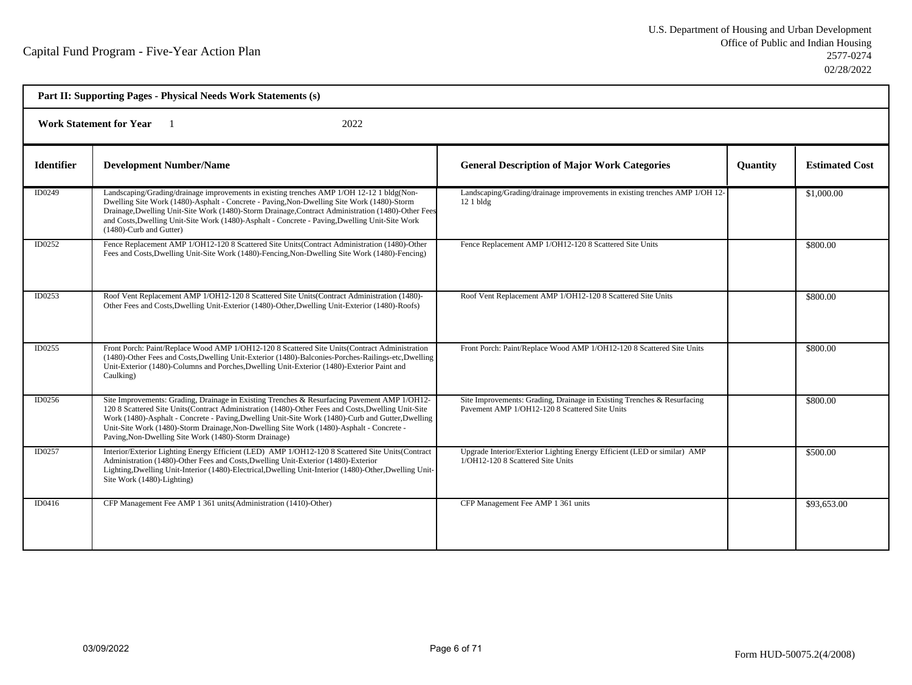Capital Fund Program - Five-Year Action Plan

U.S. Department of Housing and Urban Development
Office of Public and Indian Housing
2577-0274
02/28/2022

**Part II: Supporting Pages - Physical Needs Work Statements (s)**

**Work Statement for Year** 1 2022

| Identifier | Development Number/Name | General Description of Major Work Categories | Quantity | Estimated Cost |
|---|---|---|---|---|
| ID0249 | Landscaping/Grading/drainage improvements in existing trenches AMP 1/OH 12-12 1 bldg(Non-Dwelling Site Work (1480)-Asphalt - Concrete - Paving,Non-Dwelling Site Work (1480)-Storm Drainage,Dwelling Unit-Site Work (1480)-Storm Drainage,Contract Administration (1480)-Other Fees and Costs,Dwelling Unit-Site Work (1480)-Asphalt - Concrete - Paving,Dwelling Unit-Site Work (1480)-Curb and Gutter) | Landscaping/Grading/drainage improvements in existing trenches AMP 1/OH 12-12 1 bldg | | $1,000.00 |
| ID0252 | Fence Replacement AMP 1/OH12-120 8 Scattered Site Units(Contract Administration (1480)-Other Fees and Costs,Dwelling Unit-Site Work (1480)-Fencing,Non-Dwelling Site Work (1480)-Fencing) | Fence Replacement AMP 1/OH12-120 8 Scattered Site Units | | $800.00 |
| ID0253 | Roof Vent Replacement AMP 1/OH12-120 8 Scattered Site Units(Contract Administration (1480)-Other Fees and Costs,Dwelling Unit-Exterior (1480)-Other,Dwelling Unit-Exterior (1480)-Roofs) | Roof Vent Replacement AMP 1/OH12-120 8 Scattered Site Units | | $800.00 |
| ID0255 | Front Porch: Paint/Replace Wood AMP 1/OH12-120 8 Scattered Site Units(Contract Administration (1480)-Other Fees and Costs,Dwelling Unit-Exterior (1480)-Balconies-Porches-Railings-etc,Dwelling Unit-Exterior (1480)-Columns and Porches,Dwelling Unit-Exterior (1480)-Exterior Paint and Caulking) | Front Porch: Paint/Replace Wood AMP 1/OH12-120 8 Scattered Site Units | | $800.00 |
| ID0256 | Site Improvements: Grading, Drainage in Existing Trenches & Resurfacing Pavement AMP 1/OH12-120 8 Scattered Site Units(Contract Administration (1480)-Other Fees and Costs,Dwelling Unit-Site Work (1480)-Asphalt - Concrete - Paving,Dwelling Unit-Site Work (1480)-Curb and Gutter,Dwelling Unit-Site Work (1480)-Storm Drainage,Non-Dwelling Site Work (1480)-Asphalt - Concrete - Paving,Non-Dwelling Site Work (1480)-Storm Drainage) | Site Improvements: Grading, Drainage in Existing Trenches & Resurfacing Pavement AMP 1/OH12-120 8 Scattered Site Units | | $800.00 |
| ID0257 | Interior/Exterior Lighting Energy Efficient (LED) AMP 1/OH12-120 8 Scattered Site Units(Contract Administration (1480)-Other Fees and Costs,Dwelling Unit-Exterior (1480)-Exterior Lighting,Dwelling Unit-Interior (1480)-Electrical,Dwelling Unit-Interior (1480)-Other,Dwelling Unit-Site Work (1480)-Lighting) | Upgrade Interior/Exterior Lighting Energy Efficient (LED or similar) AMP 1/OH12-120 8 Scattered Site Units | | $500.00 |
| ID0416 | CFP Management Fee AMP 1 361 units(Administration (1410)-Other) | CFP Management Fee AMP 1 361 units | | $93,653.00 |

03/09/2022

Form HUD-50075.2(4/2008)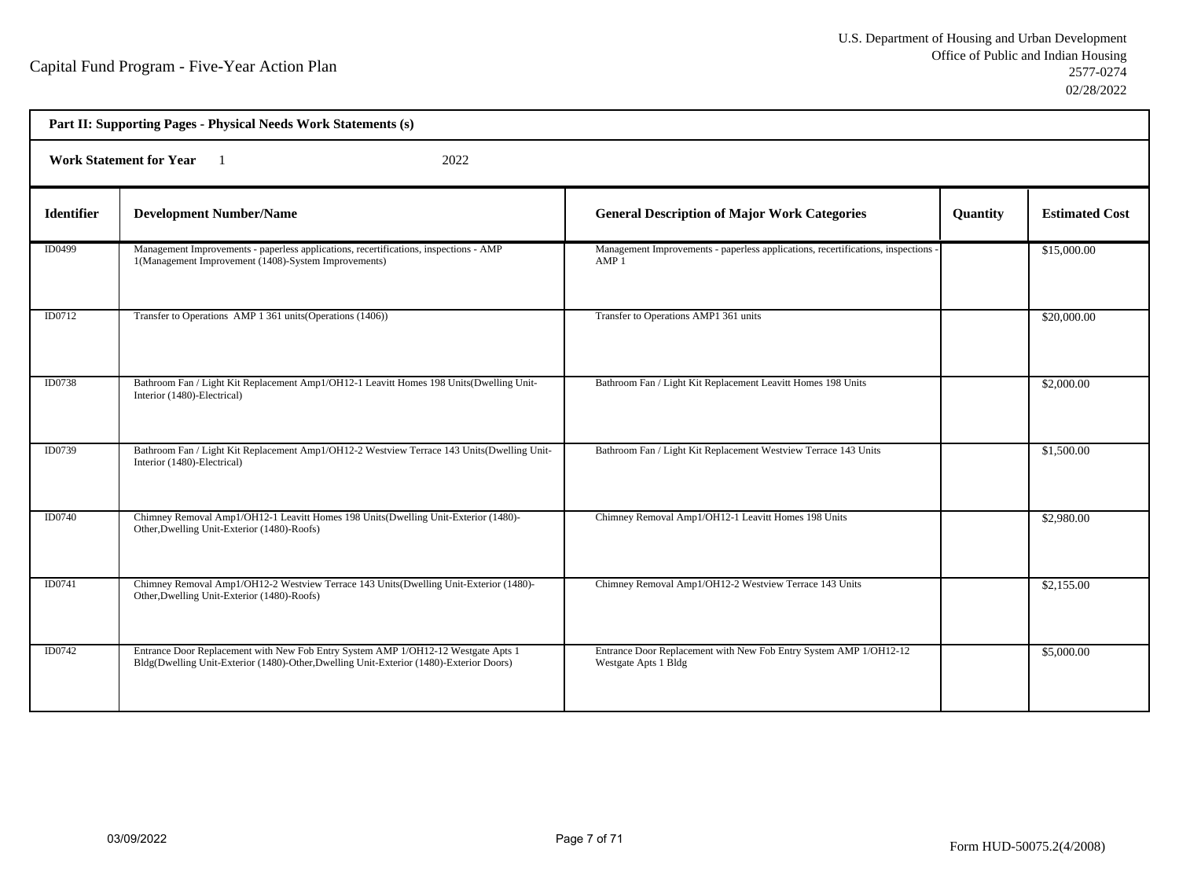Capital Fund Program - Five-Year Action Plan

U.S. Department of Housing and Urban Development
Office of Public and Indian Housing
2577-0274
02/28/2022

**Part II: Supporting Pages - Physical Needs Work Statements (s)**

**Work Statement for Year** 1 2022

| Identifier | Development Number/Name | General Description of Major Work Categories | Quantity | Estimated Cost |
|---|---|---|---|---|
| ID0499 | Management Improvements - paperless applications, recertifications, inspections - AMP 1(Management Improvement (1408)-System Improvements) | Management Improvements - paperless applications, recertifications, inspections - AMP 1 | | $15,000.00 |
| ID0712 | Transfer to Operations AMP 1 361 units(Operations (1406)) | Transfer to Operations AMP1 361 units | | $20,000.00 |
| ID0738 | Bathroom Fan / Light Kit Replacement Amp1/OH12-1 Leavitt Homes 198 Units(Dwelling Unit-Interior (1480)-Electrical) | Bathroom Fan / Light Kit Replacement Leavitt Homes 198 Units | | $2,000.00 |
| ID0739 | Bathroom Fan / Light Kit Replacement Amp1/OH12-2 Westview Terrace 143 Units(Dwelling Unit-Interior (1480)-Electrical) | Bathroom Fan / Light Kit Replacement Westview Terrace 143 Units | | $1,500.00 |
| ID0740 | Chimney Removal Amp1/OH12-1 Leavitt Homes 198 Units(Dwelling Unit-Exterior (1480)-Other,Dwelling Unit-Exterior (1480)-Roofs) | Chimney Removal Amp1/OH12-1 Leavitt Homes 198 Units | | $2,980.00 |
| ID0741 | Chimney Removal Amp1/OH12-2 Westview Terrace 143 Units(Dwelling Unit-Exterior (1480)-Other,Dwelling Unit-Exterior (1480)-Roofs) | Chimney Removal Amp1/OH12-2 Westview Terrace 143 Units | | $2,155.00 |
| ID0742 | Entrance Door Replacement with New Fob Entry System AMP 1/OH12-12 Westgate Apts 1 Bldg(Dwelling Unit-Exterior (1480)-Other,Dwelling Unit-Exterior (1480)-Exterior Doors) | Entrance Door Replacement with New Fob Entry System AMP 1/OH12-12 Westgate Apts 1 Bldg | | $5,000.00 |

03/09/2022

Form HUD-50075.2(4/2008)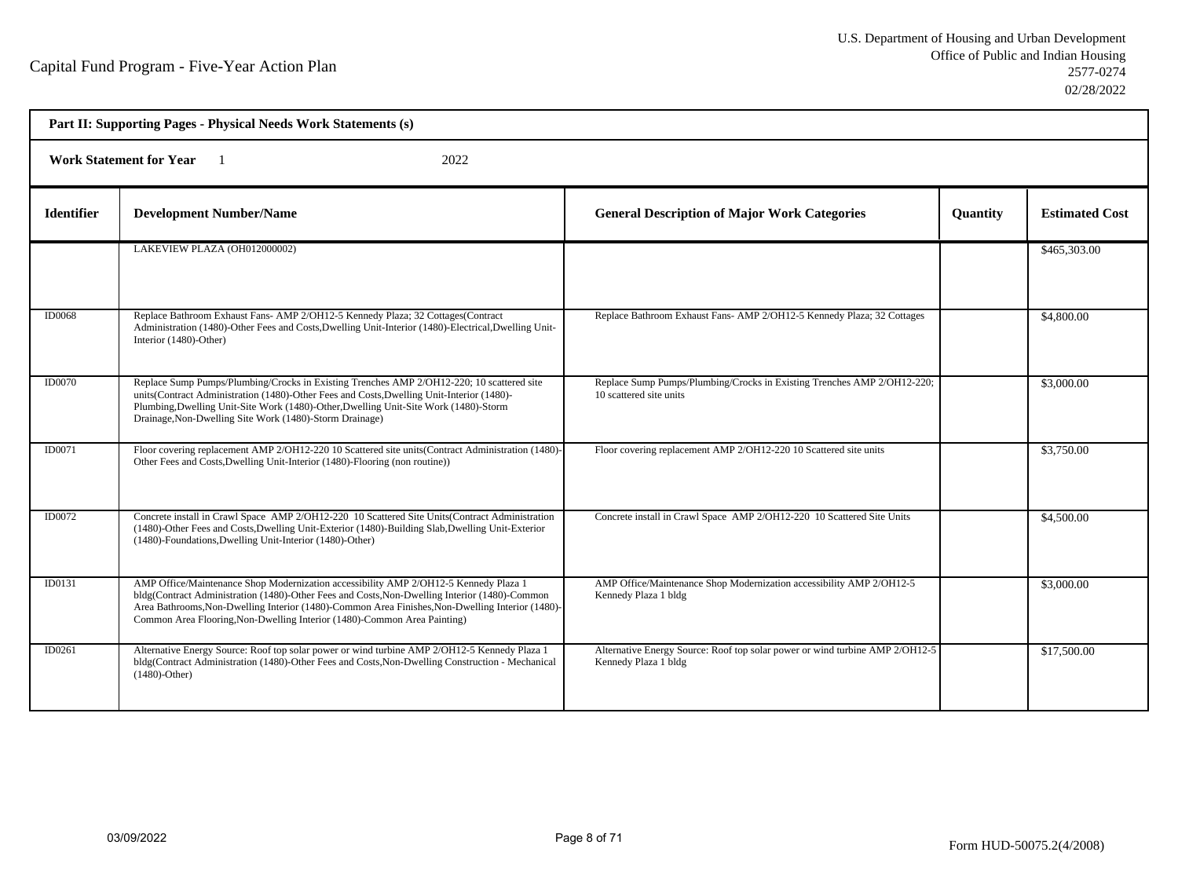**Part II: Supporting Pages - Physical Needs Work Statements (s)**

**Work Statement for Year** 1 2022

| Identifier | Development Number/Name | General Description of Major Work Categories | Quantity | Estimated Cost |
|---|---|---|---|---|
| | LAKEVIEW PLAZA (OH012000002) | | | $465,303.00 |
| ID0068 | Replace Bathroom Exhaust Fans- AMP 2/OH12-5 Kennedy Plaza; 32 Cottages(Contract Administration (1480)-Other Fees and Costs,Dwelling Unit-Interior (1480)-Electrical,Dwelling Unit-Interior (1480)-Other) | Replace Bathroom Exhaust Fans- AMP 2/OH12-5 Kennedy Plaza; 32 Cottages | | $4,800.00 |
| ID0070 | Replace Sump Pumps/Plumbing/Crocks in Existing Trenches AMP 2/OH12-220; 10 scattered site units(Contract Administration (1480)-Other Fees and Costs,Dwelling Unit-Interior (1480)-Plumbing,Dwelling Unit-Site Work (1480)-Other,Dwelling Unit-Site Work (1480)-Storm Drainage,Non-Dwelling Site Work (1480)-Storm Drainage) | Replace Sump Pumps/Plumbing/Crocks in Existing Trenches AMP 2/OH12-220; 10 scattered site units | | $3,000.00 |
| ID0071 | Floor covering replacement AMP 2/OH12-220 10 Scattered site units(Contract Administration (1480)-Other Fees and Costs,Dwelling Unit-Interior (1480)-Flooring (non routine)) | Floor covering replacement AMP 2/OH12-220 10 Scattered site units | | $3,750.00 |
| ID0072 | Concrete install in Crawl Space AMP 2/OH12-220 10 Scattered Site Units(Contract Administration (1480)-Other Fees and Costs,Dwelling Unit-Exterior (1480)-Building Slab,Dwelling Unit-Exterior (1480)-Foundations,Dwelling Unit-Interior (1480)-Other) | Concrete install in Crawl Space AMP 2/OH12-220 10 Scattered Site Units | | $4,500.00 |
| ID0131 | AMP Office/Maintenance Shop Modernization accessibility AMP 2/OH12-5 Kennedy Plaza 1 bldg(Contract Administration (1480)-Other Fees and Costs,Non-Dwelling Interior (1480)-Common Area Bathrooms,Non-Dwelling Interior (1480)-Common Area Finishes,Non-Dwelling Interior (1480)-Common Area Flooring,Non-Dwelling Interior (1480)-Common Area Painting) | AMP Office/Maintenance Shop Modernization accessibility AMP 2/OH12-5 Kennedy Plaza 1 bldg | | $3,000.00 |
| ID0261 | Alternative Energy Source: Roof top solar power or wind turbine AMP 2/OH12-5 Kennedy Plaza 1 bldg(Contract Administration (1480)-Other Fees and Costs,Non-Dwelling Construction - Mechanical (1480)-Other) | Alternative Energy Source: Roof top solar power or wind turbine AMP 2/OH12-5 Kennedy Plaza 1 bldg | | $17,500.00 |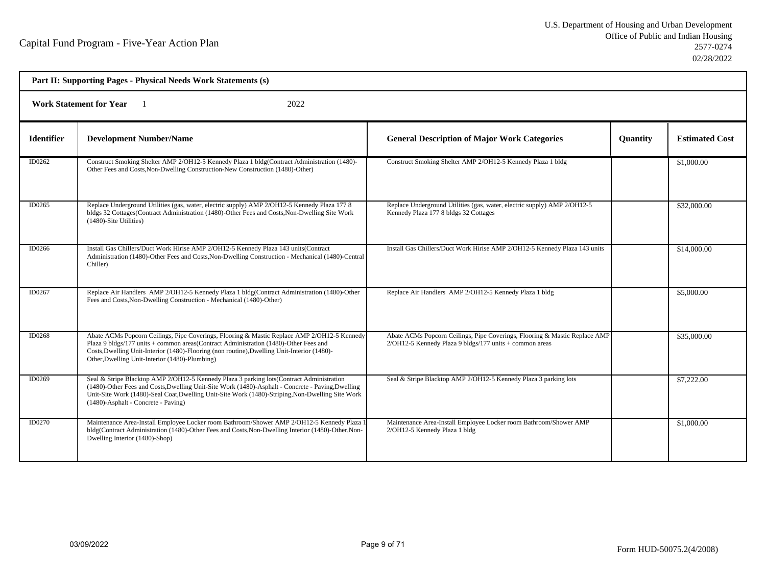Capital Fund Program - Five-Year Action Plan

U.S. Department of Housing and Urban Development
Office of Public and Indian Housing
2577-0274
02/28/2022

**Part II: Supporting Pages - Physical Needs Work Statements (s)**

**Work Statement for Year** 1 2022

| Identifier | Development Number/Name | General Description of Major Work Categories | Quantity | Estimated Cost |
|---|---|---|---|---|
| ID0262 | Construct Smoking Shelter AMP 2/OH12-5 Kennedy Plaza 1 bldg(Contract Administration (1480)-Other Fees and Costs,Non-Dwelling Construction-New Construction (1480)-Other) | Construct Smoking Shelter AMP 2/OH12-5 Kennedy Plaza 1 bldg | | $1,000.00 |
| ID0265 | Replace Underground Utilities (gas, water, electric supply) AMP 2/OH12-5 Kennedy Plaza 177 8 bldgs 32 Cottages(Contract Administration (1480)-Other Fees and Costs,Non-Dwelling Site Work (1480)-Site Utilities) | Replace Underground Utilities (gas, water, electric supply) AMP 2/OH12-5 Kennedy Plaza 177 8 bldgs 32 Cottages | | $32,000.00 |
| ID0266 | Install Gas Chillers/Duct Work Hirise AMP 2/OH12-5 Kennedy Plaza 143 units(Contract Administration (1480)-Other Fees and Costs,Non-Dwelling Construction - Mechanical (1480)-Central Chiller) | Install Gas Chillers/Duct Work Hirise AMP 2/OH12-5 Kennedy Plaza 143 units | | $14,000.00 |
| ID0267 | Replace Air Handlers AMP 2/OH12-5 Kennedy Plaza 1 bldg(Contract Administration (1480)-Other Fees and Costs,Non-Dwelling Construction - Mechanical (1480)-Other) | Replace Air Handlers AMP 2/OH12-5 Kennedy Plaza 1 bldg | | $5,000.00 |
| ID0268 | Abate ACMs Popcorn Ceilings, Pipe Coverings, Flooring & Mastic Replace AMP 2/OH12-5 Kennedy Plaza 9 bldgs/177 units + common areas(Contract Administration (1480)-Other Fees and Costs,Dwelling Unit-Interior (1480)-Flooring (non routine),Dwelling Unit-Interior (1480)-Other,Dwelling Unit-Interior (1480)-Plumbing) | Abate ACMs Popcorn Ceilings, Pipe Coverings, Flooring & Mastic Replace AMP 2/OH12-5 Kennedy Plaza 9 bldgs/177 units + common areas | | $35,000.00 |
| ID0269 | Seal & Stripe Blacktop AMP 2/OH12-5 Kennedy Plaza 3 parking lots(Contract Administration (1480)-Other Fees and Costs,Dwelling Unit-Site Work (1480)-Asphalt - Concrete - Paving,Dwelling Unit-Site Work (1480)-Seal Coat,Dwelling Unit-Site Work (1480)-Striping,Non-Dwelling Site Work (1480)-Asphalt - Concrete - Paving) | Seal & Stripe Blacktop AMP 2/OH12-5 Kennedy Plaza 3 parking lots | | $7,222.00 |
| ID0270 | Maintenance Area-Install Employee Locker room Bathroom/Shower AMP 2/OH12-5 Kennedy Plaza 1 bldg(Contract Administration (1480)-Other Fees and Costs,Non-Dwelling Interior (1480)-Other,Non-Dwelling Interior (1480)-Shop) | Maintenance Area-Install Employee Locker room Bathroom/Shower AMP 2/OH12-5 Kennedy Plaza 1 bldg | | $1,000.00 |

03/09/2022

Form HUD-50075.2(4/2008)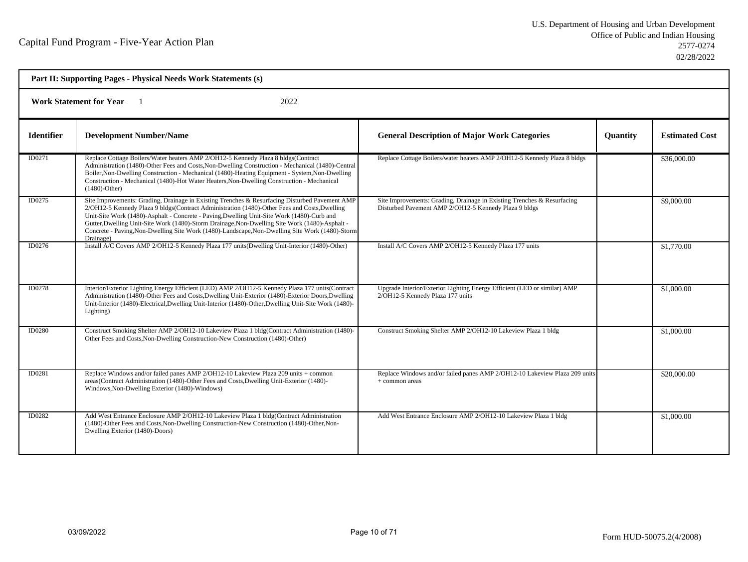## Part II: Supporting Pages - Physical Needs Work Statements (s)

**Work Statement for Year** 1 2022

| Identifier | Development Number/Name | General Description of Major Work Categories | Quantity | Estimated Cost |
|---|---|---|---|---|
| ID0271 | Replace Cottage Boilers/Water heaters AMP 2/OH12-5 Kennedy Plaza 8 bldgs(Contract Administration (1480)-Other Fees and Costs,Non-Dwelling Construction - Mechanical (1480)-Central Boiler,Non-Dwelling Construction - Mechanical (1480)-Heating Equipment - System,Non-Dwelling Construction - Mechanical (1480)-Hot Water Heaters,Non-Dwelling Construction - Mechanical (1480)-Other) | Replace Cottage Boilers/water heaters AMP 2/OH12-5 Kennedy Plaza 8 bldgs | | $36,000.00 |
| ID0275 | Site Improvements: Grading, Drainage in Existing Trenches & Resurfacing Disturbed Pavement AMP 2/OH12-5 Kennedy Plaza 9 bldgs(Contract Administration (1480)-Other Fees and Costs,Dwelling Unit-Site Work (1480)-Asphalt - Concrete - Paving,Dwelling Unit-Site Work (1480)-Curb and Gutter,Dwelling Unit-Site Work (1480)-Storm Drainage,Non-Dwelling Site Work (1480)-Asphalt - Concrete - Paving,Non-Dwelling Site Work (1480)-Landscape,Non-Dwelling Site Work (1480)-Storm Drainage) | Site Improvements: Grading, Drainage in Existing Trenches & Resurfacing Disturbed Pavement AMP 2/OH12-5 Kennedy Plaza 9 bldgs | | $9,000.00 |
| ID0276 | Install A/C Covers AMP 2/OH12-5 Kennedy Plaza 177 units(Dwelling Unit-Interior (1480)-Other) | Install A/C Covers AMP 2/OH12-5 Kennedy Plaza 177 units | | $1,770.00 |
| ID0278 | Interior/Exterior Lighting Energy Efficient (LED) AMP 2/OH12-5 Kennedy Plaza 177 units(Contract Administration (1480)-Other Fees and Costs,Dwelling Unit-Exterior (1480)-Exterior Doors,Dwelling Unit-Interior (1480)-Electrical,Dwelling Unit-Interior (1480)-Other,Dwelling Unit-Site Work (1480)-Lighting) | Upgrade Interior/Exterior Lighting Energy Efficient (LED or similar) AMP 2/OH12-5 Kennedy Plaza 177 units | | $1,000.00 |
| ID0280 | Construct Smoking Shelter AMP 2/OH12-10 Lakeview Plaza 1 bldg(Contract Administration (1480)-Other Fees and Costs,Non-Dwelling Construction-New Construction (1480)-Other) | Construct Smoking Shelter AMP 2/OH12-10 Lakeview Plaza 1 bldg | | $1,000.00 |
| ID0281 | Replace Windows and/or failed panes AMP 2/OH12-10 Lakeview Plaza 209 units + common areas(Contract Administration (1480)-Other Fees and Costs,Dwelling Unit-Exterior (1480)-Windows,Non-Dwelling Exterior (1480)-Windows) | Replace Windows and/or failed panes AMP 2/OH12-10 Lakeview Plaza 209 units + common areas | | $20,000.00 |
| ID0282 | Add West Entrance Enclosure AMP 2/OH12-10 Lakeview Plaza 1 bldg(Contract Administration (1480)-Other Fees and Costs,Non-Dwelling Construction-New Construction (1480)-Other,Non-Dwelling Exterior (1480)-Doors) | Add West Entrance Enclosure AMP 2/OH12-10 Lakeview Plaza 1 bldg | | $1,000.00 |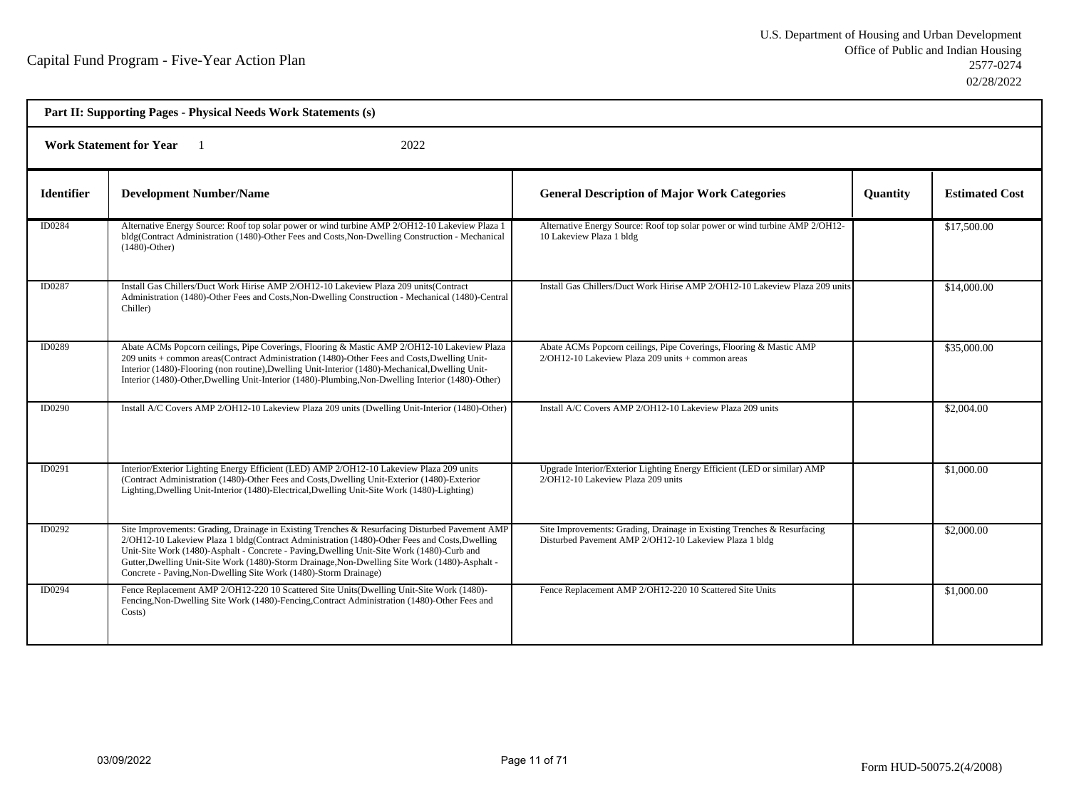Capital Fund Program - Five-Year Action Plan

U.S. Department of Housing and Urban Development
Office of Public and Indian Housing
2577-0274
02/28/2022

**Part II: Supporting Pages - Physical Needs Work Statements (s)**

**Work Statement for Year** 1 2022

| Identifier | Development Number/Name | General Description of Major Work Categories | Quantity | Estimated Cost |
|---|---|---|---|---|
| ID0284 | Alternative Energy Source: Roof top solar power or wind turbine AMP 2/OH12-10 Lakeview Plaza 1 bldg(Contract Administration (1480)-Other Fees and Costs,Non-Dwelling Construction - Mechanical (1480)-Other) | Alternative Energy Source: Roof top solar power or wind turbine AMP 2/OH12-10 Lakeview Plaza 1 bldg | | $17,500.00 |
| ID0287 | Install Gas Chillers/Duct Work Hirise AMP 2/OH12-10 Lakeview Plaza 209 units(Contract Administration (1480)-Other Fees and Costs,Non-Dwelling Construction - Mechanical (1480)-Central Chiller) | Install Gas Chillers/Duct Work Hirise AMP 2/OH12-10 Lakeview Plaza 209 units | | $14,000.00 |
| ID0289 | Abate ACMs Popcorn ceilings, Pipe Coverings, Flooring & Mastic AMP 2/OH12-10 Lakeview Plaza 209 units + common areas(Contract Administration (1480)-Other Fees and Costs,Dwelling Unit-Interior (1480)-Flooring (non routine),Dwelling Unit-Interior (1480)-Mechanical,Dwelling Unit-Interior (1480)-Other,Dwelling Unit-Interior (1480)-Plumbing,Non-Dwelling Interior (1480)-Other) | Abate ACMs Popcorn ceilings, Pipe Coverings, Flooring & Mastic AMP 2/OH12-10 Lakeview Plaza 209 units + common areas | | $35,000.00 |
| ID0290 | Install A/C Covers AMP 2/OH12-10 Lakeview Plaza 209 units (Dwelling Unit-Interior (1480)-Other) | Install A/C Covers AMP 2/OH12-10 Lakeview Plaza 209 units | | $2,004.00 |
| ID0291 | Interior/Exterior Lighting Energy Efficient (LED) AMP 2/OH12-10 Lakeview Plaza 209 units (Contract Administration (1480)-Other Fees and Costs,Dwelling Unit-Exterior (1480)-Exterior Lighting,Dwelling Unit-Interior (1480)-Electrical,Dwelling Unit-Site Work (1480)-Lighting) | Upgrade Interior/Exterior Lighting Energy Efficient (LED or similar) AMP 2/OH12-10 Lakeview Plaza 209 units | | $1,000.00 |
| ID0292 | Site Improvements: Grading, Drainage in Existing Trenches & Resurfacing Disturbed Pavement AMP 2/OH12-10 Lakeview Plaza 1 bldg(Contract Administration (1480)-Other Fees and Costs,Dwelling Unit-Site Work (1480)-Asphalt - Concrete - Paving,Dwelling Unit-Site Work (1480)-Curb and Gutter,Dwelling Unit-Site Work (1480)-Storm Drainage,Non-Dwelling Site Work (1480)-Asphalt - Concrete - Paving,Non-Dwelling Site Work (1480)-Storm Drainage) | Site Improvements: Grading, Drainage in Existing Trenches & Resurfacing Disturbed Pavement AMP 2/OH12-10 Lakeview Plaza 1 bldg | | $2,000.00 |
| ID0294 | Fence Replacement AMP 2/OH12-220 10 Scattered Site Units(Dwelling Unit-Site Work (1480)-Fencing,Non-Dwelling Site Work (1480)-Fencing,Contract Administration (1480)-Other Fees and Costs) | Fence Replacement AMP 2/OH12-220 10 Scattered Site Units | | $1,000.00 |

03/09/2022

Form HUD-50075.2(4/2008)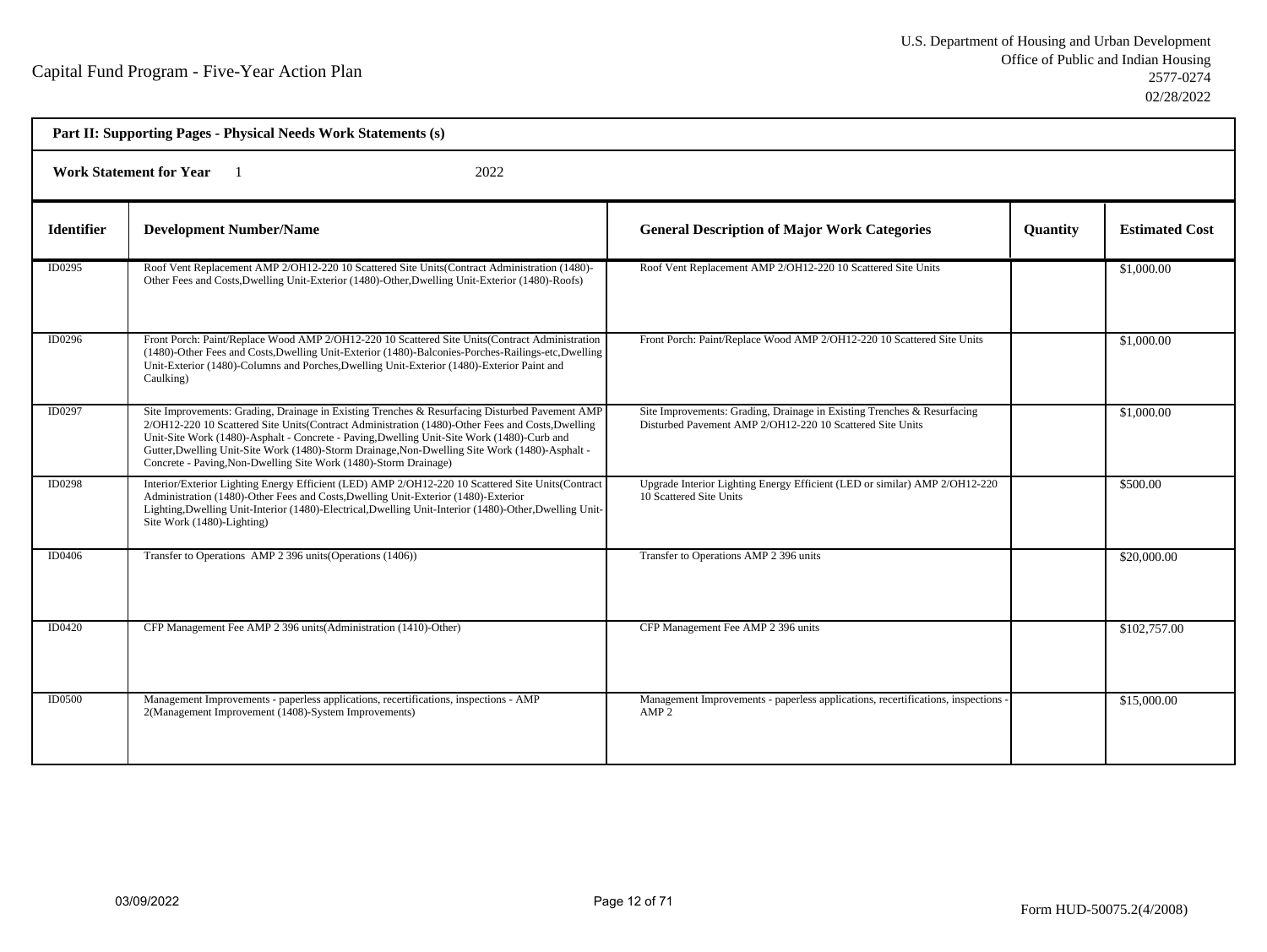Capital Fund Program - Five-Year Action Plan

U.S. Department of Housing and Urban Development
Office of Public and Indian Housing
2577-0274
02/28/2022

**Part II: Supporting Pages - Physical Needs Work Statements (s)**

**Work Statement for Year** 1 2022

| Identifier | Development Number/Name | General Description of Major Work Categories | Quantity | Estimated Cost |
|---|---|---|---|---|
| ID0295 | Roof Vent Replacement AMP 2/OH12-220 10 Scattered Site Units(Contract Administration (1480)-Other Fees and Costs,Dwelling Unit-Exterior (1480)-Other,Dwelling Unit-Exterior (1480)-Roofs) | Roof Vent Replacement AMP 2/OH12-220 10 Scattered Site Units | | $1,000.00 |
| ID0296 | Front Porch: Paint/Replace Wood AMP 2/OH12-220 10 Scattered Site Units(Contract Administration (1480)-Other Fees and Costs,Dwelling Unit-Exterior (1480)-Balconies-Porches-Railings-etc,Dwelling Unit-Exterior (1480)-Columns and Porches,Dwelling Unit-Exterior (1480)-Exterior Paint and Caulking) | Front Porch: Paint/Replace Wood AMP 2/OH12-220 10 Scattered Site Units | | $1,000.00 |
| ID0297 | Site Improvements: Grading, Drainage in Existing Trenches & Resurfacing Disturbed Pavement AMP 2/OH12-220 10 Scattered Site Units(Contract Administration (1480)-Other Fees and Costs,Dwelling Unit-Site Work (1480)-Asphalt - Concrete - Paving,Dwelling Unit-Site Work (1480)-Curb and Gutter,Dwelling Unit-Site Work (1480)-Storm Drainage,Non-Dwelling Site Work (1480)-Asphalt - Concrete - Paving,Non-Dwelling Site Work (1480)-Storm Drainage) | Site Improvements: Grading, Drainage in Existing Trenches & Resurfacing Disturbed Pavement AMP 2/OH12-220 10 Scattered Site Units | | $1,000.00 |
| ID0298 | Interior/Exterior Lighting Energy Efficient (LED) AMP 2/OH12-220 10 Scattered Site Units(Contract Administration (1480)-Other Fees and Costs,Dwelling Unit-Exterior (1480)-Exterior Lighting,Dwelling Unit-Interior (1480)-Electrical,Dwelling Unit-Interior (1480)-Other,Dwelling Unit-Site Work (1480)-Lighting) | Upgrade Interior Lighting Energy Efficient (LED or similar) AMP 2/OH12-220 10 Scattered Site Units | | $500.00 |
| ID0406 | Transfer to Operations AMP 2 396 units(Operations (1406)) | Transfer to Operations AMP 2 396 units | | $20,000.00 |
| ID0420 | CFP Management Fee AMP 2 396 units(Administration (1410)-Other) | CFP Management Fee AMP 2 396 units | | $102,757.00 |
| ID0500 | Management Improvements - paperless applications, recertifications, inspections - AMP 2(Management Improvement (1408)-System Improvements) | Management Improvements - paperless applications, recertifications, inspections - AMP 2 | | $15,000.00 |

03/09/2022

Form HUD-50075.2(4/2008)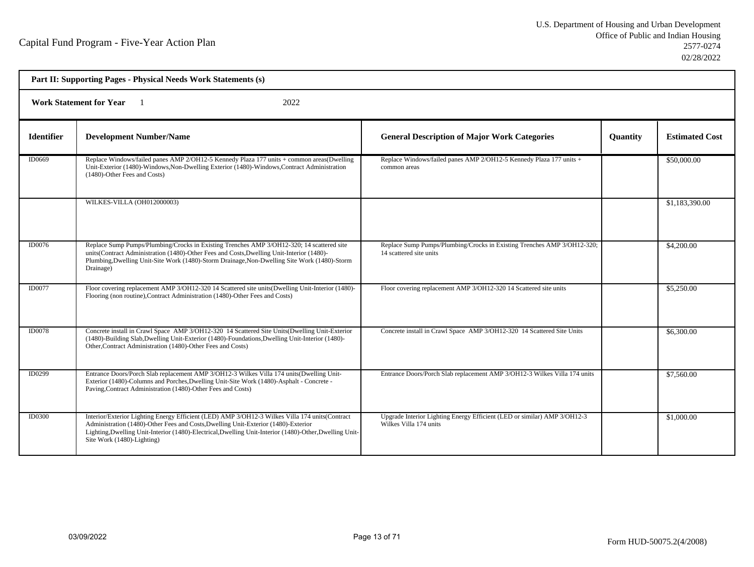Capital Fund Program - Five-Year Action Plan

U.S. Department of Housing and Urban Development
Office of Public and Indian Housing
2577-0274
02/28/2022

**Part II: Supporting Pages - Physical Needs Work Statements (s)**

**Work Statement for Year** 1 2022

| Identifier | Development Number/Name | General Description of Major Work Categories | Quantity | Estimated Cost |
|---|---|---|---|---|
| ID0669 | Replace Windows/failed panes AMP 2/OH12-5 Kennedy Plaza 177 units + common areas(Dwelling Unit-Exterior (1480)-Windows,Non-Dwelling Exterior (1480)-Windows,Contract Administration (1480)-Other Fees and Costs) | Replace Windows/failed panes AMP 2/OH12-5 Kennedy Plaza 177 units + common areas | | $50,000.00 |
| | WILKES-VILLA (OH012000003) | | | $1,183,390.00 |
| ID0076 | Replace Sump Pumps/Plumbing/Crocks in Existing Trenches AMP 3/OH12-320; 14 scattered site units(Contract Administration (1480)-Other Fees and Costs,Dwelling Unit-Interior (1480)-Plumbing,Dwelling Unit-Site Work (1480)-Storm Drainage,Non-Dwelling Site Work (1480)-Storm Drainage) | Replace Sump Pumps/Plumbing/Crocks in Existing Trenches AMP 3/OH12-320; 14 scattered site units | | $4,200.00 |
| ID0077 | Floor covering replacement AMP 3/OH12-320 14 Scattered site units(Dwelling Unit-Interior (1480)-Flooring (non routine),Contract Administration (1480)-Other Fees and Costs) | Floor covering replacement AMP 3/OH12-320 14 Scattered site units | | $5,250.00 |
| ID0078 | Concrete install in Crawl Space AMP 3/OH12-320 14 Scattered Site Units(Dwelling Unit-Exterior (1480)-Building Slab,Dwelling Unit-Exterior (1480)-Foundations,Dwelling Unit-Interior (1480)-Other,Contract Administration (1480)-Other Fees and Costs) | Concrete install in Crawl Space AMP 3/OH12-320 14 Scattered Site Units | | $6,300.00 |
| ID0299 | Entrance Doors/Porch Slab replacement AMP 3/OH12-3 Wilkes Villa 174 units(Dwelling Unit-Exterior (1480)-Columns and Porches,Dwelling Unit-Site Work (1480)-Asphalt - Concrete - Paving,Contract Administration (1480)-Other Fees and Costs) | Entrance Doors/Porch Slab replacement AMP 3/OH12-3 Wilkes Villa 174 units | | $7,560.00 |
| ID0300 | Interior/Exterior Lighting Energy Efficient (LED) AMP 3/OH12-3 Wilkes Villa 174 units(Contract Administration (1480)-Other Fees and Costs,Dwelling Unit-Exterior (1480)-Exterior Lighting,Dwelling Unit-Interior (1480)-Electrical,Dwelling Unit-Interior (1480)-Other,Dwelling Unit-Site Work (1480)-Lighting) | Upgrade Interior Lighting Energy Efficient (LED or similar) AMP 3/OH12-3 Wilkes Villa 174 units | | $1,000.00 |

03/09/2022

Form HUD-50075.2(4/2008)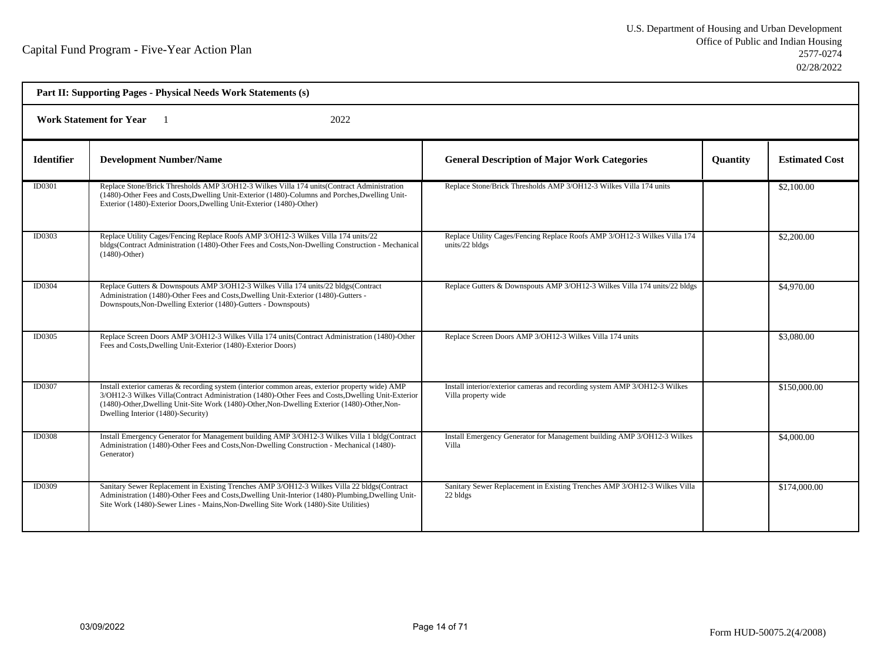Capital Fund Program - Five-Year Action Plan

U.S. Department of Housing and Urban Development
Office of Public and Indian Housing
2577-0274
02/28/2022

**Part II: Supporting Pages - Physical Needs Work Statements (s)**

**Work Statement for Year** 1 2022

| Identifier | Development Number/Name | General Description of Major Work Categories | Quantity | Estimated Cost |
|---|---|---|---|---|
| ID0301 | Replace Stone/Brick Thresholds AMP 3/OH12-3 Wilkes Villa 174 units(Contract Administration (1480)-Other Fees and Costs,Dwelling Unit-Exterior (1480)-Columns and Porches,Dwelling Unit-Exterior (1480)-Exterior Doors,Dwelling Unit-Exterior (1480)-Other) | Replace Stone/Brick Thresholds AMP 3/OH12-3 Wilkes Villa 174 units | | $2,100.00 |
| ID0303 | Replace Utility Cages/Fencing Replace Roofs AMP 3/OH12-3 Wilkes Villa 174 units/22 bldgs(Contract Administration (1480)-Other Fees and Costs,Non-Dwelling Construction - Mechanical (1480)-Other) | Replace Utility Cages/Fencing Replace Roofs AMP 3/OH12-3 Wilkes Villa 174 units/22 bldgs | | $2,200.00 |
| ID0304 | Replace Gutters & Downspouts AMP 3/OH12-3 Wilkes Villa 174 units/22 bldgs(Contract Administration (1480)-Other Fees and Costs,Dwelling Unit-Exterior (1480)-Gutters - Downspouts,Non-Dwelling Exterior (1480)-Gutters - Downspouts) | Replace Gutters & Downspouts AMP 3/OH12-3 Wilkes Villa 174 units/22 bldgs | | $4,970.00 |
| ID0305 | Replace Screen Doors AMP 3/OH12-3 Wilkes Villa 174 units(Contract Administration (1480)-Other Fees and Costs,Dwelling Unit-Exterior (1480)-Exterior Doors) | Replace Screen Doors AMP 3/OH12-3 Wilkes Villa 174 units | | $3,080.00 |
| ID0307 | Install exterior cameras & recording system (interior common areas, exterior property wide) AMP 3/OH12-3 Wilkes Villa(Contract Administration (1480)-Other Fees and Costs,Dwelling Unit-Exterior (1480)-Other,Dwelling Unit-Site Work (1480)-Other,Non-Dwelling Exterior (1480)-Other,Non-Dwelling Interior (1480)-Security) | Install interior/exterior cameras and recording system AMP 3/OH12-3 Wilkes Villa property wide | | $150,000.00 |
| ID0308 | Install Emergency Generator for Management building AMP 3/OH12-3 Wilkes Villa 1 bldg(Contract Administration (1480)-Other Fees and Costs,Non-Dwelling Construction - Mechanical (1480)-Generator) | Install Emergency Generator for Management building AMP 3/OH12-3 Wilkes Villa | | $4,000.00 |
| ID0309 | Sanitary Sewer Replacement in Existing Trenches AMP 3/OH12-3 Wilkes Villa 22 bldgs(Contract Administration (1480)-Other Fees and Costs,Dwelling Unit-Interior (1480)-Plumbing,Dwelling Unit-Site Work (1480)-Sewer Lines - Mains,Non-Dwelling Site Work (1480)-Site Utilities) | Sanitary Sewer Replacement in Existing Trenches AMP 3/OH12-3 Wilkes Villa 22 bldgs | | $174,000.00 |

03/09/2022

Form HUD-50075.2(4/2008)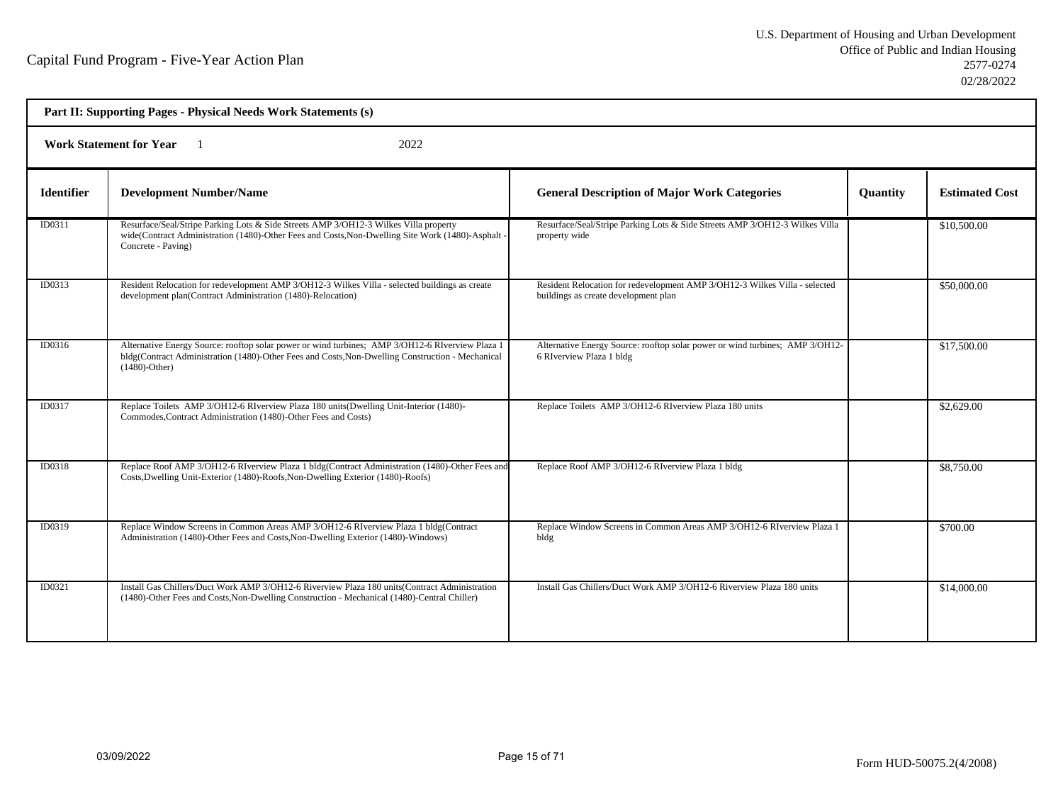Capital Fund Program - Five-Year Action Plan

U.S. Department of Housing and Urban Development
Office of Public and Indian Housing
2577-0274
02/28/2022

**Part II: Supporting Pages - Physical Needs Work Statements (s)**

**Work Statement for Year** 1 2022

| Identifier | Development Number/Name | General Description of Major Work Categories | Quantity | Estimated Cost |
|---|---|---|---|---|
| ID0311 | Resurface/Seal/Stripe Parking Lots & Side Streets AMP 3/OH12-3 Wilkes Villa property wide(Contract Administration (1480)-Other Fees and Costs,Non-Dwelling Site Work (1480)-Asphalt - Concrete - Paving) | Resurface/Seal/Stripe Parking Lots & Side Streets AMP 3/OH12-3 Wilkes Villa property wide | | $10,500.00 |
| ID0313 | Resident Relocation for redevelopment AMP 3/OH12-3 Wilkes Villa - selected buildings as create development plan(Contract Administration (1480)-Relocation) | Resident Relocation for redevelopment AMP 3/OH12-3 Wilkes Villa - selected buildings as create development plan | | $50,000.00 |
| ID0316 | Alternative Energy Source: rooftop solar power or wind turbines; AMP 3/OH12-6 RIverview Plaza 1 bldg(Contract Administration (1480)-Other Fees and Costs,Non-Dwelling Construction - Mechanical (1480)-Other) | Alternative Energy Source: rooftop solar power or wind turbines; AMP 3/OH12-6 RIverview Plaza 1 bldg | | $17,500.00 |
| ID0317 | Replace Toilets AMP 3/OH12-6 RIverview Plaza 180 units(Dwelling Unit-Interior (1480)-Commodes,Contract Administration (1480)-Other Fees and Costs) | Replace Toilets AMP 3/OH12-6 RIverview Plaza 180 units | | $2,629.00 |
| ID0318 | Replace Roof AMP 3/OH12-6 RIverview Plaza 1 bldg(Contract Administration (1480)-Other Fees and Costs,Dwelling Unit-Exterior (1480)-Roofs,Non-Dwelling Exterior (1480)-Roofs) | Replace Roof AMP 3/OH12-6 RIverview Plaza 1 bldg | | $8,750.00 |
| ID0319 | Replace Window Screens in Common Areas AMP 3/OH12-6 RIverview Plaza 1 bldg(Contract Administration (1480)-Other Fees and Costs,Non-Dwelling Exterior (1480)-Windows) | Replace Window Screens in Common Areas AMP 3/OH12-6 RIverview Plaza 1 bldg | | $700.00 |
| ID0321 | Install Gas Chillers/Duct Work AMP 3/OH12-6 Riverview Plaza 180 units(Contract Administration (1480)-Other Fees and Costs,Non-Dwelling Construction - Mechanical (1480)-Central Chiller) | Install Gas Chillers/Duct Work AMP 3/OH12-6 Riverview Plaza 180 units | | $14,000.00 |

03/09/2022

Form HUD-50075.2(4/2008)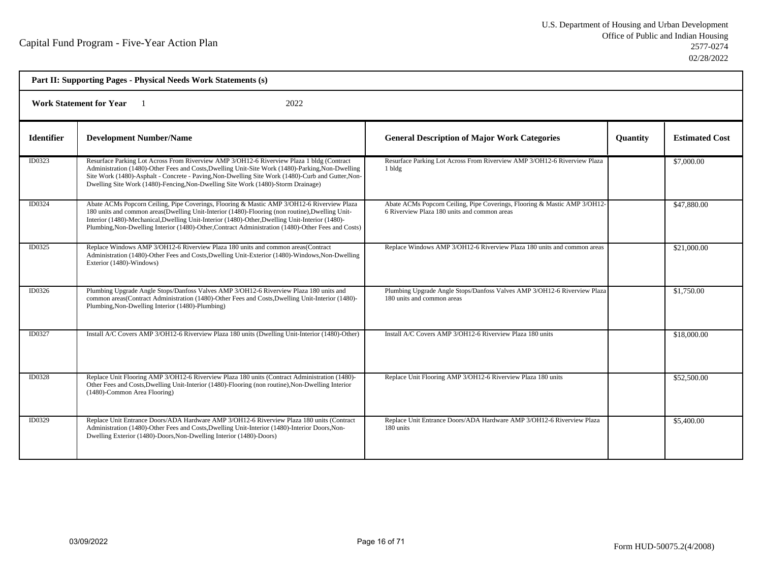Capital Fund Program - Five-Year Action Plan

U.S. Department of Housing and Urban Development
Office of Public and Indian Housing
2577-0274
02/28/2022

**Part II: Supporting Pages - Physical Needs Work Statements (s)**

**Work Statement for Year** 1 2022

| Identifier | Development Number/Name | General Description of Major Work Categories | Quantity | Estimated Cost |
|---|---|---|---|---|
| ID0323 | Resurface Parking Lot Across From Riverview AMP 3/OH12-6 Riverview Plaza 1 bldg (Contract Administration (1480)-Other Fees and Costs,Dwelling Unit-Site Work (1480)-Parking,Non-Dwelling Site Work (1480)-Asphalt - Concrete - Paving,Non-Dwelling Site Work (1480)-Curb and Gutter,Non-Dwelling Site Work (1480)-Fencing,Non-Dwelling Site Work (1480)-Storm Drainage) | Resurface Parking Lot Across From Riverview AMP 3/OH12-6 Riverview Plaza 1 bldg | | $7,000.00 |
| ID0324 | Abate ACMs Popcorn Ceiling, Pipe Coverings, Flooring & Mastic AMP 3/OH12-6 Riverview Plaza 180 units and common areas(Dwelling Unit-Interior (1480)-Flooring (non routine),Dwelling Unit-Interior (1480)-Mechanical,Dwelling Unit-Interior (1480)-Other,Dwelling Unit-Interior (1480)-Plumbing,Non-Dwelling Interior (1480)-Other,Contract Administration (1480)-Other Fees and Costs) | Abate ACMs Popcorn Ceiling, Pipe Coverings, Flooring & Mastic AMP 3/OH12-6 Riverview Plaza 180 units and common areas | | $47,880.00 |
| ID0325 | Replace Windows AMP 3/OH12-6 Riverview Plaza 180 units and common areas(Contract Administration (1480)-Other Fees and Costs,Dwelling Unit-Exterior (1480)-Windows,Non-Dwelling Exterior (1480)-Windows) | Replace Windows AMP 3/OH12-6 Riverview Plaza 180 units and common areas | | $21,000.00 |
| ID0326 | Plumbing Upgrade Angle Stops/Danfoss Valves AMP 3/OH12-6 Riverview Plaza 180 units and common areas(Contract Administration (1480)-Other Fees and Costs,Dwelling Unit-Interior (1480)-Plumbing,Non-Dwelling Interior (1480)-Plumbing) | Plumbing Upgrade Angle Stops/Danfoss Valves AMP 3/OH12-6 Riverview Plaza 180 units and common areas | | $1,750.00 |
| ID0327 | Install A/C Covers AMP 3/OH12-6 Riverview Plaza 180 units (Dwelling Unit-Interior (1480)-Other) | Install A/C Covers AMP 3/OH12-6 Riverview Plaza 180 units | | $18,000.00 |
| ID0328 | Replace Unit Flooring AMP 3/OH12-6 Riverview Plaza 180 units (Contract Administration (1480)-Other Fees and Costs,Dwelling Unit-Interior (1480)-Flooring (non routine),Non-Dwelling Interior (1480)-Common Area Flooring) | Replace Unit Flooring AMP 3/OH12-6 Riverview Plaza 180 units | | $52,500.00 |
| ID0329 | Replace Unit Entrance Doors/ADA Hardware AMP 3/OH12-6 Riverview Plaza 180 units (Contract Administration (1480)-Other Fees and Costs,Dwelling Unit-Interior (1480)-Interior Doors,Non-Dwelling Exterior (1480)-Doors,Non-Dwelling Interior (1480)-Doors) | Replace Unit Entrance Doors/ADA Hardware AMP 3/OH12-6 Riverview Plaza 180 units | | $5,400.00 |

03/09/2022

Form HUD-50075.2(4/2008)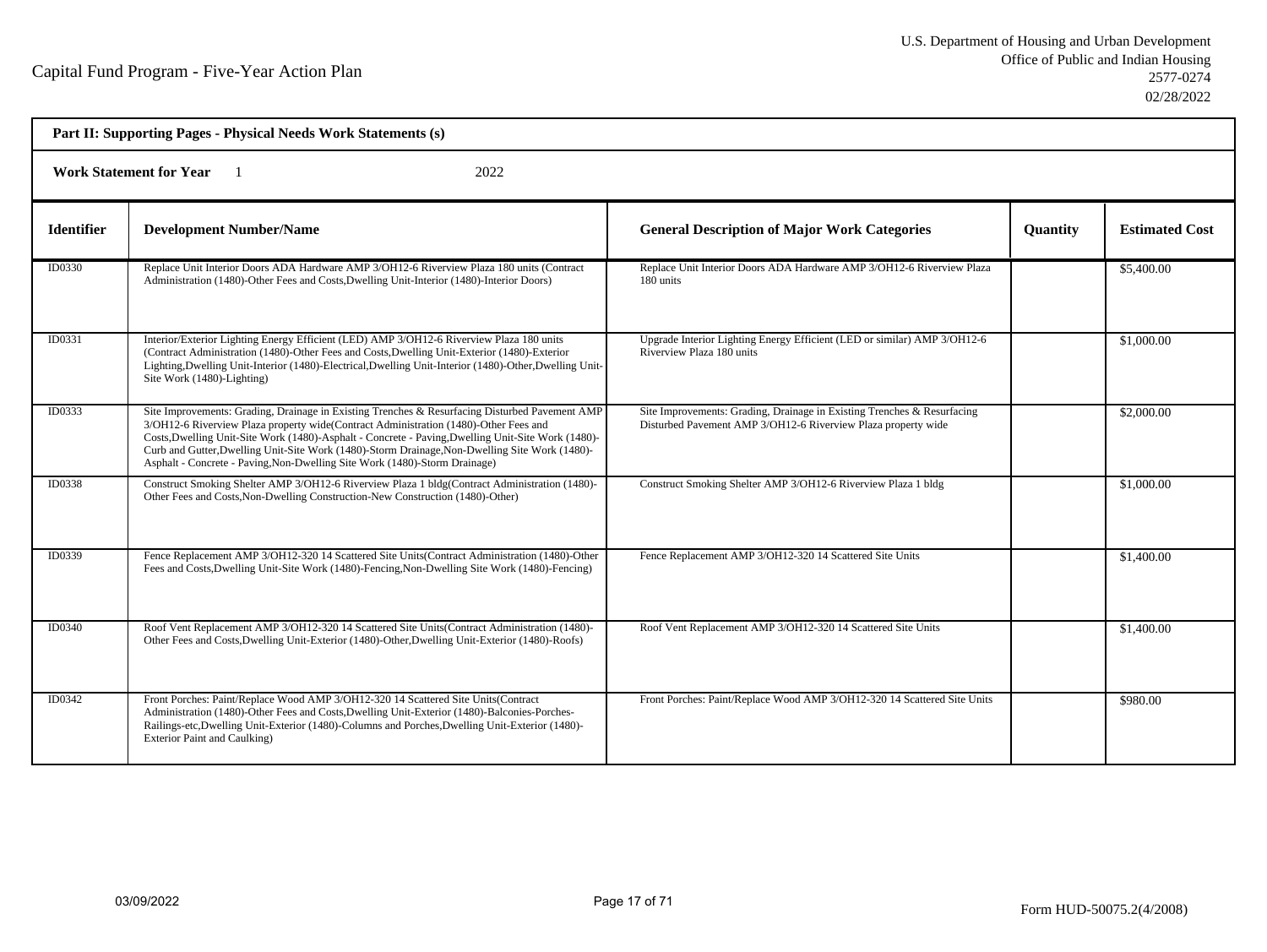Capital Fund Program - Five-Year Action Plan

U.S. Department of Housing and Urban Development
Office of Public and Indian Housing
2577-0274
02/28/2022

**Part II: Supporting Pages - Physical Needs Work Statements (s)**

**Work Statement for Year** 1 2022

| Identifier | Development Number/Name | General Description of Major Work Categories | Quantity | Estimated Cost |
|---|---|---|---|---|
| ID0330 | Replace Unit Interior Doors ADA Hardware AMP 3/OH12-6 Riverview Plaza 180 units (Contract Administration (1480)-Other Fees and Costs,Dwelling Unit-Interior (1480)-Interior Doors) | Replace Unit Interior Doors ADA Hardware AMP 3/OH12-6 Riverview Plaza 180 units | | $5,400.00 |
| ID0331 | Interior/Exterior Lighting Energy Efficient (LED) AMP 3/OH12-6 Riverview Plaza 180 units (Contract Administration (1480)-Other Fees and Costs,Dwelling Unit-Exterior (1480)-Exterior Lighting,Dwelling Unit-Interior (1480)-Electrical,Dwelling Unit-Interior (1480)-Other,Dwelling Unit-Site Work (1480)-Lighting) | Upgrade Interior Lighting Energy Efficient (LED or similar) AMP 3/OH12-6 Riverview Plaza 180 units | | $1,000.00 |
| ID0333 | Site Improvements: Grading, Drainage in Existing Trenches & Resurfacing Disturbed Pavement AMP 3/OH12-6 Riverview Plaza property wide(Contract Administration (1480)-Other Fees and Costs,Dwelling Unit-Site Work (1480)-Asphalt - Concrete - Paving,Dwelling Unit-Site Work (1480)-Curb and Gutter,Dwelling Unit-Site Work (1480)-Storm Drainage,Non-Dwelling Site Work (1480)-Asphalt - Concrete - Paving,Non-Dwelling Site Work (1480)-Storm Drainage) | Site Improvements: Grading, Drainage in Existing Trenches & Resurfacing Disturbed Pavement AMP 3/OH12-6 Riverview Plaza property wide | | $2,000.00 |
| ID0338 | Construct Smoking Shelter AMP 3/OH12-6 Riverview Plaza 1 bldg(Contract Administration (1480)-Other Fees and Costs,Non-Dwelling Construction-New Construction (1480)-Other) | Construct Smoking Shelter AMP 3/OH12-6 Riverview Plaza 1 bldg | | $1,000.00 |
| ID0339 | Fence Replacement AMP 3/OH12-320 14 Scattered Site Units(Contract Administration (1480)-Other Fees and Costs,Dwelling Unit-Site Work (1480)-Fencing,Non-Dwelling Site Work (1480)-Fencing) | Fence Replacement AMP 3/OH12-320 14 Scattered Site Units | | $1,400.00 |
| ID0340 | Roof Vent Replacement AMP 3/OH12-320 14 Scattered Site Units(Contract Administration (1480)-Other Fees and Costs,Dwelling Unit-Exterior (1480)-Other,Dwelling Unit-Exterior (1480)-Roofs) | Roof Vent Replacement AMP 3/OH12-320 14 Scattered Site Units | | $1,400.00 |
| ID0342 | Front Porches: Paint/Replace Wood AMP 3/OH12-320 14 Scattered Site Units(Contract Administration (1480)-Other Fees and Costs,Dwelling Unit-Exterior (1480)-Balconies-Porches-Railings-etc,Dwelling Unit-Exterior (1480)-Columns and Porches,Dwelling Unit-Exterior (1480)-Exterior Paint and Caulking) | Front Porches: Paint/Replace Wood AMP 3/OH12-320 14 Scattered Site Units | | $980.00 |

03/09/2022

Form HUD-50075.2(4/2008)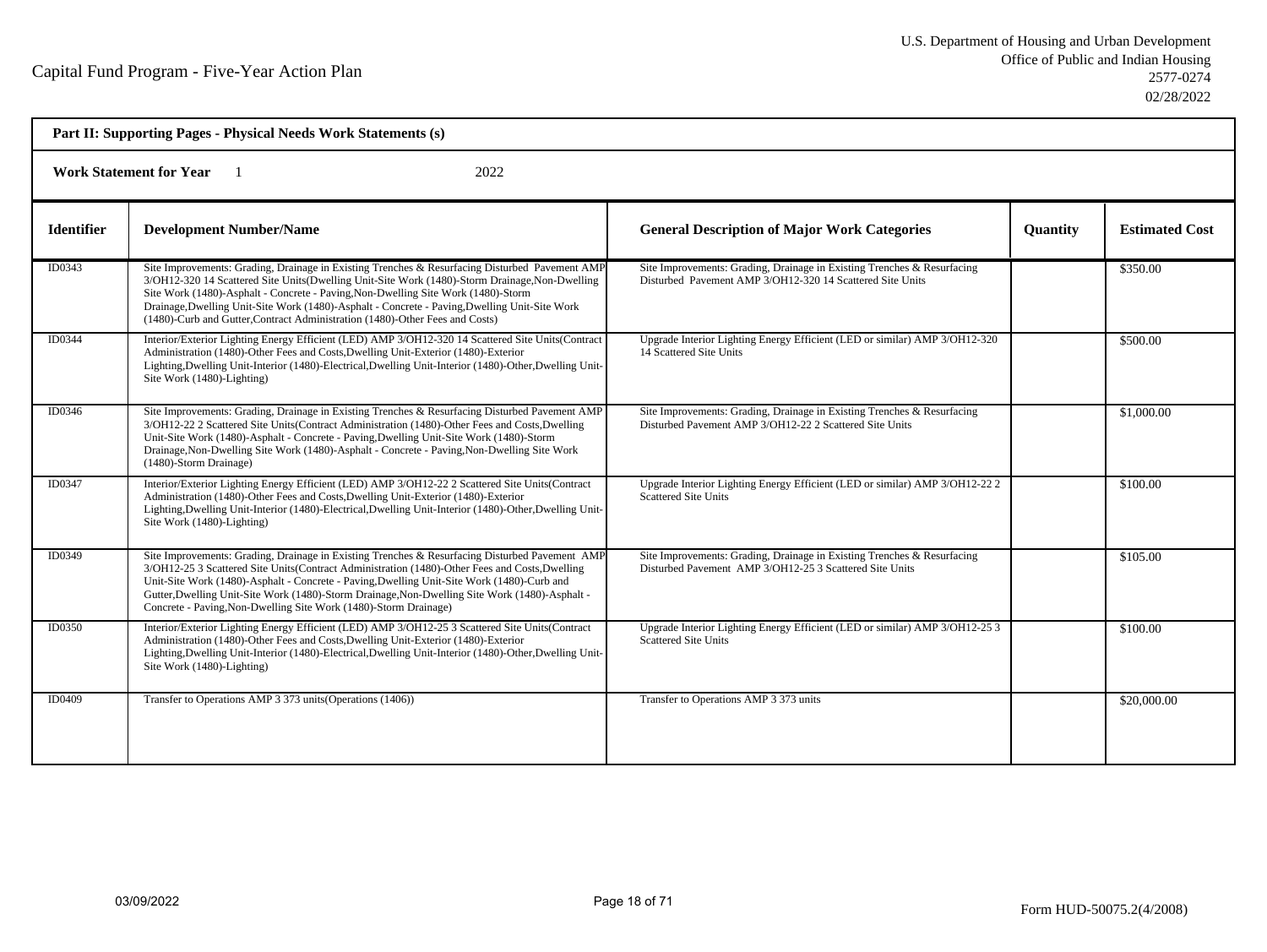**Part II: Supporting Pages - Physical Needs Work Statements (s)**

**Work Statement for Year** 1 2022

| Identifier | Development Number/Name | General Description of Major Work Categories | Quantity | Estimated Cost |
|---|---|---|---|---|
| ID0343 | Site Improvements: Grading, Drainage in Existing Trenches & Resurfacing Disturbed Pavement AMP 3/OH12-320 14 Scattered Site Units(Dwelling Unit-Site Work (1480)-Storm Drainage,Non-Dwelling Site Work (1480)-Asphalt - Concrete - Paving,Non-Dwelling Site Work (1480)-Storm Drainage,Dwelling Unit-Site Work (1480)-Asphalt - Concrete - Paving,Dwelling Unit-Site Work (1480)-Curb and Gutter,Contract Administration (1480)-Other Fees and Costs) | Site Improvements: Grading, Drainage in Existing Trenches & Resurfacing Disturbed Pavement AMP 3/OH12-320 14 Scattered Site Units | | $350.00 |
| ID0344 | Interior/Exterior Lighting Energy Efficient (LED) AMP 3/OH12-320 14 Scattered Site Units(Contract Administration (1480)-Other Fees and Costs,Dwelling Unit-Exterior (1480)-Exterior Lighting,Dwelling Unit-Interior (1480)-Electrical,Dwelling Unit-Interior (1480)-Other,Dwelling Unit-Site Work (1480)-Lighting) | Upgrade Interior Lighting Energy Efficient (LED or similar) AMP 3/OH12-320 14 Scattered Site Units | | $500.00 |
| ID0346 | Site Improvements: Grading, Drainage in Existing Trenches & Resurfacing Disturbed Pavement AMP 3/OH12-22 2 Scattered Site Units(Contract Administration (1480)-Other Fees and Costs,Dwelling Unit-Site Work (1480)-Asphalt - Concrete - Paving,Dwelling Unit-Site Work (1480)-Storm Drainage,Non-Dwelling Site Work (1480)-Asphalt - Concrete - Paving,Non-Dwelling Site Work (1480)-Storm Drainage) | Site Improvements: Grading, Drainage in Existing Trenches & Resurfacing Disturbed Pavement AMP 3/OH12-22 2 Scattered Site Units | | $1,000.00 |
| ID0347 | Interior/Exterior Lighting Energy Efficient (LED) AMP 3/OH12-22 2 Scattered Site Units(Contract Administration (1480)-Other Fees and Costs,Dwelling Unit-Exterior (1480)-Exterior Lighting,Dwelling Unit-Interior (1480)-Electrical,Dwelling Unit-Interior (1480)-Other,Dwelling Unit-Site Work (1480)-Lighting) | Upgrade Interior Lighting Energy Efficient (LED or similar) AMP 3/OH12-22 2 Scattered Site Units | | $100.00 |
| ID0349 | Site Improvements: Grading, Drainage in Existing Trenches & Resurfacing Disturbed Pavement AMP 3/OH12-25 3 Scattered Site Units(Contract Administration (1480)-Other Fees and Costs,Dwelling Unit-Site Work (1480)-Asphalt - Concrete - Paving,Dwelling Unit-Site Work (1480)-Curb and Gutter,Dwelling Unit-Site Work (1480)-Storm Drainage,Non-Dwelling Site Work (1480)-Asphalt - Concrete - Paving,Non-Dwelling Site Work (1480)-Storm Drainage) | Site Improvements: Grading, Drainage in Existing Trenches & Resurfacing Disturbed Pavement AMP 3/OH12-25 3 Scattered Site Units | | $105.00 |
| ID0350 | Interior/Exterior Lighting Energy Efficient (LED) AMP 3/OH12-25 3 Scattered Site Units(Contract Administration (1480)-Other Fees and Costs,Dwelling Unit-Exterior (1480)-Exterior Lighting,Dwelling Unit-Interior (1480)-Electrical,Dwelling Unit-Interior (1480)-Other,Dwelling Unit-Site Work (1480)-Lighting) | Upgrade Interior Lighting Energy Efficient (LED or similar) AMP 3/OH12-25 3 Scattered Site Units | | $100.00 |
| ID0409 | Transfer to Operations AMP 3 373 units(Operations (1406)) | Transfer to Operations AMP 3 373 units | | $20,000.00 |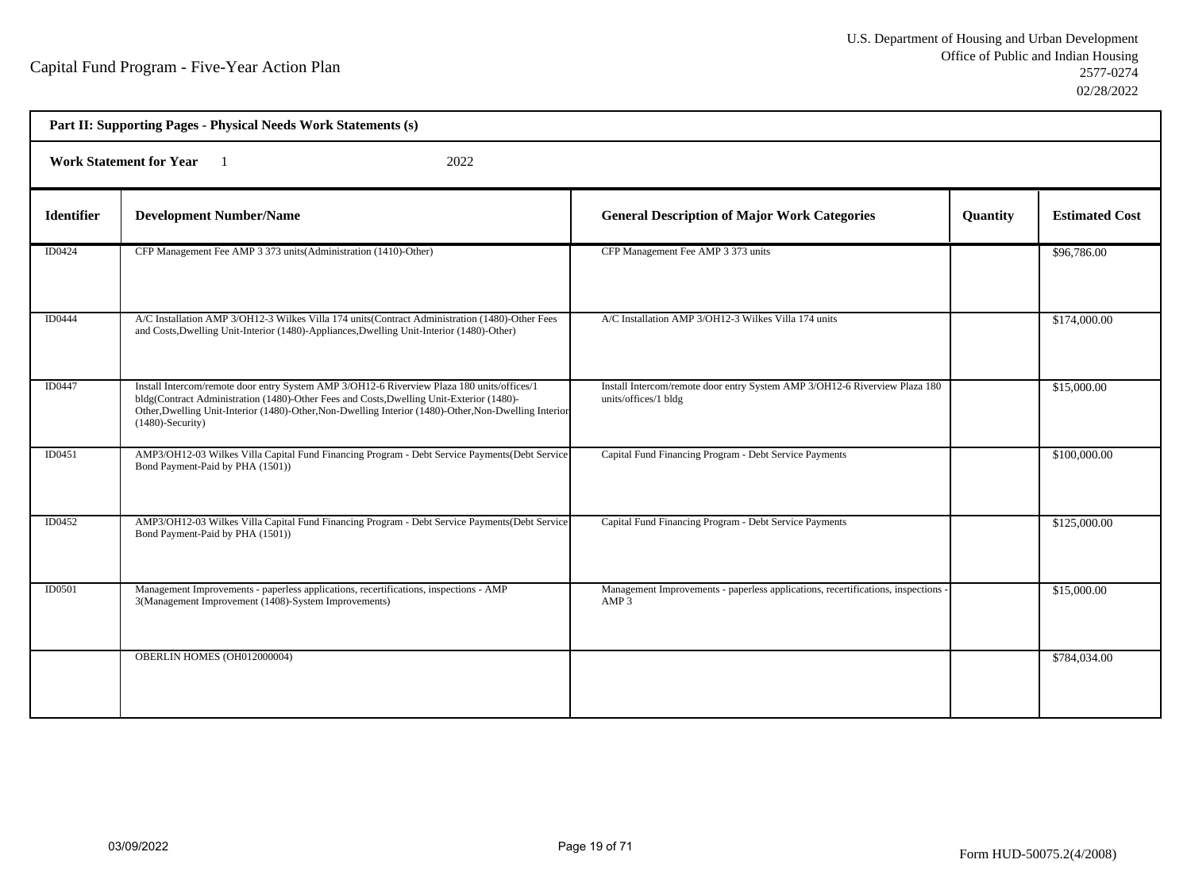Capital Fund Program - Five-Year Action Plan

U.S. Department of Housing and Urban Development
Office of Public and Indian Housing
2577-0274
02/28/2022

**Part II: Supporting Pages - Physical Needs Work Statements (s)**

**Work Statement for Year** 1 2022

| Identifier | Development Number/Name | General Description of Major Work Categories | Quantity | Estimated Cost |
|---|---|---|---|---|
| ID0424 | CFP Management Fee AMP 3 373 units(Administration (1410)-Other) | CFP Management Fee AMP 3 373 units | | $96,786.00 |
| ID0444 | A/C Installation AMP 3/OH12-3 Wilkes Villa 174 units(Contract Administration (1480)-Other Fees and Costs,Dwelling Unit-Interior (1480)-Appliances,Dwelling Unit-Interior (1480)-Other) | A/C Installation AMP 3/OH12-3 Wilkes Villa 174 units | | $174,000.00 |
| ID0447 | Install Intercom/remote door entry System AMP 3/OH12-6 Riverview Plaza 180 units/offices/1 bldg(Contract Administration (1480)-Other Fees and Costs,Dwelling Unit-Exterior (1480)-Other,Dwelling Unit-Interior (1480)-Other,Non-Dwelling Interior (1480)-Other,Non-Dwelling Interior (1480)-Security) | Install Intercom/remote door entry System AMP 3/OH12-6 Riverview Plaza 180 units/offices/1 bldg | | $15,000.00 |
| ID0451 | AMP3/OH12-03 Wilkes Villa Capital Fund Financing Program - Debt Service Payments(Debt Service Bond Payment-Paid by PHA (1501)) | Capital Fund Financing Program - Debt Service Payments | | $100,000.00 |
| ID0452 | AMP3/OH12-03 Wilkes Villa Capital Fund Financing Program - Debt Service Payments(Debt Service Bond Payment-Paid by PHA (1501)) | Capital Fund Financing Program - Debt Service Payments | | $125,000.00 |
| ID0501 | Management Improvements - paperless applications, recertifications, inspections - AMP 3(Management Improvement (1408)-System Improvements) | Management Improvements - paperless applications, recertifications, inspections - AMP 3 | | $15,000.00 |
| | OBERLIN HOMES (OH012000004) | | | $784,034.00 |

03/09/2022

Form HUD-50075.2(4/2008)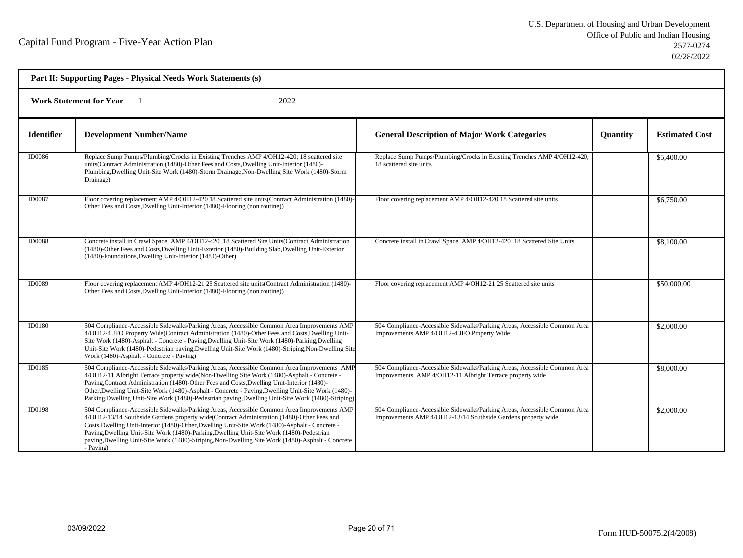## Part II: Supporting Pages - Physical Needs Work Statements (s)

**Work Statement for Year** 1 2022

| Identifier | Development Number/Name | General Description of Major Work Categories | Quantity | Estimated Cost |
|---|---|---|---|---|
| ID0086 | Replace Sump Pumps/Plumbing/Crocks in Existing Trenches AMP 4/OH12-420; 18 scattered site units(Contract Administration (1480)-Other Fees and Costs,Dwelling Unit-Interior (1480)-Plumbing,Dwelling Unit-Site Work (1480)-Storm Drainage,Non-Dwelling Site Work (1480)-Storm Drainage) | Replace Sump Pumps/Plumbing/Crocks in Existing Trenches AMP 4/OH12-420; 18 scattered site units | | $5,400.00 |
| ID0087 | Floor covering replacement AMP 4/OH12-420 18 Scattered site units(Contract Administration (1480)-Other Fees and Costs,Dwelling Unit-Interior (1480)-Flooring (non routine)) | Floor covering replacement AMP 4/OH12-420 18 Scattered site units | | $6,750.00 |
| ID0088 | Concrete install in Crawl Space AMP 4/OH12-420 18 Scattered Site Units(Contract Administration (1480)-Other Fees and Costs,Dwelling Unit-Exterior (1480)-Building Slab,Dwelling Unit-Exterior (1480)-Foundations,Dwelling Unit-Interior (1480)-Other) | Concrete install in Crawl Space AMP 4/OH12-420 18 Scattered Site Units | | $8,100.00 |
| ID0089 | Floor covering replacement AMP 4/OH12-21 25 Scattered site units(Contract Administration (1480)-Other Fees and Costs,Dwelling Unit-Interior (1480)-Flooring (non routine)) | Floor covering replacement AMP 4/OH12-21 25 Scattered site units | | $50,000.00 |
| ID0180 | 504 Compliance-Accessible Sidewalks/Parking Areas, Accessible Common Area Improvements AMP 4/OH12-4 JFO Property Wide(Contract Administration (1480)-Other Fees and Costs,Dwelling Unit-Site Work (1480)-Asphalt - Concrete - Paving,Dwelling Unit-Site Work (1480)-Parking,Dwelling Unit-Site Work (1480)-Pedestrian paving,Dwelling Unit-Site Work (1480)-Striping,Non-Dwelling Site Work (1480)-Asphalt - Concrete - Paving) | 504 Compliance-Accessible Sidewalks/Parking Areas, Accessible Common Area Improvements AMP 4/OH12-4 JFO Property Wide | | $2,000.00 |
| ID0185 | 504 Compliance-Accessible Sidewalks/Parking Areas, Accessible Common Area Improvements AMP 4/OH12-11 Albright Terrace property wide(Non-Dwelling Site Work (1480)-Asphalt - Concrete - Paving,Contract Administration (1480)-Other Fees and Costs,Dwelling Unit-Interior (1480)-Other,Dwelling Unit-Site Work (1480)-Asphalt - Concrete - Paving,Dwelling Unit-Site Work (1480)-Parking,Dwelling Unit-Site Work (1480)-Pedestrian paving,Dwelling Unit-Site Work (1480)-Striping) | 504 Compliance-Accessible Sidewalks/Parking Areas, Accessible Common Area Improvements AMP 4/OH12-11 Albright Terrace property wide | | $8,000.00 |
| ID0198 | 504 Compliance-Accessible Sidewalks/Parking Areas, Accessible Common Area Improvements AMP 4/OH12-13/14 Southside Gardens property wide(Contract Administration (1480)-Other Fees and Costs,Dwelling Unit-Interior (1480)-Other,Dwelling Unit-Site Work (1480)-Asphalt - Concrete - Paving,Dwelling Unit-Site Work (1480)-Parking,Dwelling Unit-Site Work (1480)-Pedestrian paving,Dwelling Unit-Site Work (1480)-Striping,Non-Dwelling Site Work (1480)-Asphalt - Concrete - Paving) | 504 Compliance-Accessible Sidewalks/Parking Areas, Accessible Common Area Improvements AMP 4/OH12-13/14 Southside Gardens property wide | | $2,000.00 |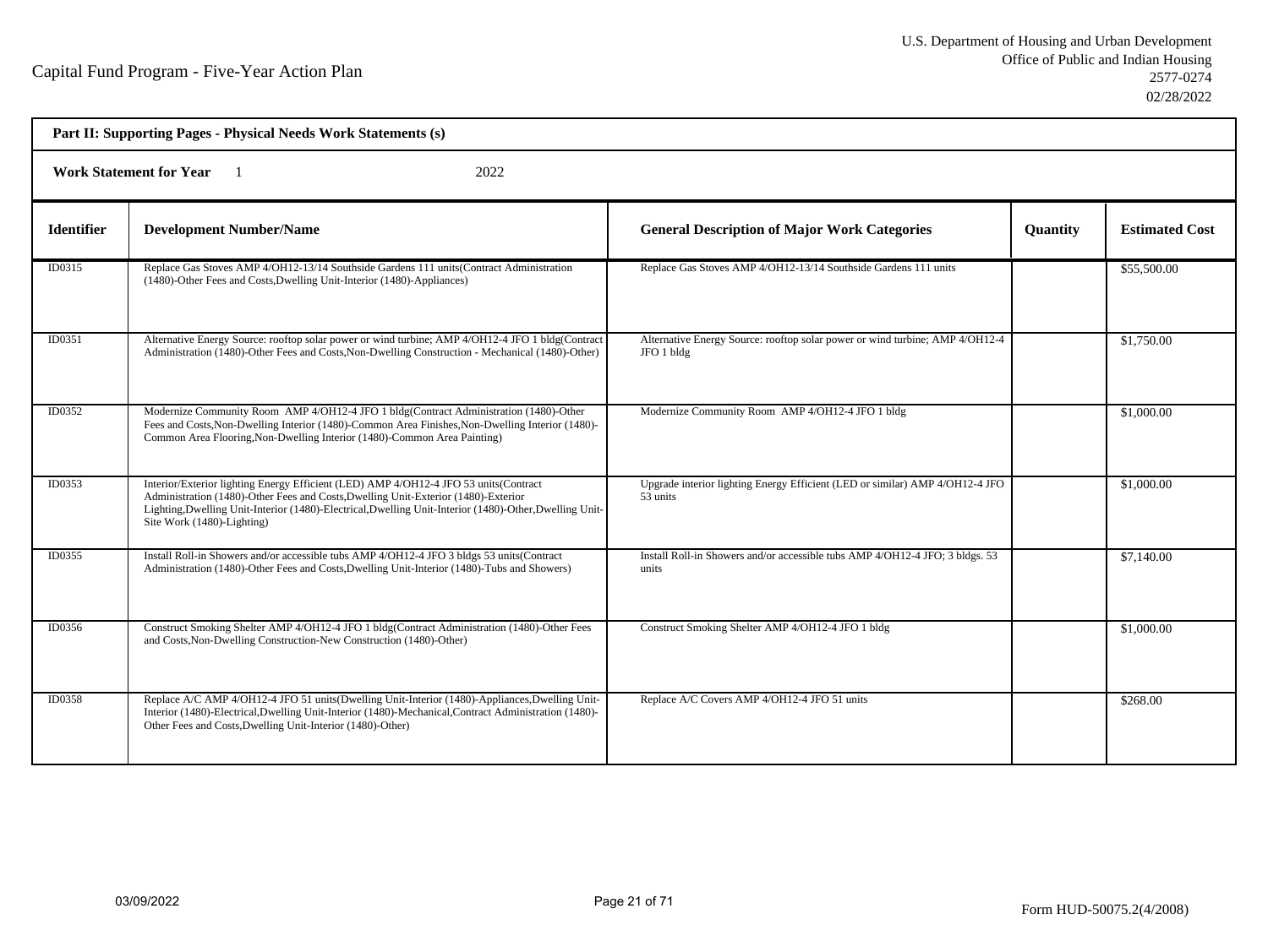Capital Fund Program - Five-Year Action Plan

U.S. Department of Housing and Urban Development
Office of Public and Indian Housing
2577-0274
02/28/2022

**Part II: Supporting Pages - Physical Needs Work Statements (s)**

**Work Statement for Year** 1 2022

| Identifier | Development Number/Name | General Description of Major Work Categories | Quantity | Estimated Cost |
|---|---|---|---|---|
| ID0315 | Replace Gas Stoves AMP 4/OH12-13/14 Southside Gardens 111 units(Contract Administration (1480)-Other Fees and Costs,Dwelling Unit-Interior (1480)-Appliances) | Replace Gas Stoves AMP 4/OH12-13/14 Southside Gardens 111 units | | $55,500.00 |
| ID0351 | Alternative Energy Source: rooftop solar power or wind turbine; AMP 4/OH12-4 JFO 1 bldg(Contract Administration (1480)-Other Fees and Costs,Non-Dwelling Construction - Mechanical (1480)-Other) | Alternative Energy Source: rooftop solar power or wind turbine; AMP 4/OH12-4 JFO 1 bldg | | $1,750.00 |
| ID0352 | Modernize Community Room AMP 4/OH12-4 JFO 1 bldg(Contract Administration (1480)-Other Fees and Costs,Non-Dwelling Interior (1480)-Common Area Finishes,Non-Dwelling Interior (1480)-Common Area Flooring,Non-Dwelling Interior (1480)-Common Area Painting) | Modernize Community Room AMP 4/OH12-4 JFO 1 bldg | | $1,000.00 |
| ID0353 | Interior/Exterior lighting Energy Efficient (LED) AMP 4/OH12-4 JFO 53 units(Contract Administration (1480)-Other Fees and Costs,Dwelling Unit-Exterior (1480)-Exterior Lighting,Dwelling Unit-Interior (1480)-Electrical,Dwelling Unit-Interior (1480)-Other,Dwelling Unit-Site Work (1480)-Lighting) | Upgrade interior lighting Energy Efficient (LED or similar) AMP 4/OH12-4 JFO 53 units | | $1,000.00 |
| ID0355 | Install Roll-in Showers and/or accessible tubs AMP 4/OH12-4 JFO 3 bldgs 53 units(Contract Administration (1480)-Other Fees and Costs,Dwelling Unit-Interior (1480)-Tubs and Showers) | Install Roll-in Showers and/or accessible tubs AMP 4/OH12-4 JFO; 3 bldgs. 53 units | | $7,140.00 |
| ID0356 | Construct Smoking Shelter AMP 4/OH12-4 JFO 1 bldg(Contract Administration (1480)-Other Fees and Costs,Non-Dwelling Construction-New Construction (1480)-Other) | Construct Smoking Shelter AMP 4/OH12-4 JFO 1 bldg | | $1,000.00 |
| ID0358 | Replace A/C AMP 4/OH12-4 JFO 51 units(Dwelling Unit-Interior (1480)-Appliances,Dwelling Unit-Interior (1480)-Electrical,Dwelling Unit-Interior (1480)-Mechanical,Contract Administration (1480)-Other Fees and Costs,Dwelling Unit-Interior (1480)-Other) | Replace A/C Covers AMP 4/OH12-4 JFO 51 units | | $268.00 |

03/09/2022

Form HUD-50075.2(4/2008)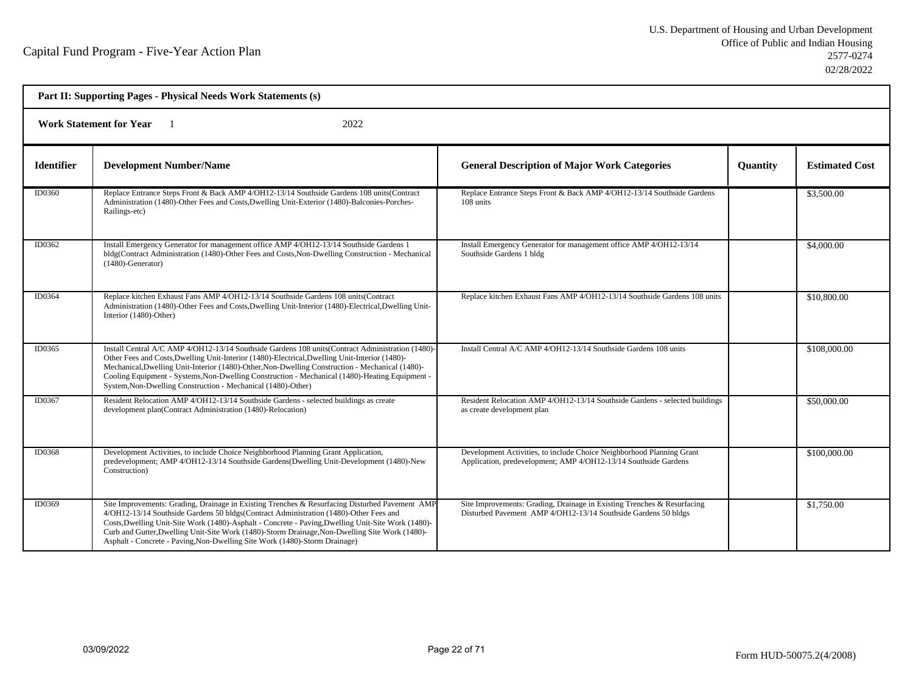Capital Fund Program - Five-Year Action Plan

U.S. Department of Housing and Urban Development
Office of Public and Indian Housing
2577-0274
02/28/2022

**Part II: Supporting Pages - Physical Needs Work Statements (s)**

**Work Statement for Year** 1 2022

| Identifier | Development Number/Name | General Description of Major Work Categories | Quantity | Estimated Cost |
|---|---|---|---|---|
| ID0360 | Replace Entrance Steps Front & Back AMP 4/OH12-13/14 Southside Gardens 108 units(Contract Administration (1480)-Other Fees and Costs,Dwelling Unit-Exterior (1480)-Balconies-Porches-Railings-etc) | Replace Entrance Steps Front & Back AMP 4/OH12-13/14 Southside Gardens 108 units | | $3,500.00 |
| ID0362 | Install Emergency Generator for management office AMP 4/OH12-13/14 Southside Gardens 1 bldg(Contract Administration (1480)-Other Fees and Costs,Non-Dwelling Construction - Mechanical (1480)-Generator) | Install Emergency Generator for management office AMP 4/OH12-13/14 Southside Gardens 1 bldg | | $4,000.00 |
| ID0364 | Replace kitchen Exhaust Fans AMP 4/OH12-13/14 Southside Gardens 108 units(Contract Administration (1480)-Other Fees and Costs,Dwelling Unit-Interior (1480)-Electrical,Dwelling Unit-Interior (1480)-Other) | Replace kitchen Exhaust Fans AMP 4/OH12-13/14 Southside Gardens 108 units | | $10,800.00 |
| ID0365 | Install Central A/C AMP 4/OH12-13/14 Southside Gardens 108 units(Contract Administration (1480)-Other Fees and Costs,Dwelling Unit-Interior (1480)-Electrical,Dwelling Unit-Interior (1480)-Mechanical,Dwelling Unit-Interior (1480)-Other,Non-Dwelling Construction - Mechanical (1480)-Cooling Equipment - Systems,Non-Dwelling Construction - Mechanical (1480)-Heating Equipment - System,Non-Dwelling Construction - Mechanical (1480)-Other) | Install Central A/C AMP 4/OH12-13/14 Southside Gardens 108 units | | $108,000.00 |
| ID0367 | Resident Relocation AMP 4/OH12-13/14 Southside Gardens - selected buildings as create development plan(Contract Administration (1480)-Relocation) | Resident Relocation AMP 4/OH12-13/14 Southside Gardens - selected buildings as create development plan | | $50,000.00 |
| ID0368 | Development Activities, to include Choice Neighborhood Planning Grant Application, predevelopment; AMP 4/OH12-13/14 Southside Gardens(Dwelling Unit-Development (1480)-New Construction) | Development Activities, to include Choice Neighborhood Planning Grant Application, predevelopment; AMP 4/OH12-13/14 Southside Gardens | | $100,000.00 |
| ID0369 | Site Improvements: Grading, Drainage in Existing Trenches & Resurfacing Disturbed Pavement AMP 4/OH12-13/14 Southside Gardens 50 bldgs(Contract Administration (1480)-Other Fees and Costs,Dwelling Unit-Site Work (1480)-Asphalt - Concrete - Paving,Dwelling Unit-Site Work (1480)-Curb and Gutter,Dwelling Unit-Site Work (1480)-Storm Drainage,Non-Dwelling Site Work (1480)-Asphalt - Concrete - Paving,Non-Dwelling Site Work (1480)-Storm Drainage) | Site Improvements: Grading, Drainage in Existing Trenches & Resurfacing Disturbed Pavement AMP 4/OH12-13/14 Southside Gardens 50 bldgs | | $1,750.00 |

03/09/2022

Form HUD-50075.2(4/2008)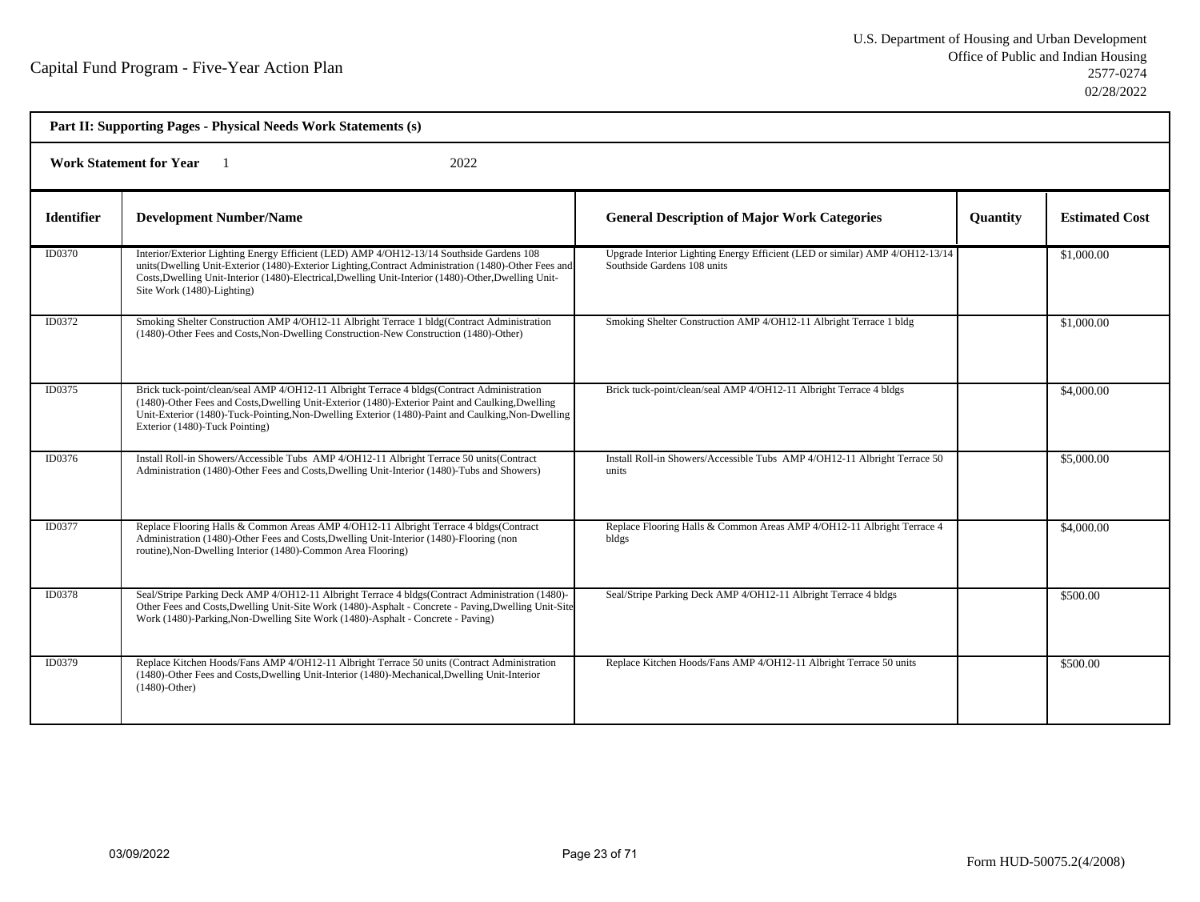Capital Fund Program - Five-Year Action Plan

U.S. Department of Housing and Urban Development
Office of Public and Indian Housing
2577-0274
02/28/2022

**Part II: Supporting Pages - Physical Needs Work Statements (s)**

**Work Statement for Year** 1 2022

| Identifier | Development Number/Name | General Description of Major Work Categories | Quantity | Estimated Cost |
|---|---|---|---|---|
| ID0370 | Interior/Exterior Lighting Energy Efficient (LED) AMP 4/OH12-13/14 Southside Gardens 108 units(Dwelling Unit-Exterior (1480)-Exterior Lighting,Contract Administration (1480)-Other Fees and Costs,Dwelling Unit-Interior (1480)-Electrical,Dwelling Unit-Interior (1480)-Other,Dwelling Unit-Site Work (1480)-Lighting) | Upgrade Interior Lighting Energy Efficient (LED or similar) AMP 4/OH12-13/14 Southside Gardens 108 units | | $1,000.00 |
| ID0372 | Smoking Shelter Construction AMP 4/OH12-11 Albright Terrace 1 bldg(Contract Administration (1480)-Other Fees and Costs,Non-Dwelling Construction-New Construction (1480)-Other) | Smoking Shelter Construction AMP 4/OH12-11 Albright Terrace 1 bldg | | $1,000.00 |
| ID0375 | Brick tuck-point/clean/seal AMP 4/OH12-11 Albright Terrace 4 bldgs(Contract Administration (1480)-Other Fees and Costs,Dwelling Unit-Exterior (1480)-Exterior Paint and Caulking,Dwelling Unit-Exterior (1480)-Tuck-Pointing,Non-Dwelling Exterior (1480)-Paint and Caulking,Non-Dwelling Exterior (1480)-Tuck Pointing) | Brick tuck-point/clean/seal AMP 4/OH12-11 Albright Terrace 4 bldgs | | $4,000.00 |
| ID0376 | Install Roll-in Showers/Accessible Tubs AMP 4/OH12-11 Albright Terrace 50 units(Contract Administration (1480)-Other Fees and Costs,Dwelling Unit-Interior (1480)-Tubs and Showers) | Install Roll-in Showers/Accessible Tubs AMP 4/OH12-11 Albright Terrace 50 units | | $5,000.00 |
| ID0377 | Replace Flooring Halls & Common Areas AMP 4/OH12-11 Albright Terrace 4 bldgs(Contract Administration (1480)-Other Fees and Costs,Dwelling Unit-Interior (1480)-Flooring (non routine),Non-Dwelling Interior (1480)-Common Area Flooring) | Replace Flooring Halls & Common Areas AMP 4/OH12-11 Albright Terrace 4 bldgs | | $4,000.00 |
| ID0378 | Seal/Stripe Parking Deck AMP 4/OH12-11 Albright Terrace 4 bldgs(Contract Administration (1480)-Other Fees and Costs,Dwelling Unit-Site Work (1480)-Asphalt - Concrete - Paving,Dwelling Unit-Site Work (1480)-Parking,Non-Dwelling Site Work (1480)-Asphalt - Concrete - Paving) | Seal/Stripe Parking Deck AMP 4/OH12-11 Albright Terrace 4 bldgs | | $500.00 |
| ID0379 | Replace Kitchen Hoods/Fans AMP 4/OH12-11 Albright Terrace 50 units (Contract Administration (1480)-Other Fees and Costs,Dwelling Unit-Interior (1480)-Mechanical,Dwelling Unit-Interior (1480)-Other) | Replace Kitchen Hoods/Fans AMP 4/OH12-11 Albright Terrace 50 units | | $500.00 |

03/09/2022

Form HUD-50075.2(4/2008)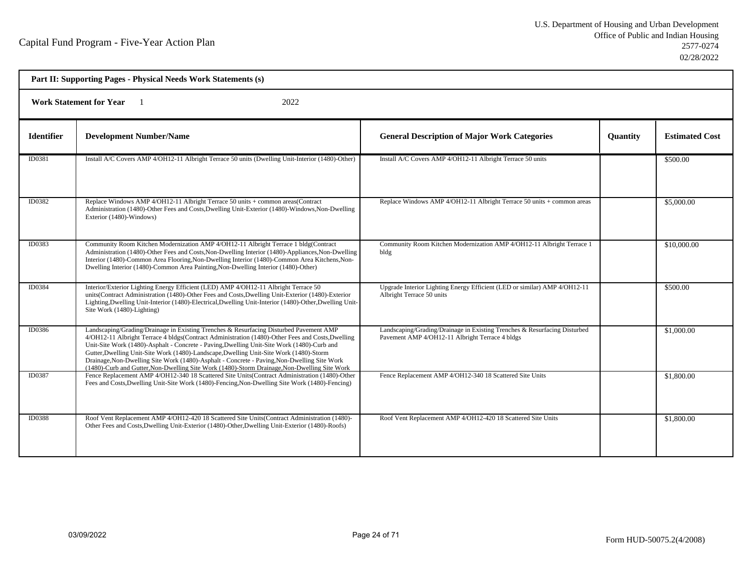Capital Fund Program - Five-Year Action Plan

U.S. Department of Housing and Urban Development
Office of Public and Indian Housing
2577-0274
02/28/2022

**Part II: Supporting Pages - Physical Needs Work Statements (s)**

**Work Statement for Year** 1 2022

| Identifier | Development Number/Name | General Description of Major Work Categories | Quantity | Estimated Cost |
|---|---|---|---|---|
| ID0381 | Install A/C Covers AMP 4/OH12-11 Albright Terrace 50 units (Dwelling Unit-Interior (1480)-Other) | Install A/C Covers AMP 4/OH12-11 Albright Terrace 50 units | | $500.00 |
| ID0382 | Replace Windows AMP 4/OH12-11 Albright Terrace 50 units + common areas(Contract Administration (1480)-Other Fees and Costs,Dwelling Unit-Exterior (1480)-Windows,Non-Dwelling Exterior (1480)-Windows) | Replace Windows AMP 4/OH12-11 Albright Terrace 50 units + common areas | | $5,000.00 |
| ID0383 | Community Room Kitchen Modernization AMP 4/OH12-11 Albright Terrace 1 bldg(Contract Administration (1480)-Other Fees and Costs,Non-Dwelling Interior (1480)-Appliances,Non-Dwelling Interior (1480)-Common Area Flooring,Non-Dwelling Interior (1480)-Common Area Kitchens,Non-Dwelling Interior (1480)-Common Area Painting,Non-Dwelling Interior (1480)-Other) | Community Room Kitchen Modernization AMP 4/OH12-11 Albright Terrace 1 bldg | | $10,000.00 |
| ID0384 | Interior/Exterior Lighting Energy Efficient (LED) AMP 4/OH12-11 Albright Terrace 50 units(Contract Administration (1480)-Other Fees and Costs,Dwelling Unit-Exterior (1480)-Exterior Lighting,Dwelling Unit-Interior (1480)-Electrical,Dwelling Unit-Interior (1480)-Other,Dwelling Unit-Site Work (1480)-Lighting) | Upgrade Interior Lighting Energy Efficient (LED or similar) AMP 4/OH12-11 Albright Terrace 50 units | | $500.00 |
| ID0386 | Landscaping/Grading/Drainage in Existing Trenches & Resurfacing Disturbed Pavement AMP 4/OH12-11 Albright Terrace 4 bldgs(Contract Administration (1480)-Other Fees and Costs,Dwelling Unit-Site Work (1480)-Asphalt - Concrete - Paving,Dwelling Unit-Site Work (1480)-Curb and Gutter,Dwelling Unit-Site Work (1480)-Landscape,Dwelling Unit-Site Work (1480)-Storm Drainage,Non-Dwelling Site Work (1480)-Asphalt - Concrete - Paving,Non-Dwelling Site Work (1480)-Curb and Gutter,Non-Dwelling Site Work (1480)-Storm Drainage,Non-Dwelling Site Work | Landscaping/Grading/Drainage in Existing Trenches & Resurfacing Disturbed Pavement AMP 4/OH12-11 Albright Terrace 4 bldgs | | $1,000.00 |
| ID0387 | Fence Replacement AMP 4/OH12-340 18 Scattered Site Units(Contract Administration (1480)-Other Fees and Costs,Dwelling Unit-Site Work (1480)-Fencing,Non-Dwelling Site Work (1480)-Fencing) | Fence Replacement AMP 4/OH12-340 18 Scattered Site Units | | $1,800.00 |
| ID0388 | Roof Vent Replacement AMP 4/OH12-420 18 Scattered Site Units(Contract Administration (1480)-Other Fees and Costs,Dwelling Unit-Exterior (1480)-Other,Dwelling Unit-Exterior (1480)-Roofs) | Roof Vent Replacement AMP 4/OH12-420 18 Scattered Site Units | | $1,800.00 |

03/09/2022

Form HUD-50075.2(4/2008)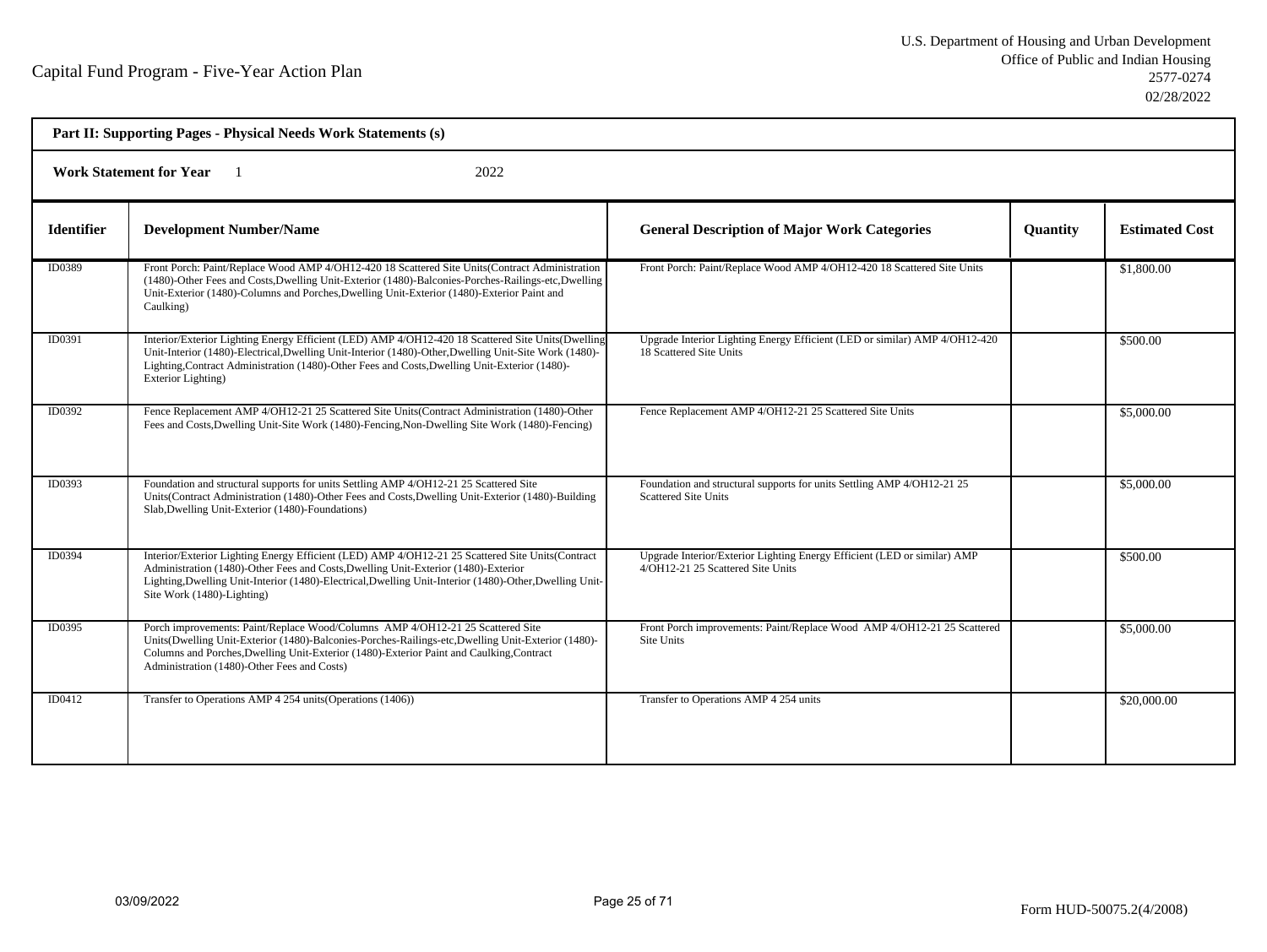Capital Fund Program - Five-Year Action Plan

U.S. Department of Housing and Urban Development
Office of Public and Indian Housing
2577-0274
02/28/2022

**Part II: Supporting Pages - Physical Needs Work Statements (s)**

**Work Statement for Year** 1 2022

| Identifier | Development Number/Name | General Description of Major Work Categories | Quantity | Estimated Cost |
|---|---|---|---|---|
| ID0389 | Front Porch: Paint/Replace Wood AMP 4/OH12-420 18 Scattered Site Units(Contract Administration (1480)-Other Fees and Costs,Dwelling Unit-Exterior (1480)-Balconies-Porches-Railings-etc,Dwelling Unit-Exterior (1480)-Columns and Porches,Dwelling Unit-Exterior (1480)-Exterior Paint and Caulking) | Front Porch: Paint/Replace Wood AMP 4/OH12-420 18 Scattered Site Units | | $1,800.00 |
| ID0391 | Interior/Exterior Lighting Energy Efficient (LED) AMP 4/OH12-420 18 Scattered Site Units(Dwelling Unit-Interior (1480)-Electrical,Dwelling Unit-Interior (1480)-Other,Dwelling Unit-Site Work (1480)-Lighting,Contract Administration (1480)-Other Fees and Costs,Dwelling Unit-Exterior (1480)-Exterior Lighting) | Upgrade Interior Lighting Energy Efficient (LED or similar) AMP 4/OH12-420 18 Scattered Site Units | | $500.00 |
| ID0392 | Fence Replacement AMP 4/OH12-21 25 Scattered Site Units(Contract Administration (1480)-Other Fees and Costs,Dwelling Unit-Site Work (1480)-Fencing,Non-Dwelling Site Work (1480)-Fencing) | Fence Replacement AMP 4/OH12-21 25 Scattered Site Units | | $5,000.00 |
| ID0393 | Foundation and structural supports for units Settling AMP 4/OH12-21 25 Scattered Site Units(Contract Administration (1480)-Other Fees and Costs,Dwelling Unit-Exterior (1480)-Building Slab,Dwelling Unit-Exterior (1480)-Foundations) | Foundation and structural supports for units Settling AMP 4/OH12-21 25 Scattered Site Units | | $5,000.00 |
| ID0394 | Interior/Exterior Lighting Energy Efficient (LED) AMP 4/OH12-21 25 Scattered Site Units(Contract Administration (1480)-Other Fees and Costs,Dwelling Unit-Exterior (1480)-Exterior Lighting,Dwelling Unit-Interior (1480)-Electrical,Dwelling Unit-Interior (1480)-Other,Dwelling Unit-Site Work (1480)-Lighting) | Upgrade Interior/Exterior Lighting Energy Efficient (LED or similar) AMP 4/OH12-21 25 Scattered Site Units | | $500.00 |
| ID0395 | Porch improvements: Paint/Replace Wood/Columns AMP 4/OH12-21 25 Scattered Site Units(Dwelling Unit-Exterior (1480)-Balconies-Porches-Railings-etc,Dwelling Unit-Exterior (1480)-Columns and Porches,Dwelling Unit-Exterior (1480)-Exterior Paint and Caulking,Contract Administration (1480)-Other Fees and Costs) | Front Porch improvements: Paint/Replace Wood AMP 4/OH12-21 25 Scattered Site Units | | $5,000.00 |
| ID0412 | Transfer to Operations AMP 4 254 units(Operations (1406)) | Transfer to Operations AMP 4 254 units | | $20,000.00 |

03/09/2022

Form HUD-50075.2(4/2008)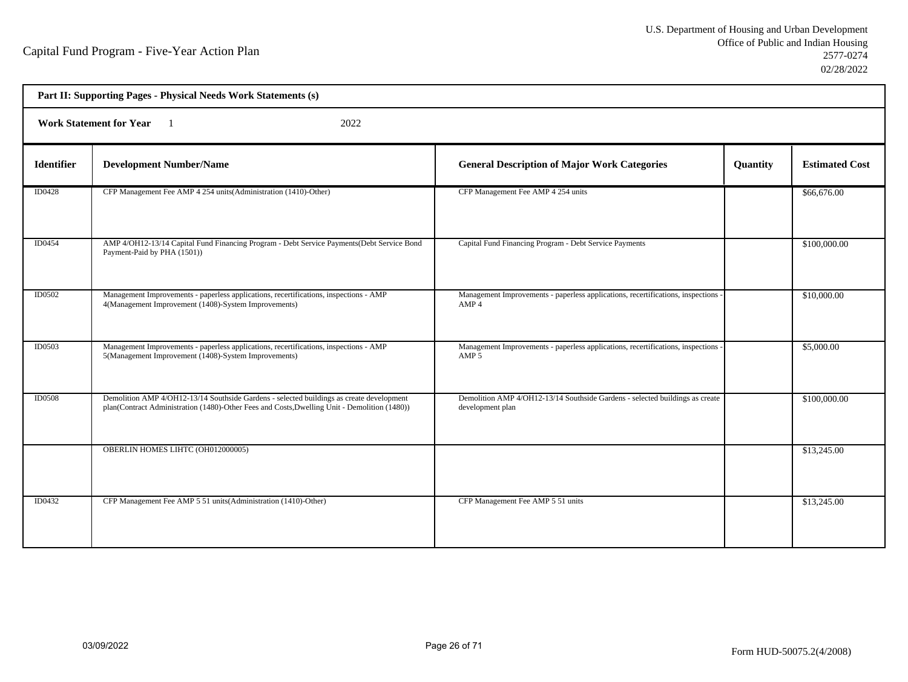Capital Fund Program - Five-Year Action Plan

U.S. Department of Housing and Urban Development
Office of Public and Indian Housing
2577-0274
02/28/2022

**Part II: Supporting Pages - Physical Needs Work Statements (s)**

**Work Statement for Year** 1 2022

| Identifier | Development Number/Name | General Description of Major Work Categories | Quantity | Estimated Cost |
|---|---|---|---|---|
| ID0428 | CFP Management Fee AMP 4 254 units(Administration (1410)-Other) | CFP Management Fee AMP 4 254 units | | $66,676.00 |
| ID0454 | AMP 4/OH12-13/14 Capital Fund Financing Program - Debt Service Payments(Debt Service Bond Payment-Paid by PHA (1501)) | Capital Fund Financing Program - Debt Service Payments | | $100,000.00 |
| ID0502 | Management Improvements - paperless applications, recertifications, inspections - AMP 4(Management Improvement (1408)-System Improvements) | Management Improvements - paperless applications, recertifications, inspections - AMP 4 | | $10,000.00 |
| ID0503 | Management Improvements - paperless applications, recertifications, inspections - AMP 5(Management Improvement (1408)-System Improvements) | Management Improvements - paperless applications, recertifications, inspections - AMP 5 | | $5,000.00 |
| ID0508 | Demolition AMP 4/OH12-13/14 Southside Gardens - selected buildings as create development plan(Contract Administration (1480)-Other Fees and Costs,Dwelling Unit - Demolition (1480)) | Demolition AMP 4/OH12-13/14 Southside Gardens - selected buildings as create development plan | | $100,000.00 |
| | OBERLIN HOMES LIHTC (OH012000005) | | | $13,245.00 |
| ID0432 | CFP Management Fee AMP 5 51 units(Administration (1410)-Other) | CFP Management Fee AMP 5 51 units | | $13,245.00 |

03/09/2022

Form HUD-50075.2(4/2008)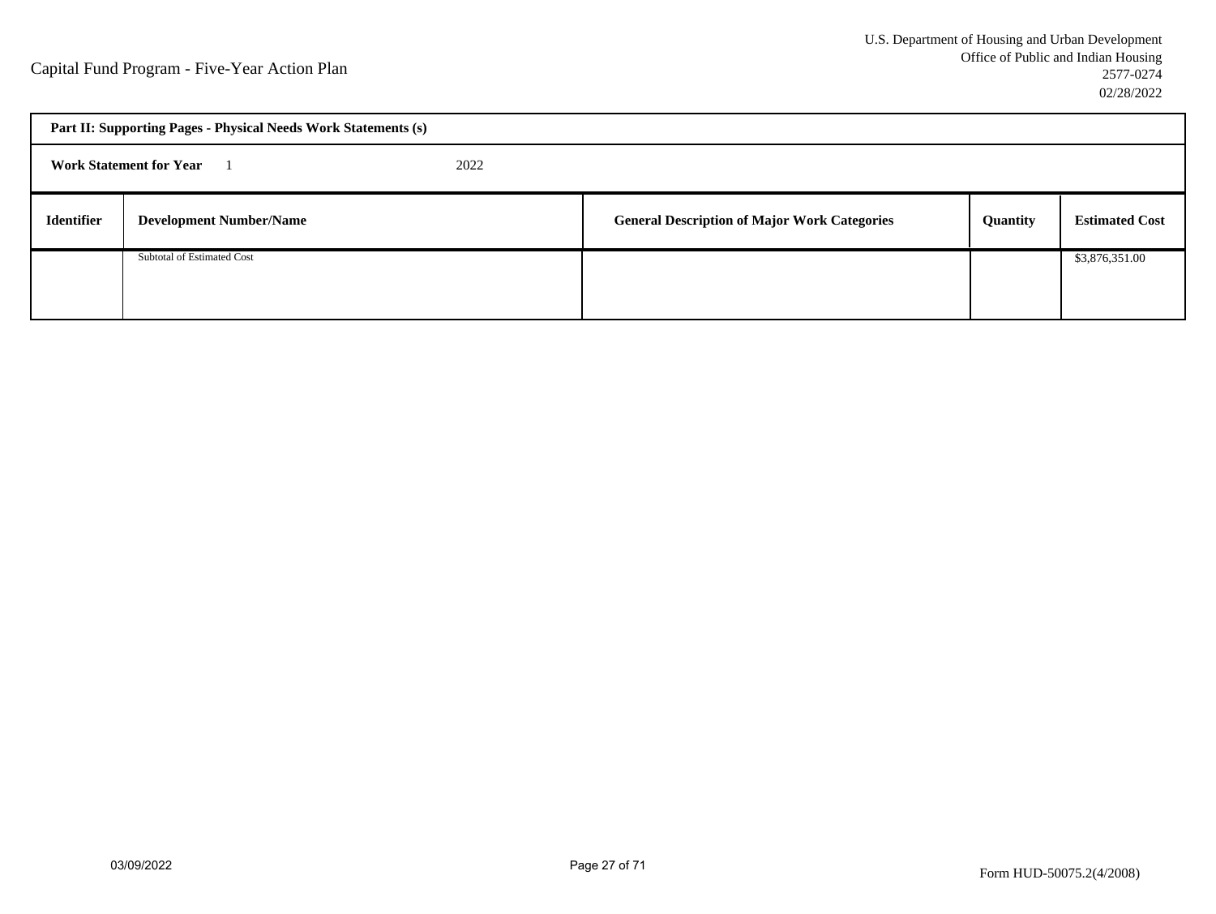Capital Fund Program - Five-Year Action Plan

U.S. Department of Housing and Urban Development
Office of Public and Indian Housing
2577-0274
02/28/2022

**Part II: Supporting Pages - Physical Needs Work Statements (s)**

**Work Statement for Year** 1 2022

| Identifier | Development Number/Name | General Description of Major Work Categories | Quantity | Estimated Cost |
|---|---|---|---|---|
| | Subtotal of Estimated Cost | | | $3,876,351.00 |

03/09/2022

Form HUD-50075.2(4/2008)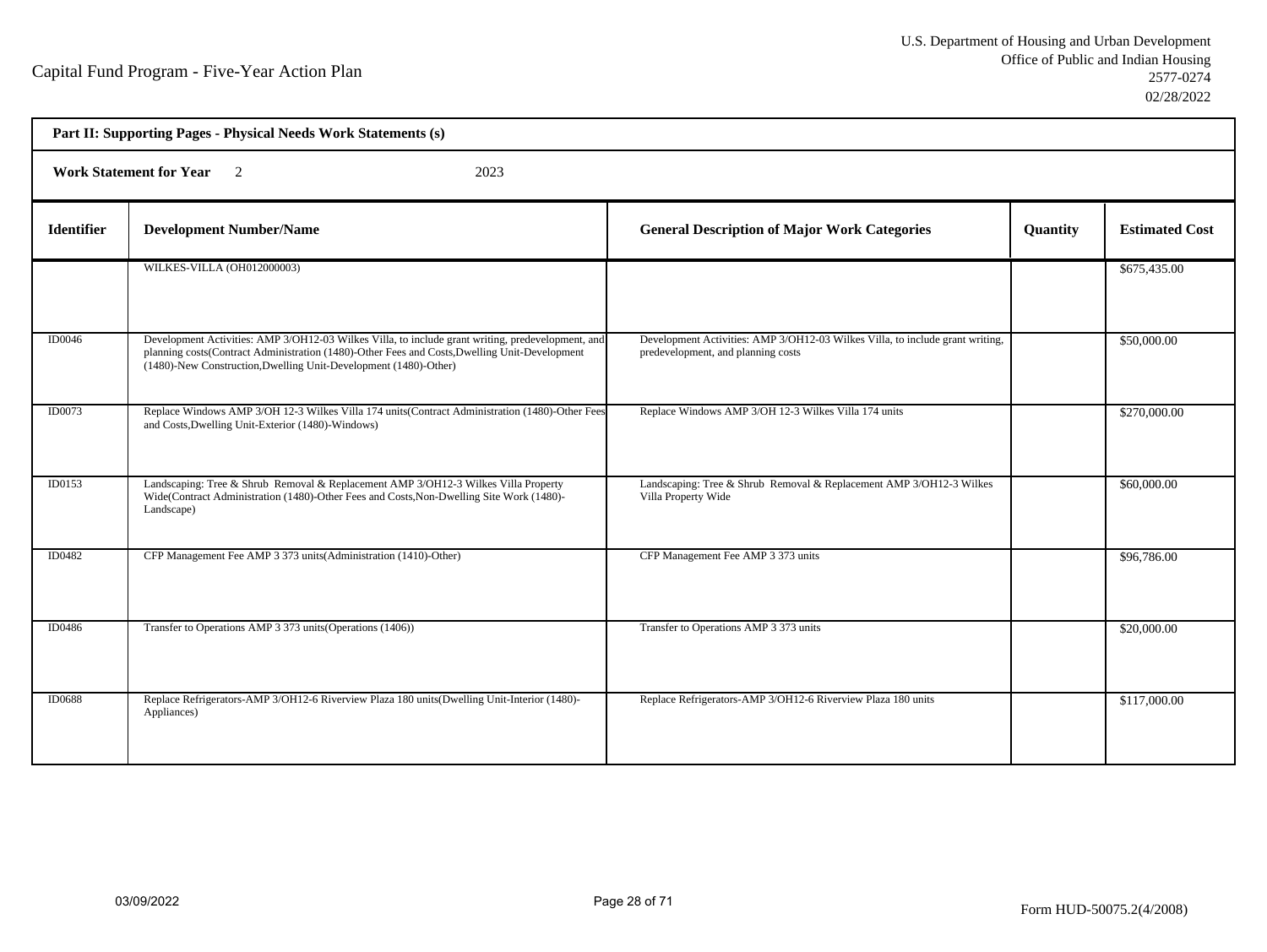Capital Fund Program - Five-Year Action Plan

U.S. Department of Housing and Urban Development
Office of Public and Indian Housing
2577-0274
02/28/2022

**Part II: Supporting Pages - Physical Needs Work Statements (s)**

**Work Statement for Year** 2 2023

| Identifier | Development Number/Name | General Description of Major Work Categories | Quantity | Estimated Cost |
|---|---|---|---|---|
| | WILKES-VILLA (OH012000003) | | | $675,435.00 |
| ID0046 | Development Activities: AMP 3/OH12-03 Wilkes Villa, to include grant writing, predevelopment, and planning costs(Contract Administration (1480)-Other Fees and Costs,Dwelling Unit-Development (1480)-New Construction,Dwelling Unit-Development (1480)-Other) | Development Activities: AMP 3/OH12-03 Wilkes Villa, to include grant writing, predevelopment, and planning costs | | $50,000.00 |
| ID0073 | Replace Windows AMP 3/OH 12-3 Wilkes Villa 174 units(Contract Administration (1480)-Other Fees and Costs,Dwelling Unit-Exterior (1480)-Windows) | Replace Windows AMP 3/OH 12-3 Wilkes Villa 174 units | | $270,000.00 |
| ID0153 | Landscaping: Tree & Shrub Removal & Replacement AMP 3/OH12-3 Wilkes Villa Property Wide(Contract Administration (1480)-Other Fees and Costs,Non-Dwelling Site Work (1480)-Landscape) | Landscaping: Tree & Shrub Removal & Replacement AMP 3/OH12-3 Wilkes Villa Property Wide | | $60,000.00 |
| ID0482 | CFP Management Fee AMP 3 373 units(Administration (1410)-Other) | CFP Management Fee AMP 3 373 units | | $96,786.00 |
| ID0486 | Transfer to Operations AMP 3 373 units(Operations (1406)) | Transfer to Operations AMP 3 373 units | | $20,000.00 |
| ID0688 | Replace Refrigerators-AMP 3/OH12-6 Riverview Plaza 180 units(Dwelling Unit-Interior (1480)-Appliances) | Replace Refrigerators-AMP 3/OH12-6 Riverview Plaza 180 units | | $117,000.00 |

03/09/2022

Form HUD-50075.2(4/2008)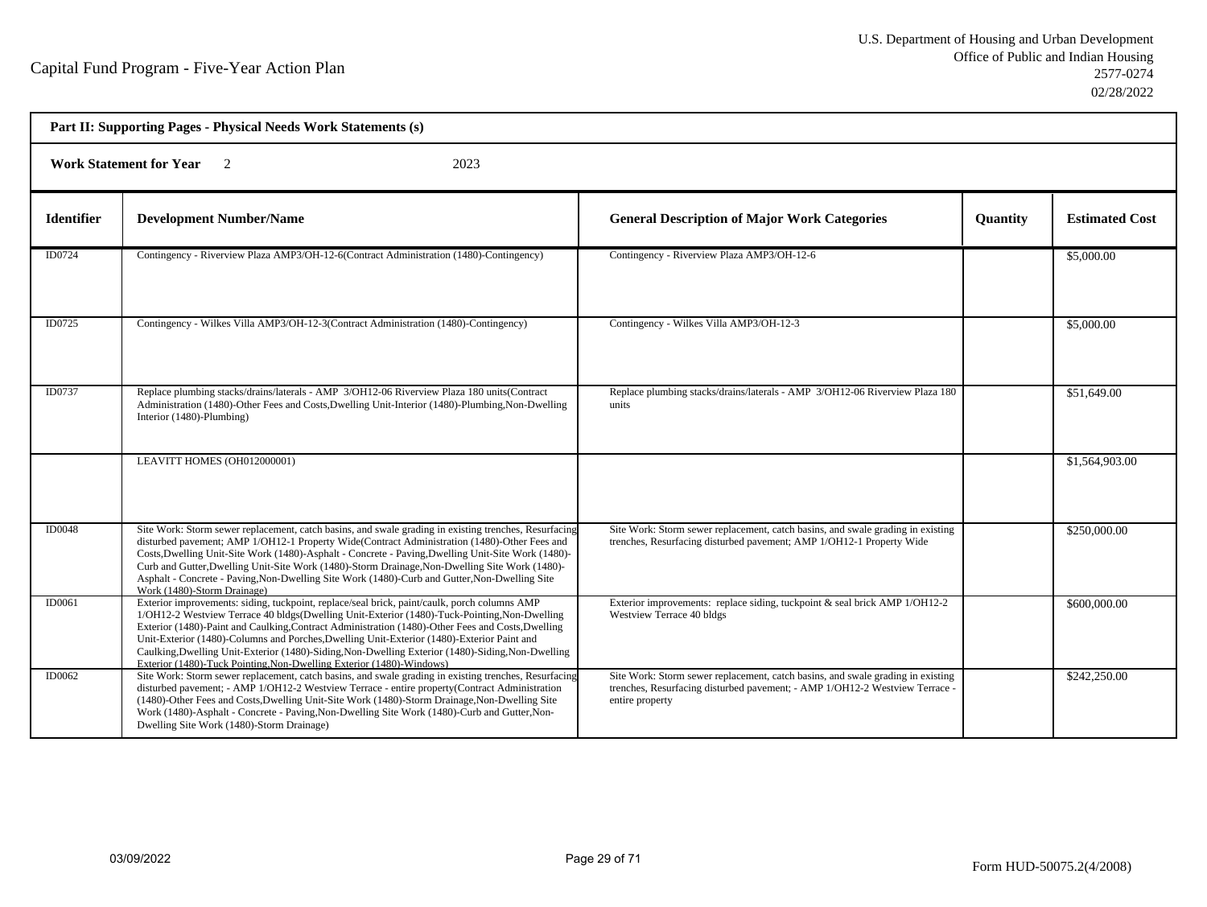Capital Fund Program - Five-Year Action Plan

U.S. Department of Housing and Urban Development
Office of Public and Indian Housing
2577-0274
02/28/2022

**Part II: Supporting Pages - Physical Needs Work Statements (s)**

**Work Statement for Year** 2 2023

| Identifier | Development Number/Name | General Description of Major Work Categories | Quantity | Estimated Cost |
|---|---|---|---|---|
| ID0724 | Contingency - Riverview Plaza AMP3/OH-12-6(Contract Administration (1480)-Contingency) | Contingency - Riverview Plaza AMP3/OH-12-6 | | $5,000.00 |
| ID0725 | Contingency - Wilkes Villa AMP3/OH-12-3(Contract Administration (1480)-Contingency) | Contingency - Wilkes Villa AMP3/OH-12-3 | | $5,000.00 |
| ID0737 | Replace plumbing stacks/drains/laterals - AMP 3/OH12-06 Riverview Plaza 180 units(Contract Administration (1480)-Other Fees and Costs,Dwelling Unit-Interior (1480)-Plumbing,Non-Dwelling Interior (1480)-Plumbing) | Replace plumbing stacks/drains/laterals - AMP 3/OH12-06 Riverview Plaza 180 units | | $51,649.00 |
| | LEAVITT HOMES (OH012000001) | | | $1,564,903.00 |
| ID0048 | Site Work: Storm sewer replacement, catch basins, and swale grading in existing trenches, Resurfacing disturbed pavement; AMP 1/OH12-1 Property Wide(Contract Administration (1480)-Other Fees and Costs,Dwelling Unit-Site Work (1480)-Asphalt - Concrete - Paving,Dwelling Unit-Site Work (1480)-Curb and Gutter,Dwelling Unit-Site Work (1480)-Storm Drainage,Non-Dwelling Site Work (1480)-Asphalt - Concrete - Paving,Non-Dwelling Site Work (1480)-Curb and Gutter,Non-Dwelling Site Work (1480)-Storm Drainage) | Site Work: Storm sewer replacement, catch basins, and swale grading in existing trenches, Resurfacing disturbed pavement; AMP 1/OH12-1 Property Wide | | $250,000.00 |
| ID0061 | Exterior improvements: siding, tuckpoint, replace/seal brick, paint/caulk, porch columns AMP 1/OH12-2 Westview Terrace 40 bldgs(Dwelling Unit-Exterior (1480)-Tuck-Pointing,Non-Dwelling Exterior (1480)-Paint and Caulking,Contract Administration (1480)-Other Fees and Costs,Dwelling Unit-Exterior (1480)-Columns and Porches,Dwelling Unit-Exterior (1480)-Exterior Paint and Caulking,Dwelling Unit-Exterior (1480)-Siding,Non-Dwelling Exterior (1480)-Siding,Non-Dwelling Exterior (1480)-Tuck Pointing,Non-Dwelling Exterior (1480)-Windows) | Exterior improvements: replace siding, tuckpoint & seal brick AMP 1/OH12-2 Westview Terrace 40 bldgs | | $600,000.00 |
| ID0062 | Site Work: Storm sewer replacement, catch basins, and swale grading in existing trenches, Resurfacing disturbed pavement; - AMP 1/OH12-2 Westview Terrace - entire property(Contract Administration (1480)-Other Fees and Costs,Dwelling Unit-Site Work (1480)-Storm Drainage,Non-Dwelling Site Work (1480)-Asphalt - Concrete - Paving,Non-Dwelling Site Work (1480)-Curb and Gutter,Non-Dwelling Site Work (1480)-Storm Drainage) | Site Work: Storm sewer replacement, catch basins, and swale grading in existing trenches, Resurfacing disturbed pavement; - AMP 1/OH12-2 Westview Terrace - entire property | | $242,250.00 |

03/09/2022

Form HUD-50075.2(4/2008)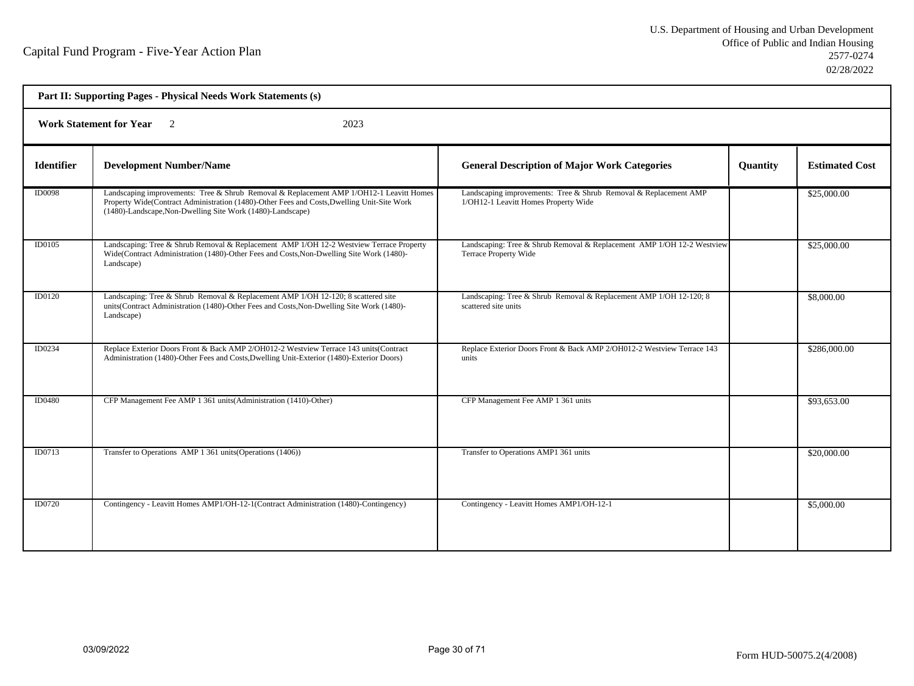Capital Fund Program - Five-Year Action Plan

U.S. Department of Housing and Urban Development
Office of Public and Indian Housing
2577-0274
02/28/2022

**Part II: Supporting Pages - Physical Needs Work Statements (s)**

**Work Statement for Year** 2 2023

| Identifier | Development Number/Name | General Description of Major Work Categories | Quantity | Estimated Cost |
|---|---|---|---|---|
| ID0098 | Landscaping improvements: Tree & Shrub Removal & Replacement AMP 1/OH12-1 Leavitt Homes Property Wide(Contract Administration (1480)-Other Fees and Costs,Dwelling Unit-Site Work (1480)-Landscape,Non-Dwelling Site Work (1480)-Landscape) | Landscaping improvements: Tree & Shrub Removal & Replacement AMP 1/OH12-1 Leavitt Homes Property Wide | | $25,000.00 |
| ID0105 | Landscaping: Tree & Shrub Removal & Replacement AMP 1/OH 12-2 Westview Terrace Property Wide(Contract Administration (1480)-Other Fees and Costs,Non-Dwelling Site Work (1480)-Landscape) | Landscaping: Tree & Shrub Removal & Replacement AMP 1/OH 12-2 Westview Terrace Property Wide | | $25,000.00 |
| ID0120 | Landscaping: Tree & Shrub Removal & Replacement AMP 1/OH 12-120; 8 scattered site units(Contract Administration (1480)-Other Fees and Costs,Non-Dwelling Site Work (1480)-Landscape) | Landscaping: Tree & Shrub Removal & Replacement AMP 1/OH 12-120; 8 scattered site units | | $8,000.00 |
| ID0234 | Replace Exterior Doors Front & Back AMP 2/OH012-2 Westview Terrace 143 units(Contract Administration (1480)-Other Fees and Costs,Dwelling Unit-Exterior (1480)-Exterior Doors) | Replace Exterior Doors Front & Back AMP 2/OH012-2 Westview Terrace 143 units | | $286,000.00 |
| ID0480 | CFP Management Fee AMP 1 361 units(Administration (1410)-Other) | CFP Management Fee AMP 1 361 units | | $93,653.00 |
| ID0713 | Transfer to Operations AMP 1 361 units(Operations (1406)) | Transfer to Operations AMP1 361 units | | $20,000.00 |
| ID0720 | Contingency - Leavitt Homes AMP1/OH-12-1(Contract Administration (1480)-Contingency) | Contingency - Leavitt Homes AMP1/OH-12-1 | | $5,000.00 |

03/09/2022

Form HUD-50075.2(4/2008)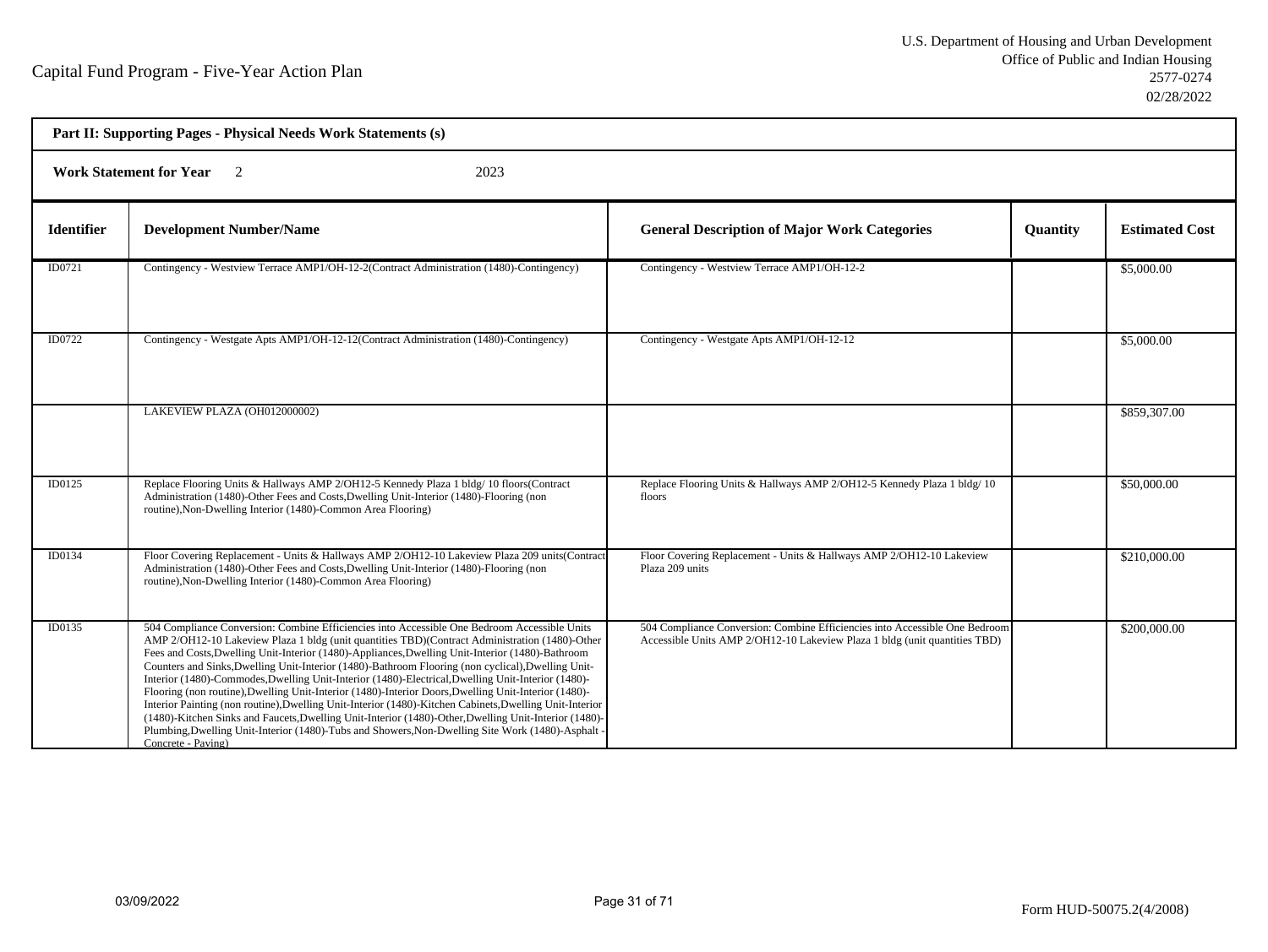**Part II: Supporting Pages - Physical Needs Work Statements (s)**

**Work Statement for Year** 2 2023

| Identifier | Development Number/Name | General Description of Major Work Categories | Quantity | Estimated Cost |
|---|---|---|---|---|
| ID0721 | Contingency - Westview Terrace AMP1/OH-12-2(Contract Administration (1480)-Contingency) | Contingency - Westview Terrace AMP1/OH-12-2 | | $5,000.00 |
| ID0722 | Contingency - Westgate Apts AMP1/OH-12-12(Contract Administration (1480)-Contingency) | Contingency - Westgate Apts AMP1/OH-12-12 | | $5,000.00 |
| | LAKEVIEW PLAZA (OH012000002) | | | $859,307.00 |
| ID0125 | Replace Flooring Units & Hallways AMP 2/OH12-5 Kennedy Plaza 1 bldg/ 10 floors(Contract Administration (1480)-Other Fees and Costs,Dwelling Unit-Interior (1480)-Flooring (non routine),Non-Dwelling Interior (1480)-Common Area Flooring) | Replace Flooring Units & Hallways AMP 2/OH12-5 Kennedy Plaza 1 bldg/ 10 floors | | $50,000.00 |
| ID0134 | Floor Covering Replacement - Units & Hallways AMP 2/OH12-10 Lakeview Plaza 209 units(Contract Administration (1480)-Other Fees and Costs,Dwelling Unit-Interior (1480)-Flooring (non routine),Non-Dwelling Interior (1480)-Common Area Flooring) | Floor Covering Replacement - Units & Hallways AMP 2/OH12-10 Lakeview Plaza 209 units | | $210,000.00 |
| ID0135 | 504 Compliance Conversion: Combine Efficiencies into Accessible One Bedroom Accessible Units AMP 2/OH12-10 Lakeview Plaza 1 bldg (unit quantities TBD)(Contract Administration (1480)-Other Fees and Costs,Dwelling Unit-Interior (1480)-Appliances,Dwelling Unit-Interior (1480)-Bathroom Counters and Sinks,Dwelling Unit-Interior (1480)-Bathroom Flooring (non cyclical),Dwelling Unit-Interior (1480)-Commodes,Dwelling Unit-Interior (1480)-Electrical,Dwelling Unit-Interior (1480)-Flooring (non routine),Dwelling Unit-Interior (1480)-Interior Doors,Dwelling Unit-Interior (1480)-Interior Painting (non routine),Dwelling Unit-Interior (1480)-Kitchen Cabinets,Dwelling Unit-Interior (1480)-Kitchen Sinks and Faucets,Dwelling Unit-Interior (1480)-Other,Dwelling Unit-Interior (1480)-Plumbing,Dwelling Unit-Interior (1480)-Tubs and Showers,Non-Dwelling Site Work (1480)-Asphalt - Concrete - Paving) | 504 Compliance Conversion: Combine Efficiencies into Accessible One Bedroom Accessible Units AMP 2/OH12-10 Lakeview Plaza 1 bldg (unit quantities TBD) | | $200,000.00 |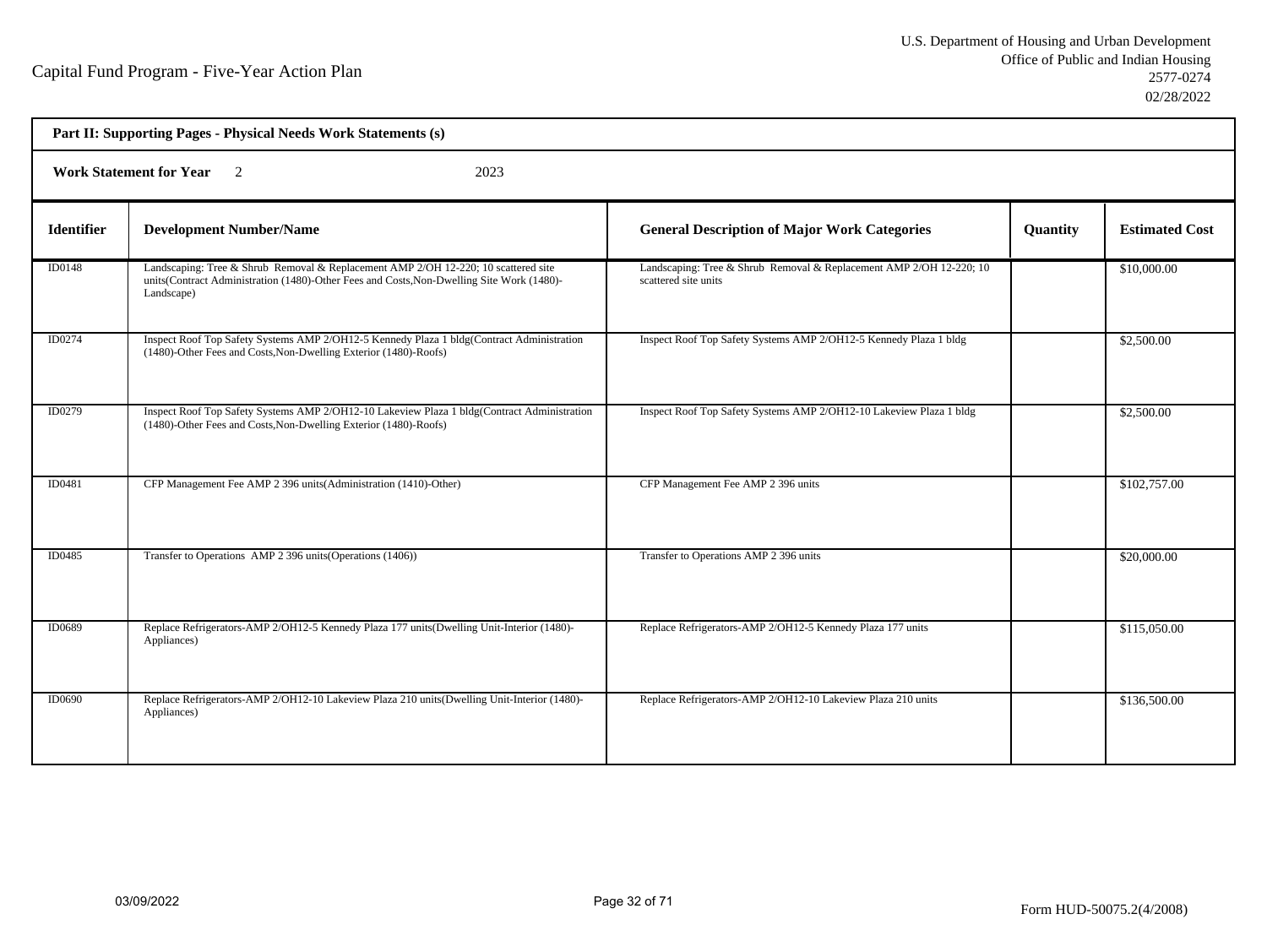Capital Fund Program - Five-Year Action Plan

U.S. Department of Housing and Urban Development
Office of Public and Indian Housing
2577-0274
02/28/2022

**Part II: Supporting Pages - Physical Needs Work Statements (s)**

**Work Statement for Year** 2 2023

| Identifier | Development Number/Name | General Description of Major Work Categories | Quantity | Estimated Cost |
|---|---|---|---|---|
| ID0148 | Landscaping: Tree & Shrub Removal & Replacement AMP 2/OH 12-220; 10 scattered site units(Contract Administration (1480)-Other Fees and Costs,Non-Dwelling Site Work (1480)-Landscape) | Landscaping: Tree & Shrub Removal & Replacement AMP 2/OH 12-220; 10 scattered site units | | $10,000.00 |
| ID0274 | Inspect Roof Top Safety Systems AMP 2/OH12-5 Kennedy Plaza 1 bldg(Contract Administration (1480)-Other Fees and Costs,Non-Dwelling Exterior (1480)-Roofs) | Inspect Roof Top Safety Systems AMP 2/OH12-5 Kennedy Plaza 1 bldg | | $2,500.00 |
| ID0279 | Inspect Roof Top Safety Systems AMP 2/OH12-10 Lakeview Plaza 1 bldg(Contract Administration (1480)-Other Fees and Costs,Non-Dwelling Exterior (1480)-Roofs) | Inspect Roof Top Safety Systems AMP 2/OH12-10 Lakeview Plaza 1 bldg | | $2,500.00 |
| ID0481 | CFP Management Fee AMP 2 396 units(Administration (1410)-Other) | CFP Management Fee AMP 2 396 units | | $102,757.00 |
| ID0485 | Transfer to Operations AMP 2 396 units(Operations (1406)) | Transfer to Operations AMP 2 396 units | | $20,000.00 |
| ID0689 | Replace Refrigerators-AMP 2/OH12-5 Kennedy Plaza 177 units(Dwelling Unit-Interior (1480)-Appliances) | Replace Refrigerators-AMP 2/OH12-5 Kennedy Plaza 177 units | | $115,050.00 |
| ID0690 | Replace Refrigerators-AMP 2/OH12-10 Lakeview Plaza 210 units(Dwelling Unit-Interior (1480)-Appliances) | Replace Refrigerators-AMP 2/OH12-10 Lakeview Plaza 210 units | | $136,500.00 |

03/09/2022

Form HUD-50075.2(4/2008)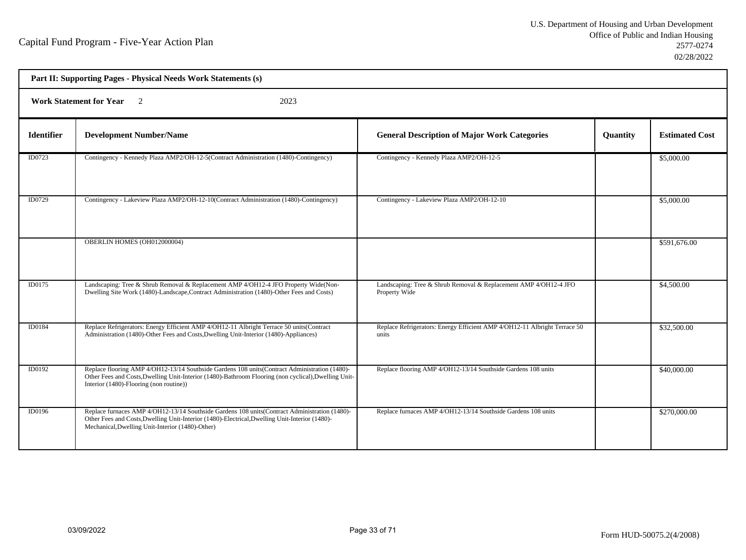Capital Fund Program - Five-Year Action Plan

U.S. Department of Housing and Urban Development
Office of Public and Indian Housing
2577-0274
02/28/2022

**Part II: Supporting Pages - Physical Needs Work Statements (s)**

**Work Statement for Year** 2 2023

| Identifier | Development Number/Name | General Description of Major Work Categories | Quantity | Estimated Cost |
|---|---|---|---|---|
| ID0723 | Contingency - Kennedy Plaza AMP2/OH-12-5(Contract Administration (1480)-Contingency) | Contingency - Kennedy Plaza AMP2/OH-12-5 | | $5,000.00 |
| ID0729 | Contingency - Lakeview Plaza AMP2/OH-12-10(Contract Administration (1480)-Contingency) | Contingency - Lakeview Plaza AMP2/OH-12-10 | | $5,000.00 |
| | OBERLIN HOMES (OH012000004) | | | $591,676.00 |
| ID0175 | Landscaping: Tree & Shrub Removal & Replacement AMP 4/OH12-4 JFO Property Wide(Non-Dwelling Site Work (1480)-Landscape,Contract Administration (1480)-Other Fees and Costs) | Landscaping: Tree & Shrub Removal & Replacement AMP 4/OH12-4 JFO Property Wide | | $4,500.00 |
| ID0184 | Replace Refrigerators: Energy Efficient AMP 4/OH12-11 Albright Terrace 50 units(Contract Administration (1480)-Other Fees and Costs,Dwelling Unit-Interior (1480)-Appliances) | Replace Refrigerators: Energy Efficient AMP 4/OH12-11 Albright Terrace 50 units | | $32,500.00 |
| ID0192 | Replace flooring AMP 4/OH12-13/14 Southside Gardens 108 units(Contract Administration (1480)-Other Fees and Costs,Dwelling Unit-Interior (1480)-Bathroom Flooring (non cyclical),Dwelling Unit-Interior (1480)-Flooring (non routine)) | Replace flooring AMP 4/OH12-13/14 Southside Gardens 108 units | | $40,000.00 |
| ID0196 | Replace furnaces AMP 4/OH12-13/14 Southside Gardens 108 units(Contract Administration (1480)-Other Fees and Costs,Dwelling Unit-Interior (1480)-Electrical,Dwelling Unit-Interior (1480)-Mechanical,Dwelling Unit-Interior (1480)-Other) | Replace furnaces AMP 4/OH12-13/14 Southside Gardens 108 units | | $270,000.00 |

03/09/2022

Form HUD-50075.2(4/2008)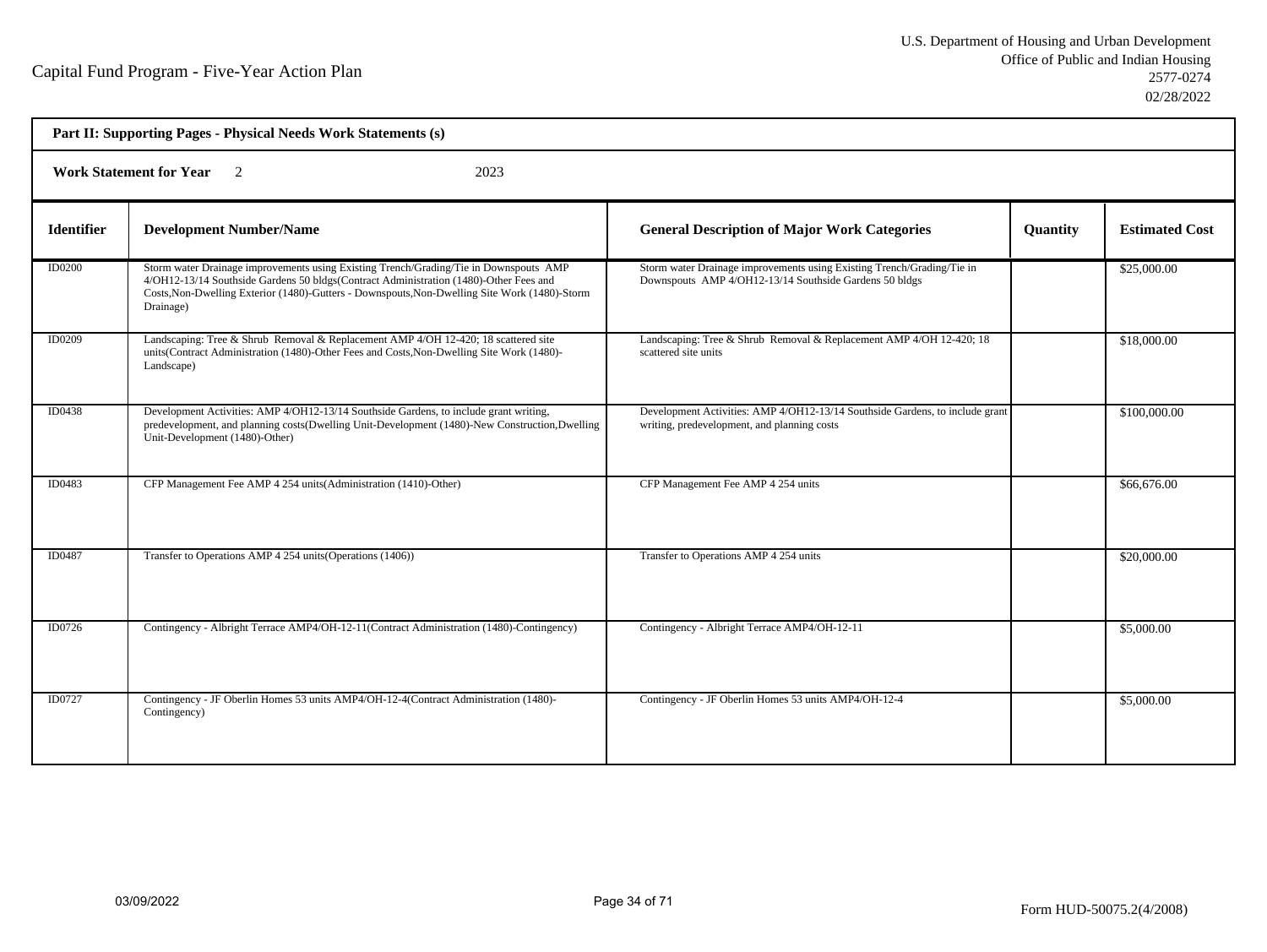Capital Fund Program - Five-Year Action Plan

U.S. Department of Housing and Urban Development
Office of Public and Indian Housing
2577-0274
02/28/2022

**Part II: Supporting Pages - Physical Needs Work Statements (s)**

**Work Statement for Year** 2 2023

| Identifier | Development Number/Name | General Description of Major Work Categories | Quantity | Estimated Cost |
|---|---|---|---|---|
| ID0200 | Storm water Drainage improvements using Existing Trench/Grading/Tie in Downspouts AMP 4/OH12-13/14 Southside Gardens 50 bldgs(Contract Administration (1480)-Other Fees and Costs,Non-Dwelling Exterior (1480)-Gutters - Downspouts,Non-Dwelling Site Work (1480)-Storm Drainage) | Storm water Drainage improvements using Existing Trench/Grading/Tie in Downspouts AMP 4/OH12-13/14 Southside Gardens 50 bldgs | | $25,000.00 |
| ID0209 | Landscaping: Tree & Shrub Removal & Replacement AMP 4/OH 12-420; 18 scattered site units(Contract Administration (1480)-Other Fees and Costs,Non-Dwelling Site Work (1480)-Landscape) | Landscaping: Tree & Shrub Removal & Replacement AMP 4/OH 12-420; 18 scattered site units | | $18,000.00 |
| ID0438 | Development Activities: AMP 4/OH12-13/14 Southside Gardens, to include grant writing, predevelopment, and planning costs(Dwelling Unit-Development (1480)-New Construction,Dwelling Unit-Development (1480)-Other) | Development Activities: AMP 4/OH12-13/14 Southside Gardens, to include grant writing, predevelopment, and planning costs | | $100,000.00 |
| ID0483 | CFP Management Fee AMP 4 254 units(Administration (1410)-Other) | CFP Management Fee AMP 4 254 units | | $66,676.00 |
| ID0487 | Transfer to Operations AMP 4 254 units(Operations (1406)) | Transfer to Operations AMP 4 254 units | | $20,000.00 |
| ID0726 | Contingency - Albright Terrace AMP4/OH-12-11(Contract Administration (1480)-Contingency) | Contingency - Albright Terrace AMP4/OH-12-11 | | $5,000.00 |
| ID0727 | Contingency - JF Oberlin Homes 53 units AMP4/OH-12-4(Contract Administration (1480)-Contingency) | Contingency - JF Oberlin Homes 53 units AMP4/OH-12-4 | | $5,000.00 |

03/09/2022

Form HUD-50075.2(4/2008)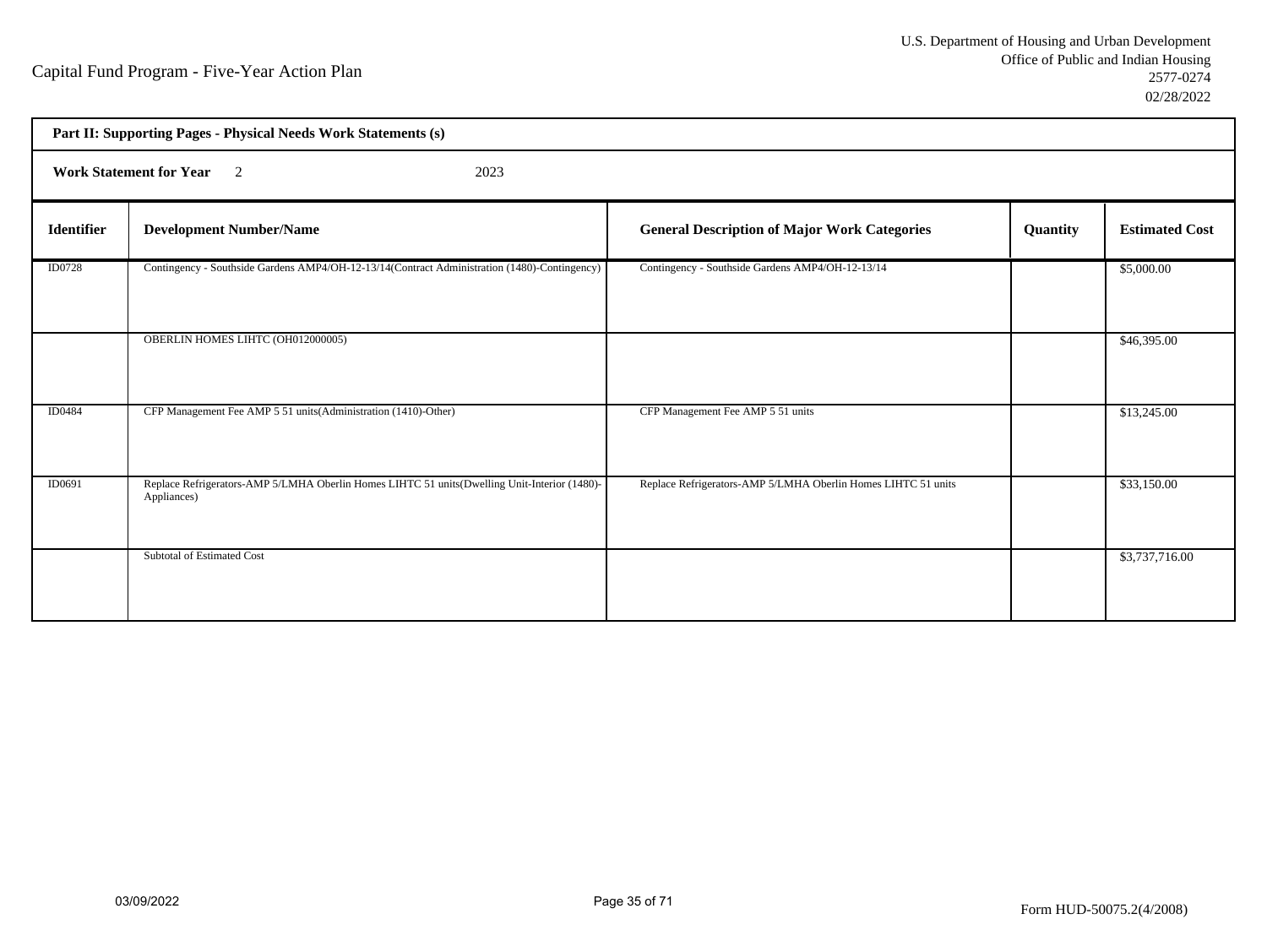Capital Fund Program - Five-Year Action Plan

U.S. Department of Housing and Urban Development
Office of Public and Indian Housing
2577-0274
02/28/2022

**Part II: Supporting Pages - Physical Needs Work Statements (s)**

**Work Statement for Year** 2 2023

| Identifier | Development Number/Name | General Description of Major Work Categories | Quantity | Estimated Cost |
|---|---|---|---|---|
| ID0728 | Contingency - Southside Gardens AMP4/OH-12-13/14(Contract Administration (1480)-Contingency) | Contingency - Southside Gardens AMP4/OH-12-13/14 | | $5,000.00 |
| | OBERLIN HOMES LIHTC (OH012000005) | | | $46,395.00 |
| ID0484 | CFP Management Fee AMP 5 51 units(Administration (1410)-Other) | CFP Management Fee AMP 5 51 units | | $13,245.00 |
| ID0691 | Replace Refrigerators-AMP 5/LMHA Oberlin Homes LIHTC 51 units(Dwelling Unit-Interior (1480)-Appliances) | Replace Refrigerators-AMP 5/LMHA Oberlin Homes LIHTC 51 units | | $33,150.00 |
| | Subtotal of Estimated Cost | | | $3,737,716.00 |

03/09/2022

Form HUD-50075.2(4/2008)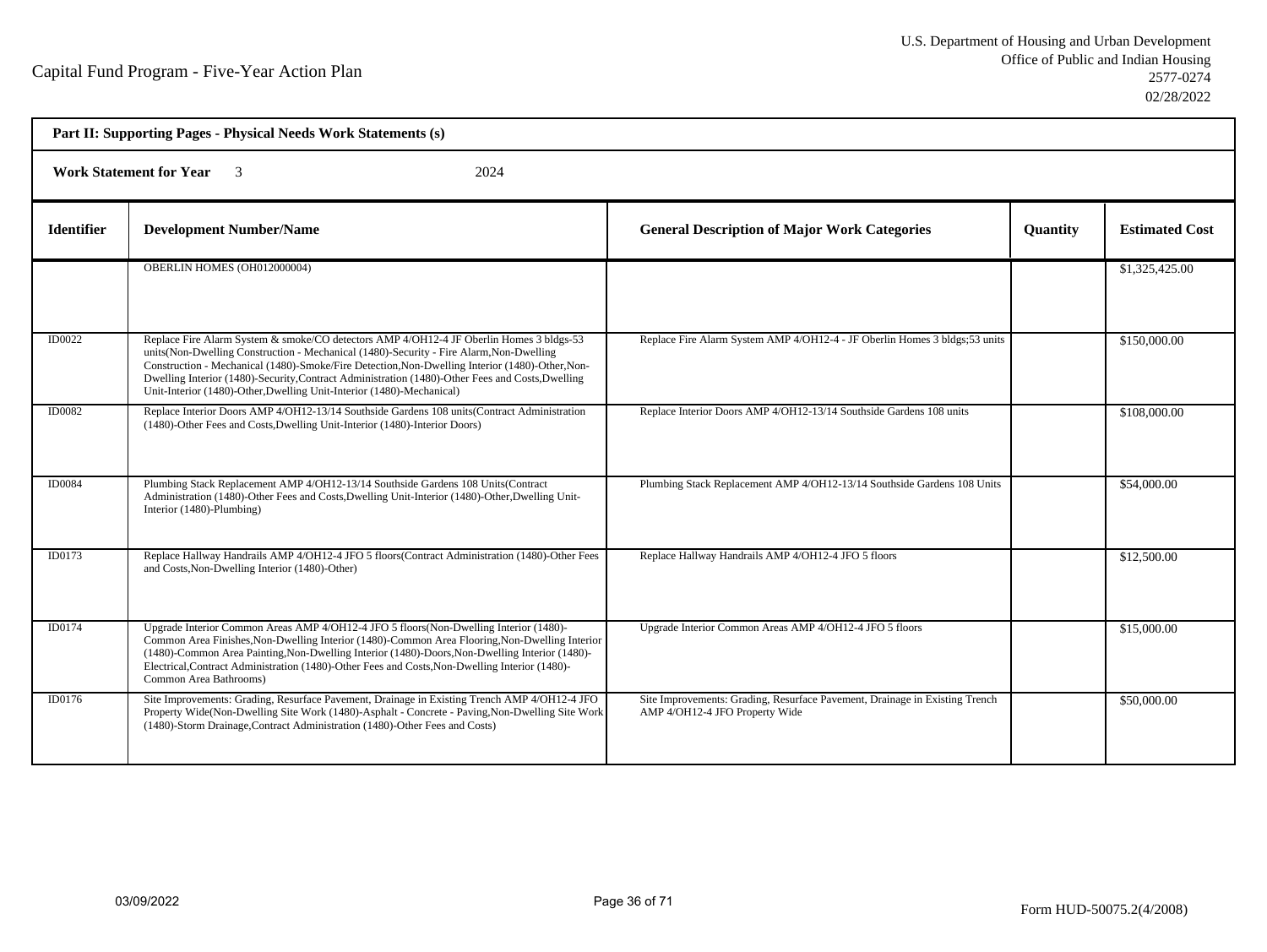Capital Fund Program - Five-Year Action Plan

U.S. Department of Housing and Urban Development
Office of Public and Indian Housing
2577-0274
02/28/2022

**Part II: Supporting Pages - Physical Needs Work Statements (s)**

**Work Statement for Year** 3 2024

| Identifier | Development Number/Name | General Description of Major Work Categories | Quantity | Estimated Cost |
|---|---|---|---|---|
| | OBERLIN HOMES (OH012000004) | | | $1,325,425.00 |
| ID0022 | Replace Fire Alarm System & smoke/CO detectors AMP 4/OH12-4 JF Oberlin Homes 3 bldgs-53 units(Non-Dwelling Construction - Mechanical (1480)-Security - Fire Alarm,Non-Dwelling Construction - Mechanical (1480)-Smoke/Fire Detection,Non-Dwelling Interior (1480)-Other,Non-Dwelling Interior (1480)-Security,Contract Administration (1480)-Other Fees and Costs,Dwelling Unit-Interior (1480)-Other,Dwelling Unit-Interior (1480)-Mechanical) | Replace Fire Alarm System AMP 4/OH12-4 - JF Oberlin Homes 3 bldgs;53 units | | $150,000.00 |
| ID0082 | Replace Interior Doors AMP 4/OH12-13/14 Southside Gardens 108 units(Contract Administration (1480)-Other Fees and Costs,Dwelling Unit-Interior (1480)-Interior Doors) | Replace Interior Doors AMP 4/OH12-13/14 Southside Gardens 108 units | | $108,000.00 |
| ID0084 | Plumbing Stack Replacement AMP 4/OH12-13/14 Southside Gardens 108 Units(Contract Administration (1480)-Other Fees and Costs,Dwelling Unit-Interior (1480)-Other,Dwelling Unit-Interior (1480)-Plumbing) | Plumbing Stack Replacement AMP 4/OH12-13/14 Southside Gardens 108 Units | | $54,000.00 |
| ID0173 | Replace Hallway Handrails AMP 4/OH12-4 JFO 5 floors(Contract Administration (1480)-Other Fees and Costs,Non-Dwelling Interior (1480)-Other) | Replace Hallway Handrails AMP 4/OH12-4 JFO 5 floors | | $12,500.00 |
| ID0174 | Upgrade Interior Common Areas AMP 4/OH12-4 JFO 5 floors(Non-Dwelling Interior (1480)-Common Area Finishes,Non-Dwelling Interior (1480)-Common Area Flooring,Non-Dwelling Interior (1480)-Common Area Painting,Non-Dwelling Interior (1480)-Doors,Non-Dwelling Interior (1480)-Electrical,Contract Administration (1480)-Other Fees and Costs,Non-Dwelling Interior (1480)-Common Area Bathrooms) | Upgrade Interior Common Areas AMP 4/OH12-4 JFO 5 floors | | $15,000.00 |
| ID0176 | Site Improvements: Grading, Resurface Pavement, Drainage in Existing Trench AMP 4/OH12-4 JFO Property Wide(Non-Dwelling Site Work (1480)-Asphalt - Concrete - Paving,Non-Dwelling Site Work (1480)-Storm Drainage,Contract Administration (1480)-Other Fees and Costs) | Site Improvements: Grading, Resurface Pavement, Drainage in Existing Trench AMP 4/OH12-4 JFO Property Wide | | $50,000.00 |

03/09/2022

Form HUD-50075.2(4/2008)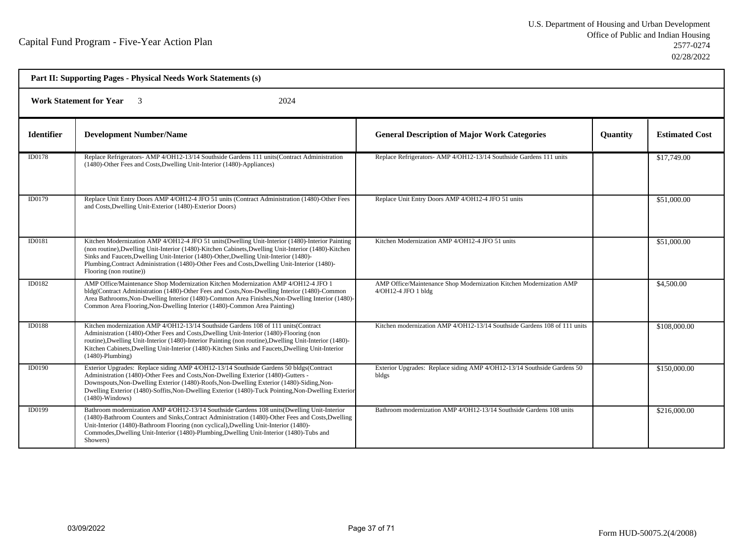Capital Fund Program - Five-Year Action Plan

U.S. Department of Housing and Urban Development
Office of Public and Indian Housing
2577-0274
02/28/2022

**Part II: Supporting Pages - Physical Needs Work Statements (s)**

**Work Statement for Year** 3 2024

| Identifier | Development Number/Name | General Description of Major Work Categories | Quantity | Estimated Cost |
|---|---|---|---|---|
| ID0178 | Replace Refrigerators- AMP 4/OH12-13/14 Southside Gardens 111 units(Contract Administration (1480)-Other Fees and Costs,Dwelling Unit-Interior (1480)-Appliances) | Replace Refrigerators- AMP 4/OH12-13/14 Southside Gardens 111 units | | $17,749.00 |
| ID0179 | Replace Unit Entry Doors AMP 4/OH12-4 JFO 51 units (Contract Administration (1480)-Other Fees and Costs,Dwelling Unit-Exterior (1480)-Exterior Doors) | Replace Unit Entry Doors AMP 4/OH12-4 JFO 51 units | | $51,000.00 |
| ID0181 | Kitchen Modernization AMP 4/OH12-4 JFO 51 units(Dwelling Unit-Interior (1480)-Interior Painting (non routine),Dwelling Unit-Interior (1480)-Kitchen Cabinets,Dwelling Unit-Interior (1480)-Kitchen Sinks and Faucets,Dwelling Unit-Interior (1480)-Other,Dwelling Unit-Interior (1480)-Plumbing,Contract Administration (1480)-Other Fees and Costs,Dwelling Unit-Interior (1480)-Flooring (non routine)) | Kitchen Modernization AMP 4/OH12-4 JFO 51 units | | $51,000.00 |
| ID0182 | AMP Office/Maintenance Shop Modernization Kitchen Modernization AMP 4/OH12-4 JFO 1 bldg(Contract Administration (1480)-Other Fees and Costs,Non-Dwelling Interior (1480)-Common Area Bathrooms,Non-Dwelling Interior (1480)-Common Area Finishes,Non-Dwelling Interior (1480)-Common Area Flooring,Non-Dwelling Interior (1480)-Common Area Painting) | AMP Office/Maintenance Shop Modernization Kitchen Modernization AMP 4/OH12-4 JFO 1 bldg | | $4,500.00 |
| ID0188 | Kitchen modernization AMP 4/OH12-13/14 Southside Gardens 108 of 111 units(Contract Administration (1480)-Other Fees and Costs,Dwelling Unit-Interior (1480)-Flooring (non routine),Dwelling Unit-Interior (1480)-Interior Painting (non routine),Dwelling Unit-Interior (1480)-Kitchen Cabinets,Dwelling Unit-Interior (1480)-Kitchen Sinks and Faucets,Dwelling Unit-Interior (1480)-Plumbing) | Kitchen modernization AMP 4/OH12-13/14 Southside Gardens 108 of 111 units | | $108,000.00 |
| ID0190 | Exterior Upgrades: Replace siding AMP 4/OH12-13/14 Southside Gardens 50 bldgs(Contract Administration (1480)-Other Fees and Costs,Non-Dwelling Exterior (1480)-Gutters - Downspouts,Non-Dwelling Exterior (1480)-Roofs,Non-Dwelling Exterior (1480)-Siding,Non-Dwelling Exterior (1480)-Soffits,Non-Dwelling Exterior (1480)-Tuck Pointing,Non-Dwelling Exterior (1480)-Windows) | Exterior Upgrades: Replace siding AMP 4/OH12-13/14 Southside Gardens 50 bldgs | | $150,000.00 |
| ID0199 | Bathroom modernization AMP 4/OH12-13/14 Southside Gardens 108 units(Dwelling Unit-Interior (1480)-Bathroom Counters and Sinks,Contract Administration (1480)-Other Fees and Costs,Dwelling Unit-Interior (1480)-Bathroom Flooring (non cyclical),Dwelling Unit-Interior (1480)-Commodes,Dwelling Unit-Interior (1480)-Plumbing,Dwelling Unit-Interior (1480)-Tubs and Showers) | Bathroom modernization AMP 4/OH12-13/14 Southside Gardens 108 units | | $216,000.00 |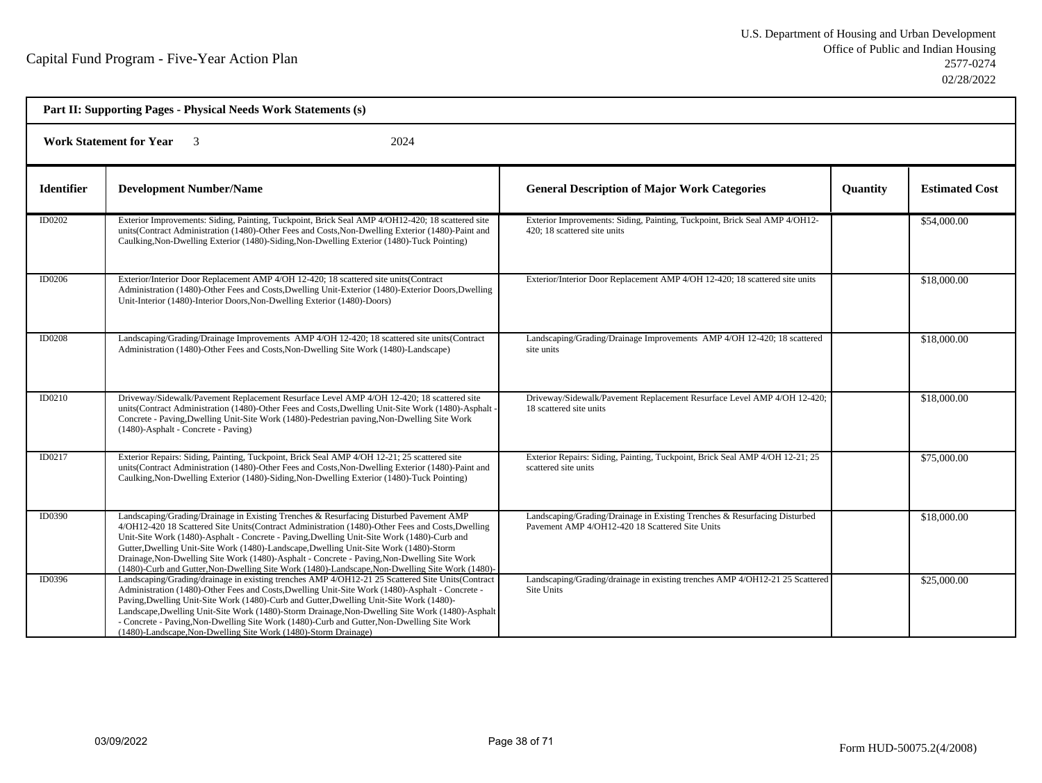Capital Fund Program - Five-Year Action Plan

U.S. Department of Housing and Urban Development
Office of Public and Indian Housing
2577-0274
02/28/2022

**Part II: Supporting Pages - Physical Needs Work Statements (s)**

**Work Statement for Year** 3 2024

| Identifier | Development Number/Name | General Description of Major Work Categories | Quantity | Estimated Cost |
|---|---|---|---|---|
| ID0202 | Exterior Improvements: Siding, Painting, Tuckpoint, Brick Seal AMP 4/OH12-420; 18 scattered site units(Contract Administration (1480)-Other Fees and Costs,Non-Dwelling Exterior (1480)-Paint and Caulking,Non-Dwelling Exterior (1480)-Siding,Non-Dwelling Exterior (1480)-Tuck Pointing) | Exterior Improvements: Siding, Painting, Tuckpoint, Brick Seal AMP 4/OH12-420; 18 scattered site units | | $54,000.00 |
| ID0206 | Exterior/Interior Door Replacement AMP 4/OH 12-420; 18 scattered site units(Contract Administration (1480)-Other Fees and Costs,Dwelling Unit-Exterior (1480)-Exterior Doors,Dwelling Unit-Interior (1480)-Interior Doors,Non-Dwelling Exterior (1480)-Doors) | Exterior/Interior Door Replacement AMP 4/OH 12-420; 18 scattered site units | | $18,000.00 |
| ID0208 | Landscaping/Grading/Drainage Improvements AMP 4/OH 12-420; 18 scattered site units(Contract Administration (1480)-Other Fees and Costs,Non-Dwelling Site Work (1480)-Landscape) | Landscaping/Grading/Drainage Improvements AMP 4/OH 12-420; 18 scattered site units | | $18,000.00 |
| ID0210 | Driveway/Sidewalk/Pavement Replacement Resurface Level AMP 4/OH 12-420; 18 scattered site units(Contract Administration (1480)-Other Fees and Costs,Dwelling Unit-Site Work (1480)-Asphalt - Concrete - Paving,Dwelling Unit-Site Work (1480)-Pedestrian paving,Non-Dwelling Site Work (1480)-Asphalt - Concrete - Paving) | Driveway/Sidewalk/Pavement Replacement Resurface Level AMP 4/OH 12-420; 18 scattered site units | | $18,000.00 |
| ID0217 | Exterior Repairs: Siding, Painting, Tuckpoint, Brick Seal AMP 4/OH 12-21; 25 scattered site units(Contract Administration (1480)-Other Fees and Costs,Non-Dwelling Exterior (1480)-Paint and Caulking,Non-Dwelling Exterior (1480)-Siding,Non-Dwelling Exterior (1480)-Tuck Pointing) | Exterior Repairs: Siding, Painting, Tuckpoint, Brick Seal AMP 4/OH 12-21; 25 scattered site units | | $75,000.00 |
| ID0390 | Landscaping/Grading/Drainage in Existing Trenches & Resurfacing Disturbed Pavement AMP 4/OH12-420 18 Scattered Site Units(Contract Administration (1480)-Other Fees and Costs,Dwelling Unit-Site Work (1480)-Asphalt - Concrete - Paving,Dwelling Unit-Site Work (1480)-Curb and Gutter,Dwelling Unit-Site Work (1480)-Landscape,Dwelling Unit-Site Work (1480)-Storm Drainage,Non-Dwelling Site Work (1480)-Asphalt - Concrete - Paving,Non-Dwelling Site Work (1480)-Curb and Gutter,Non-Dwelling Site Work (1480)-Landscape,Non-Dwelling Site Work (1480)- | Landscaping/Grading/Drainage in Existing Trenches & Resurfacing Disturbed Pavement AMP 4/OH12-420 18 Scattered Site Units | | $18,000.00 |
| ID0396 | Landscaping/Grading/drainage in existing trenches AMP 4/OH12-21 25 Scattered Site Units(Contract Administration (1480)-Other Fees and Costs,Dwelling Unit-Site Work (1480)-Asphalt - Concrete - Paving,Dwelling Unit-Site Work (1480)-Curb and Gutter,Dwelling Unit-Site Work (1480)-Landscape,Dwelling Unit-Site Work (1480)-Storm Drainage,Non-Dwelling Site Work (1480)-Asphalt - Concrete - Paving,Non-Dwelling Site Work (1480)-Curb and Gutter,Non-Dwelling Site Work (1480)-Landscape,Non-Dwelling Site Work (1480)-Storm Drainage) | Landscaping/Grading/drainage in existing trenches AMP 4/OH12-21 25 Scattered Site Units | | $25,000.00 |

03/09/2022

Form HUD-50075.2(4/2008)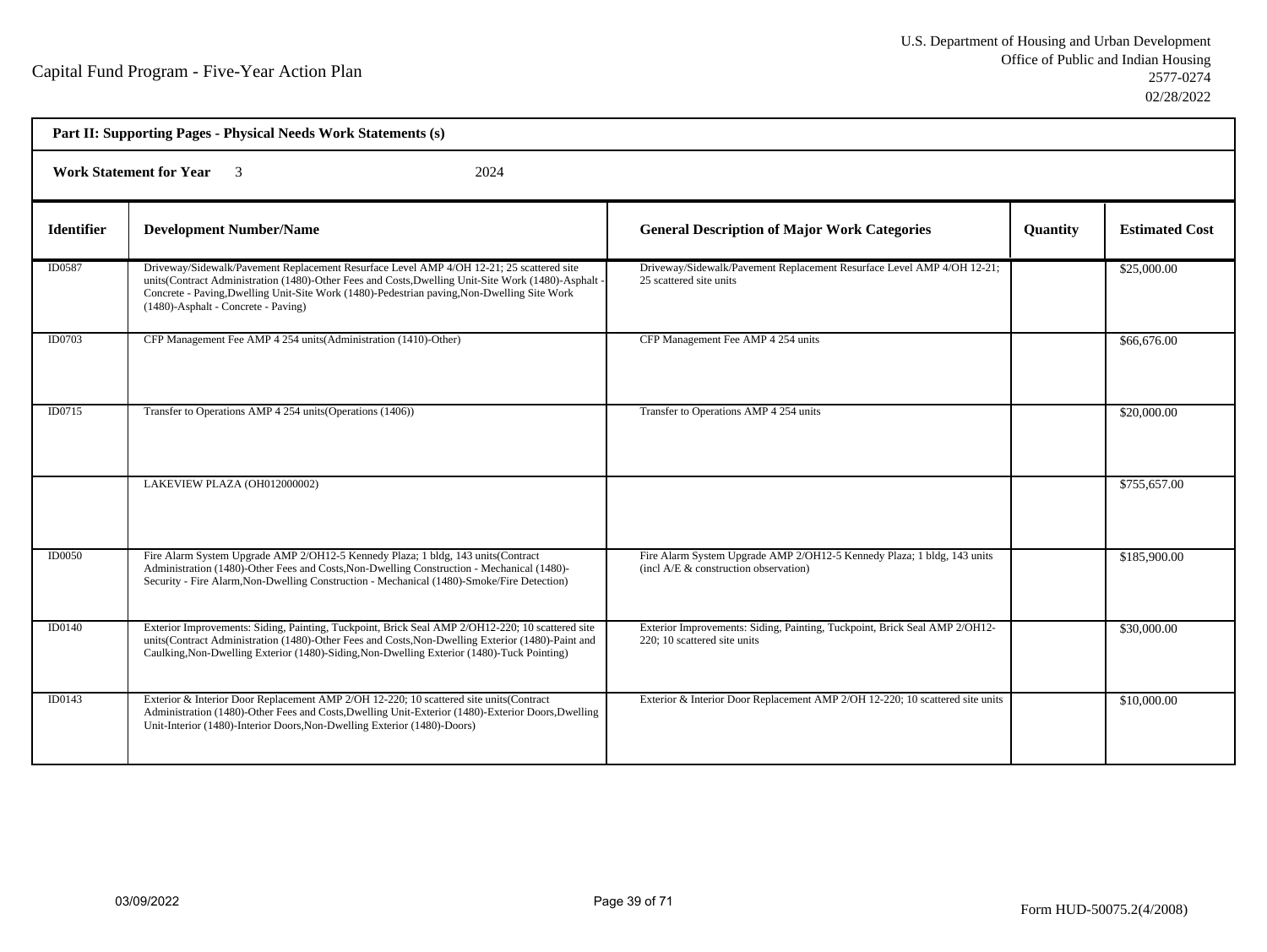Capital Fund Program - Five-Year Action Plan

U.S. Department of Housing and Urban Development
Office of Public and Indian Housing
2577-0274
02/28/2022

**Part II: Supporting Pages - Physical Needs Work Statements (s)**

**Work Statement for Year** 3 2024

| Identifier | Development Number/Name | General Description of Major Work Categories | Quantity | Estimated Cost |
|---|---|---|---|---|
| ID0587 | Driveway/Sidewalk/Pavement Replacement Resurface Level AMP 4/OH 12-21; 25 scattered site units(Contract Administration (1480)-Other Fees and Costs,Dwelling Unit-Site Work (1480)-Asphalt - Concrete - Paving,Dwelling Unit-Site Work (1480)-Pedestrian paving,Non-Dwelling Site Work (1480)-Asphalt - Concrete - Paving) | Driveway/Sidewalk/Pavement Replacement Resurface Level AMP 4/OH 12-21; 25 scattered site units | | $25,000.00 |
| ID0703 | CFP Management Fee AMP 4 254 units(Administration (1410)-Other) | CFP Management Fee AMP 4 254 units | | $66,676.00 |
| ID0715 | Transfer to Operations AMP 4 254 units(Operations (1406)) | Transfer to Operations AMP 4 254 units | | $20,000.00 |
| | LAKEVIEW PLAZA (OH012000002) | | | $755,657.00 |
| ID0050 | Fire Alarm System Upgrade AMP 2/OH12-5 Kennedy Plaza; 1 bldg, 143 units(Contract Administration (1480)-Other Fees and Costs,Non-Dwelling Construction - Mechanical (1480)-Security - Fire Alarm,Non-Dwelling Construction - Mechanical (1480)-Smoke/Fire Detection) | Fire Alarm System Upgrade AMP 2/OH12-5 Kennedy Plaza; 1 bldg, 143 units (incl A/E & construction observation) | | $185,900.00 |
| ID0140 | Exterior Improvements: Siding, Painting, Tuckpoint, Brick Seal AMP 2/OH12-220; 10 scattered site units(Contract Administration (1480)-Other Fees and Costs,Non-Dwelling Exterior (1480)-Paint and Caulking,Non-Dwelling Exterior (1480)-Siding,Non-Dwelling Exterior (1480)-Tuck Pointing) | Exterior Improvements: Siding, Painting, Tuckpoint, Brick Seal AMP 2/OH12-220; 10 scattered site units | | $30,000.00 |
| ID0143 | Exterior & Interior Door Replacement AMP 2/OH 12-220; 10 scattered site units(Contract Administration (1480)-Other Fees and Costs,Dwelling Unit-Exterior (1480)-Exterior Doors,Dwelling Unit-Interior (1480)-Interior Doors,Non-Dwelling Exterior (1480)-Doors) | Exterior & Interior Door Replacement AMP 2/OH 12-220; 10 scattered site units | | $10,000.00 |

03/09/2022

Form HUD-50075.2(4/2008)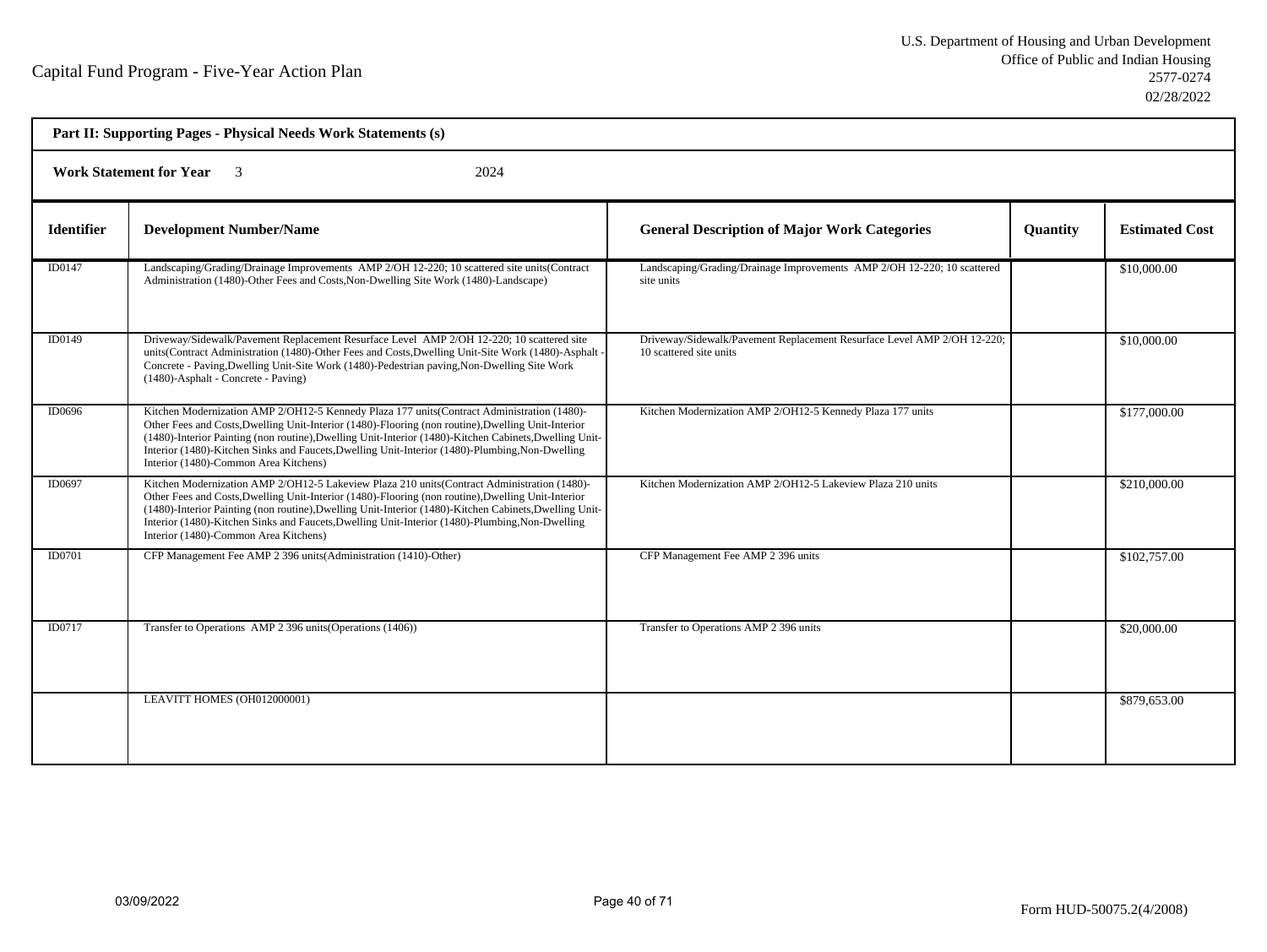Capital Fund Program - Five-Year Action Plan

U.S. Department of Housing and Urban Development
Office of Public and Indian Housing
2577-0274
02/28/2022

**Part II: Supporting Pages - Physical Needs Work Statements (s)**

**Work Statement for Year** 3 2024

| Identifier | Development Number/Name | General Description of Major Work Categories | Quantity | Estimated Cost |
|---|---|---|---|---|
| ID0147 | Landscaping/Grading/Drainage Improvements AMP 2/OH 12-220; 10 scattered site units(Contract Administration (1480)-Other Fees and Costs,Non-Dwelling Site Work (1480)-Landscape) | Landscaping/Grading/Drainage Improvements AMP 2/OH 12-220; 10 scattered site units | | $10,000.00 |
| ID0149 | Driveway/Sidewalk/Pavement Replacement Resurface Level AMP 2/OH 12-220; 10 scattered site units(Contract Administration (1480)-Other Fees and Costs,Dwelling Unit-Site Work (1480)-Asphalt - Concrete - Paving,Dwelling Unit-Site Work (1480)-Pedestrian paving,Non-Dwelling Site Work (1480)-Asphalt - Concrete - Paving) | Driveway/Sidewalk/Pavement Replacement Resurface Level AMP 2/OH 12-220; 10 scattered site units | | $10,000.00 |
| ID0696 | Kitchen Modernization AMP 2/OH12-5 Kennedy Plaza 177 units(Contract Administration (1480)-Other Fees and Costs,Dwelling Unit-Interior (1480)-Flooring (non routine),Dwelling Unit-Interior (1480)-Interior Painting (non routine),Dwelling Unit-Interior (1480)-Kitchen Cabinets,Dwelling Unit-Interior (1480)-Kitchen Sinks and Faucets,Dwelling Unit-Interior (1480)-Plumbing,Non-Dwelling Interior (1480)-Common Area Kitchens) | Kitchen Modernization AMP 2/OH12-5 Kennedy Plaza 177 units | | $177,000.00 |
| ID0697 | Kitchen Modernization AMP 2/OH12-5 Lakeview Plaza 210 units(Contract Administration (1480)-Other Fees and Costs,Dwelling Unit-Interior (1480)-Flooring (non routine),Dwelling Unit-Interior (1480)-Interior Painting (non routine),Dwelling Unit-Interior (1480)-Kitchen Cabinets,Dwelling Unit-Interior (1480)-Kitchen Sinks and Faucets,Dwelling Unit-Interior (1480)-Plumbing,Non-Dwelling Interior (1480)-Common Area Kitchens) | Kitchen Modernization AMP 2/OH12-5 Lakeview Plaza 210 units | | $210,000.00 |
| ID0701 | CFP Management Fee AMP 2 396 units(Administration (1410)-Other) | CFP Management Fee AMP 2 396 units | | $102,757.00 |
| ID0717 | Transfer to Operations AMP 2 396 units(Operations (1406)) | Transfer to Operations AMP 2 396 units | | $20,000.00 |
| | LEAVITT HOMES (OH012000001) | | | $879,653.00 |

03/09/2022

Form HUD-50075.2(4/2008)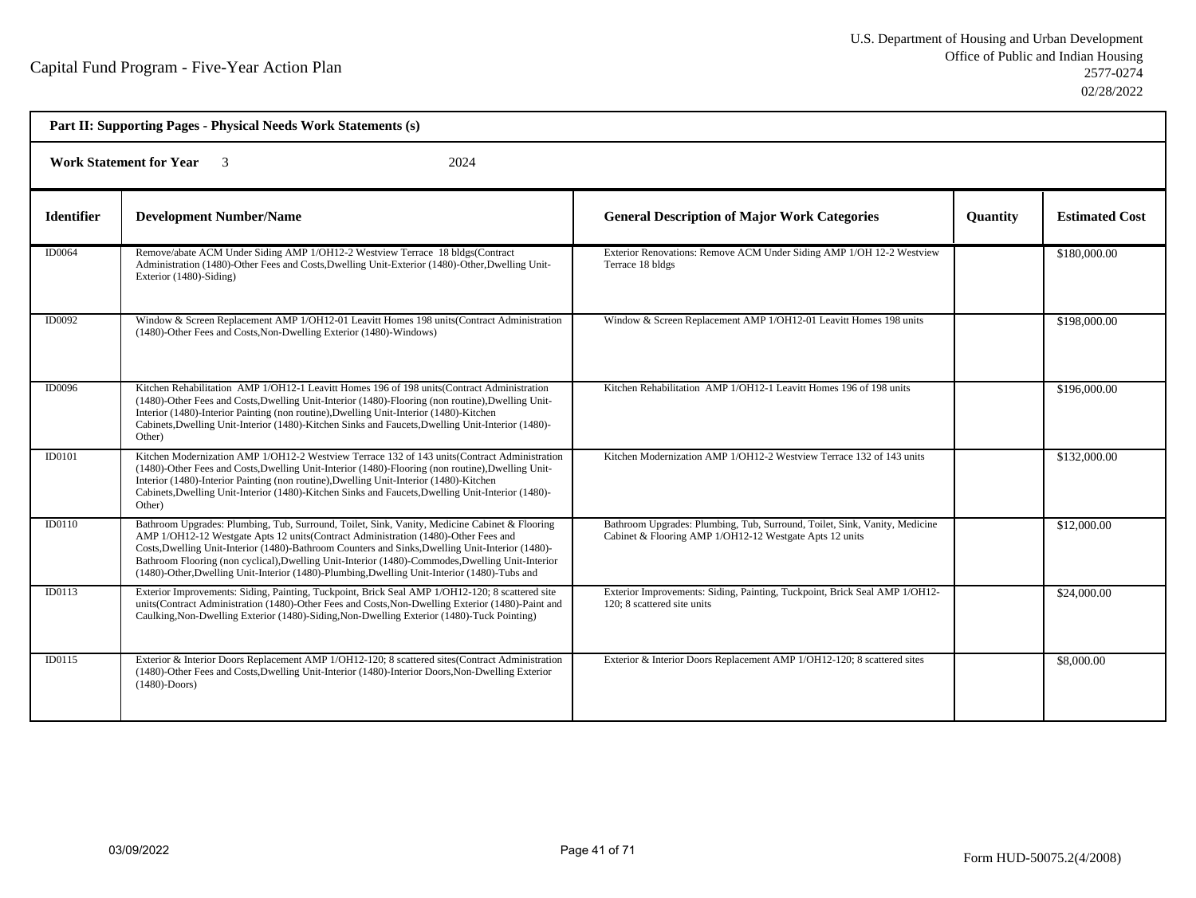Capital Fund Program - Five-Year Action Plan

U.S. Department of Housing and Urban Development
Office of Public and Indian Housing
2577-0274
02/28/2022

**Part II: Supporting Pages - Physical Needs Work Statements (s)**

**Work Statement for Year** 3 2024

| Identifier | Development Number/Name | General Description of Major Work Categories | Quantity | Estimated Cost |
|---|---|---|---|---|
| ID0064 | Remove/abate ACM Under Siding AMP 1/OH12-2 Westview Terrace 18 bldgs(Contract Administration (1480)-Other Fees and Costs,Dwelling Unit-Exterior (1480)-Other,Dwelling Unit-Exterior (1480)-Siding) | Exterior Renovations: Remove ACM Under Siding AMP 1/OH 12-2 Westview Terrace 18 bldgs | | $180,000.00 |
| ID0092 | Window & Screen Replacement AMP 1/OH12-01 Leavitt Homes 198 units(Contract Administration (1480)-Other Fees and Costs,Non-Dwelling Exterior (1480)-Windows) | Window & Screen Replacement AMP 1/OH12-01 Leavitt Homes 198 units | | $198,000.00 |
| ID0096 | Kitchen Rehabilitation AMP 1/OH12-1 Leavitt Homes 196 of 198 units(Contract Administration (1480)-Other Fees and Costs,Dwelling Unit-Interior (1480)-Flooring (non routine),Dwelling Unit-Interior (1480)-Interior Painting (non routine),Dwelling Unit-Interior (1480)-Kitchen Cabinets,Dwelling Unit-Interior (1480)-Kitchen Sinks and Faucets,Dwelling Unit-Interior (1480)-Other) | Kitchen Rehabilitation AMP 1/OH12-1 Leavitt Homes 196 of 198 units | | $196,000.00 |
| ID0101 | Kitchen Modernization AMP 1/OH12-2 Westview Terrace 132 of 143 units(Contract Administration (1480)-Other Fees and Costs,Dwelling Unit-Interior (1480)-Flooring (non routine),Dwelling Unit-Interior (1480)-Interior Painting (non routine),Dwelling Unit-Interior (1480)-Kitchen Cabinets,Dwelling Unit-Interior (1480)-Kitchen Sinks and Faucets,Dwelling Unit-Interior (1480)-Other) | Kitchen Modernization AMP 1/OH12-2 Westview Terrace 132 of 143 units | | $132,000.00 |
| ID0110 | Bathroom Upgrades: Plumbing, Tub, Surround, Toilet, Sink, Vanity, Medicine Cabinet & Flooring AMP 1/OH12-12 Westgate Apts 12 units(Contract Administration (1480)-Other Fees and Costs,Dwelling Unit-Interior (1480)-Bathroom Counters and Sinks,Dwelling Unit-Interior (1480)-Bathroom Flooring (non cyclical),Dwelling Unit-Interior (1480)-Commodes,Dwelling Unit-Interior (1480)-Other,Dwelling Unit-Interior (1480)-Plumbing,Dwelling Unit-Interior (1480)-Tubs and | Bathroom Upgrades: Plumbing, Tub, Surround, Toilet, Sink, Vanity, Medicine Cabinet & Flooring AMP 1/OH12-12 Westgate Apts 12 units | | $12,000.00 |
| ID0113 | Exterior Improvements: Siding, Painting, Tuckpoint, Brick Seal AMP 1/OH12-120; 8 scattered site units(Contract Administration (1480)-Other Fees and Costs,Non-Dwelling Exterior (1480)-Paint and Caulking,Non-Dwelling Exterior (1480)-Siding,Non-Dwelling Exterior (1480)-Tuck Pointing) | Exterior Improvements: Siding, Painting, Tuckpoint, Brick Seal AMP 1/OH12-120; 8 scattered site units | | $24,000.00 |
| ID0115 | Exterior & Interior Doors Replacement AMP 1/OH12-120; 8 scattered sites(Contract Administration (1480)-Other Fees and Costs,Dwelling Unit-Interior (1480)-Interior Doors,Non-Dwelling Exterior (1480)-Doors) | Exterior & Interior Doors Replacement AMP 1/OH12-120; 8 scattered sites | | $8,000.00 |

03/09/2022

Form HUD-50075.2(4/2008)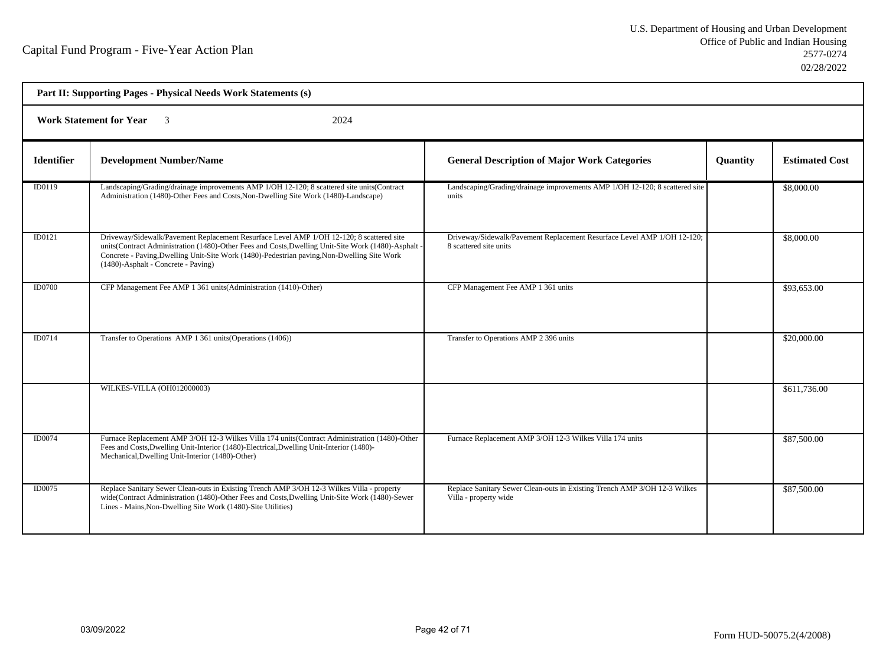Capital Fund Program - Five-Year Action Plan

U.S. Department of Housing and Urban Development
Office of Public and Indian Housing
2577-0274
02/28/2022

**Part II: Supporting Pages - Physical Needs Work Statements (s)**

**Work Statement for Year** 3 2024

| Identifier | Development Number/Name | General Description of Major Work Categories | Quantity | Estimated Cost |
|---|---|---|---|---|
| ID0119 | Landscaping/Grading/drainage improvements AMP 1/OH 12-120; 8 scattered site units(Contract Administration (1480)-Other Fees and Costs,Non-Dwelling Site Work (1480)-Landscape) | Landscaping/Grading/drainage improvements AMP 1/OH 12-120; 8 scattered site units | | $8,000.00 |
| ID0121 | Driveway/Sidewalk/Pavement Replacement Resurface Level AMP 1/OH 12-120; 8 scattered site units(Contract Administration (1480)-Other Fees and Costs,Dwelling Unit-Site Work (1480)-Asphalt - Concrete - Paving,Dwelling Unit-Site Work (1480)-Pedestrian paving,Non-Dwelling Site Work (1480)-Asphalt - Concrete - Paving) | Driveway/Sidewalk/Pavement Replacement Resurface Level AMP 1/OH 12-120; 8 scattered site units | | $8,000.00 |
| ID0700 | CFP Management Fee AMP 1 361 units(Administration (1410)-Other) | CFP Management Fee AMP 1 361 units | | $93,653.00 |
| ID0714 | Transfer to Operations AMP 1 361 units(Operations (1406)) | Transfer to Operations AMP 2 396 units | | $20,000.00 |
| | WILKES-VILLA (OH012000003) | | | $611,736.00 |
| ID0074 | Furnace Replacement AMP 3/OH 12-3 Wilkes Villa 174 units(Contract Administration (1480)-Other Fees and Costs,Dwelling Unit-Interior (1480)-Electrical,Dwelling Unit-Interior (1480)-Mechanical,Dwelling Unit-Interior (1480)-Other) | Furnace Replacement AMP 3/OH 12-3 Wilkes Villa 174 units | | $87,500.00 |
| ID0075 | Replace Sanitary Sewer Clean-outs in Existing Trench AMP 3/OH 12-3 Wilkes Villa - property wide(Contract Administration (1480)-Other Fees and Costs,Dwelling Unit-Site Work (1480)-Sewer Lines - Mains,Non-Dwelling Site Work (1480)-Site Utilities) | Replace Sanitary Sewer Clean-outs in Existing Trench AMP 3/OH 12-3 Wilkes Villa - property wide | | $87,500.00 |

03/09/2022

Form HUD-50075.2(4/2008)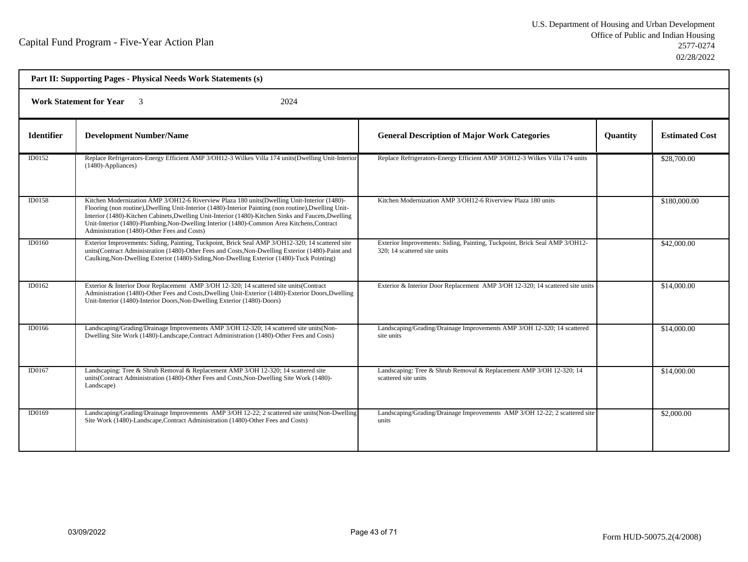Capital Fund Program - Five-Year Action Plan

U.S. Department of Housing and Urban Development
Office of Public and Indian Housing
2577-0274
02/28/2022

**Part II: Supporting Pages - Physical Needs Work Statements (s)**

**Work Statement for Year** 3 2024

| Identifier | Development Number/Name | General Description of Major Work Categories | Quantity | Estimated Cost |
|---|---|---|---|---|
| ID0152 | Replace Refrigerators-Energy Efficient AMP 3/OH12-3 Wilkes Villa 174 units(Dwelling Unit-Interior (1480)-Appliances) | Replace Refrigerators-Energy Efficient AMP 3/OH12-3 Wilkes Villa 174 units | | $28,700.00 |
| ID0158 | Kitchen Modernization AMP 3/OH12-6 Riverview Plaza 180 units(Dwelling Unit-Interior (1480)-Flooring (non routine),Dwelling Unit-Interior (1480)-Interior Painting (non routine),Dwelling Unit-Interior (1480)-Kitchen Cabinets,Dwelling Unit-Interior (1480)-Kitchen Sinks and Faucets,Dwelling Unit-Interior (1480)-Plumbing,Non-Dwelling Interior (1480)-Common Area Kitchens,Contract Administration (1480)-Other Fees and Costs) | Kitchen Modernization AMP 3/OH12-6 Riverview Plaza 180 units | | $180,000.00 |
| ID0160 | Exterior Improvements: Siding, Painting, Tuckpoint, Brick Seal AMP 3/OH12-320; 14 scattered site units(Contract Administration (1480)-Other Fees and Costs,Non-Dwelling Exterior (1480)-Paint and Caulking,Non-Dwelling Exterior (1480)-Siding,Non-Dwelling Exterior (1480)-Tuck Pointing) | Exterior Improvements: Siding, Painting, Tuckpoint, Brick Seal AMP 3/OH12-320; 14 scattered site units | | $42,000.00 |
| ID0162 | Exterior & Interior Door Replacement AMP 3/OH 12-320; 14 scattered site units(Contract Administration (1480)-Other Fees and Costs,Dwelling Unit-Exterior (1480)-Exterior Doors,Dwelling Unit-Interior (1480)-Interior Doors,Non-Dwelling Exterior (1480)-Doors) | Exterior & Interior Door Replacement AMP 3/OH 12-320; 14 scattered site units | | $14,000.00 |
| ID0166 | Landscaping/Grading/Drainage Improvements AMP 3/OH 12-320; 14 scattered site units(Non-Dwelling Site Work (1480)-Landscape,Contract Administration (1480)-Other Fees and Costs) | Landscaping/Grading/Drainage Improvements AMP 3/OH 12-320; 14 scattered site units | | $14,000.00 |
| ID0167 | Landscaping: Tree & Shrub Removal & Replacement AMP 3/OH 12-320; 14 scattered site units(Contract Administration (1480)-Other Fees and Costs,Non-Dwelling Site Work (1480)-Landscape) | Landscaping: Tree & Shrub Removal & Replacement AMP 3/OH 12-320; 14 scattered site units | | $14,000.00 |
| ID0169 | Landscaping/Grading/Drainage Improvements AMP 3/OH 12-22; 2 scattered site units(Non-Dwelling Site Work (1480)-Landscape,Contract Administration (1480)-Other Fees and Costs) | Landscaping/Grading/Drainage Improvements AMP 3/OH 12-22; 2 scattered site units | | $2,000.00 |

03/09/2022

Form HUD-50075.2(4/2008)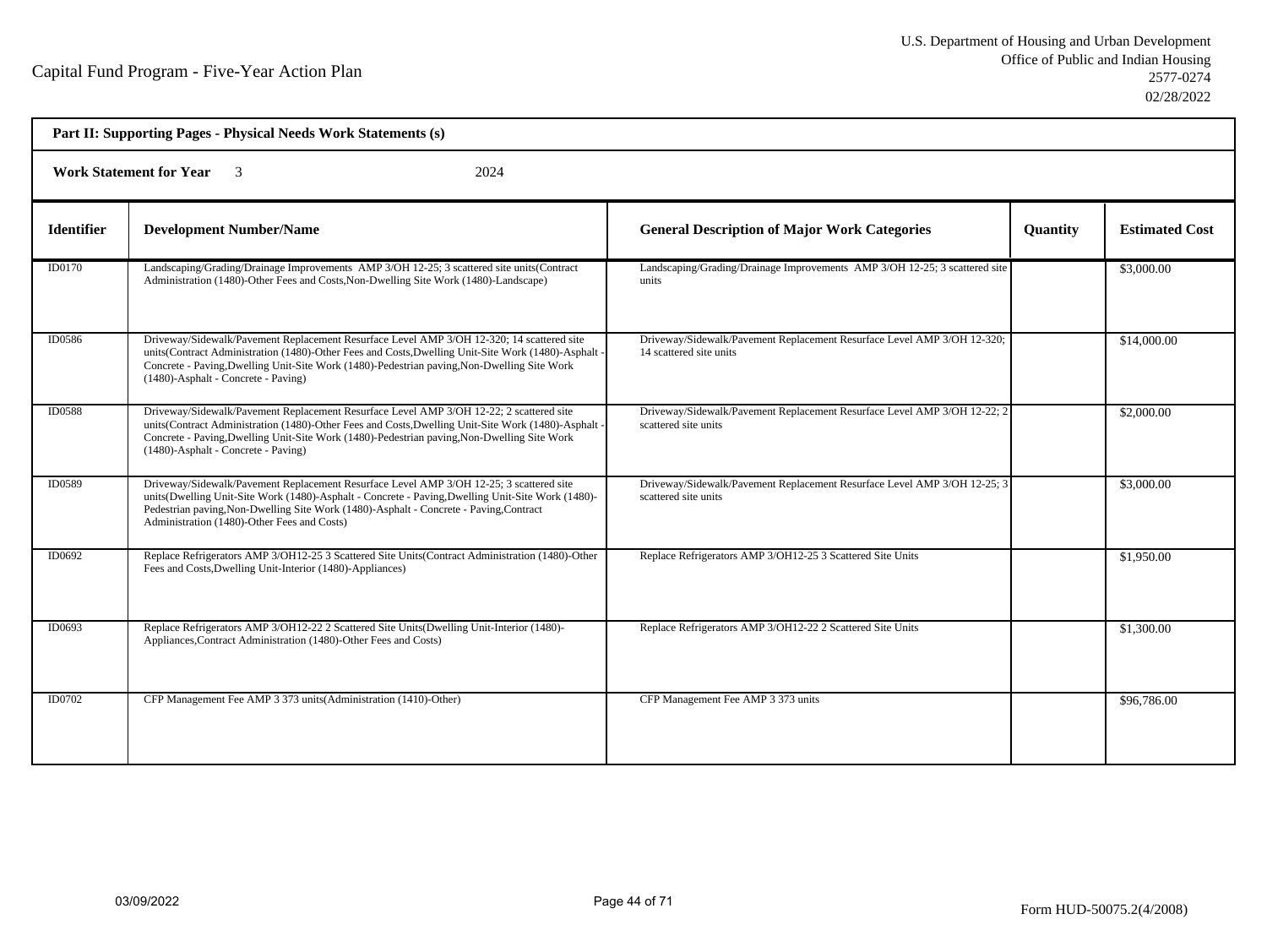Capital Fund Program - Five-Year Action Plan

U.S. Department of Housing and Urban Development
Office of Public and Indian Housing
2577-0274
02/28/2022

**Part II: Supporting Pages - Physical Needs Work Statements (s)**

**Work Statement for Year** 3 2024

| Identifier | Development Number/Name | General Description of Major Work Categories | Quantity | Estimated Cost |
|---|---|---|---|---|
| ID0170 | Landscaping/Grading/Drainage Improvements AMP 3/OH 12-25; 3 scattered site units(Contract Administration (1480)-Other Fees and Costs,Non-Dwelling Site Work (1480)-Landscape) | Landscaping/Grading/Drainage Improvements AMP 3/OH 12-25; 3 scattered site units | | $3,000.00 |
| ID0586 | Driveway/Sidewalk/Pavement Replacement Resurface Level AMP 3/OH 12-320; 14 scattered site units(Contract Administration (1480)-Other Fees and Costs,Dwelling Unit-Site Work (1480)-Asphalt - Concrete - Paving,Dwelling Unit-Site Work (1480)-Pedestrian paving,Non-Dwelling Site Work (1480)-Asphalt - Concrete - Paving) | Driveway/Sidewalk/Pavement Replacement Resurface Level AMP 3/OH 12-320; 14 scattered site units | | $14,000.00 |
| ID0588 | Driveway/Sidewalk/Pavement Replacement Resurface Level AMP 3/OH 12-22; 2 scattered site units(Contract Administration (1480)-Other Fees and Costs,Dwelling Unit-Site Work (1480)-Asphalt - Concrete - Paving,Dwelling Unit-Site Work (1480)-Pedestrian paving,Non-Dwelling Site Work (1480)-Asphalt - Concrete - Paving) | Driveway/Sidewalk/Pavement Replacement Resurface Level AMP 3/OH 12-22; 2 scattered site units | | $2,000.00 |
| ID0589 | Driveway/Sidewalk/Pavement Replacement Resurface Level AMP 3/OH 12-25; 3 scattered site units(Dwelling Unit-Site Work (1480)-Asphalt - Concrete - Paving,Dwelling Unit-Site Work (1480)-Pedestrian paving,Non-Dwelling Site Work (1480)-Asphalt - Concrete - Paving,Contract Administration (1480)-Other Fees and Costs) | Driveway/Sidewalk/Pavement Replacement Resurface Level AMP 3/OH 12-25; 3 scattered site units | | $3,000.00 |
| ID0692 | Replace Refrigerators AMP 3/OH12-25 3 Scattered Site Units(Contract Administration (1480)-Other Fees and Costs,Dwelling Unit-Interior (1480)-Appliances) | Replace Refrigerators AMP 3/OH12-25 3 Scattered Site Units | | $1,950.00 |
| ID0693 | Replace Refrigerators AMP 3/OH12-22 2 Scattered Site Units(Dwelling Unit-Interior (1480)-Appliances,Contract Administration (1480)-Other Fees and Costs) | Replace Refrigerators AMP 3/OH12-22 2 Scattered Site Units | | $1,300.00 |
| ID0702 | CFP Management Fee AMP 3 373 units(Administration (1410)-Other) | CFP Management Fee AMP 3 373 units | | $96,786.00 |

03/09/2022

Form HUD-50075.2(4/2008)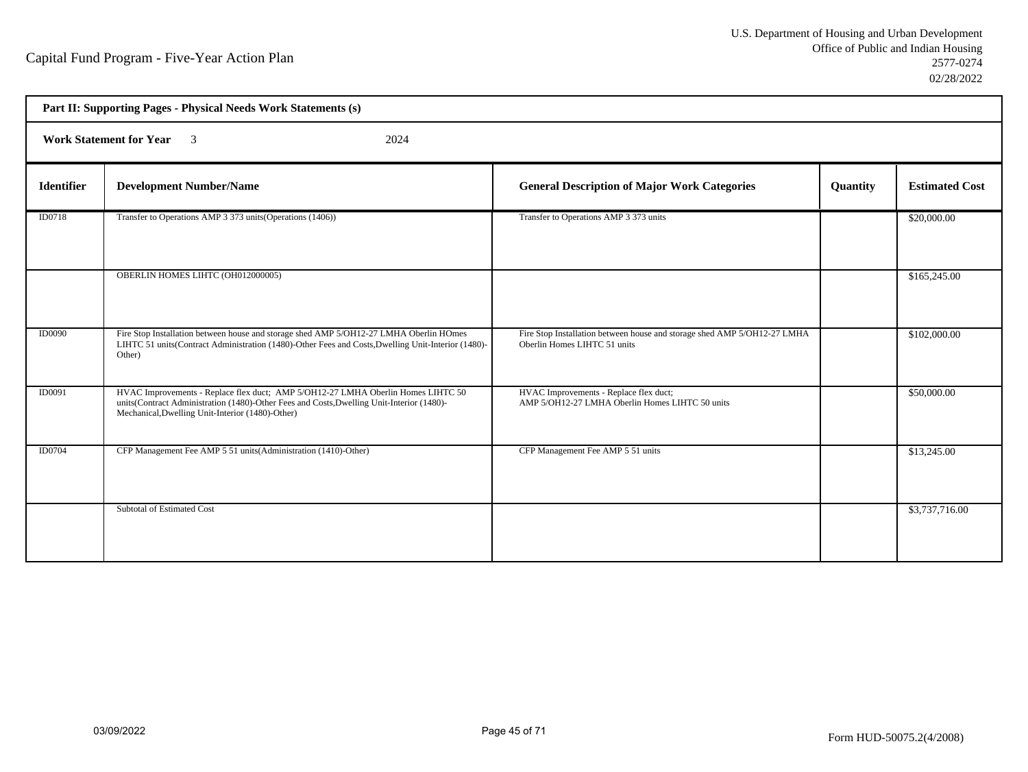Capital Fund Program - Five-Year Action Plan

U.S. Department of Housing and Urban Development
Office of Public and Indian Housing
2577-0274
02/28/2022

**Part II: Supporting Pages - Physical Needs Work Statements (s)**

**Work Statement for Year** 3 2024

| Identifier | Development Number/Name | General Description of Major Work Categories | Quantity | Estimated Cost |
|---|---|---|---|---|
| ID0718 | Transfer to Operations AMP 3 373 units(Operations (1406)) | Transfer to Operations AMP 3 373 units | | $20,000.00 |
| | OBERLIN HOMES LIHTC (OH012000005) | | | $165,245.00 |
| ID0090 | Fire Stop Installation between house and storage shed AMP 5/OH12-27 LMHA Oberlin HOmes LIHTC 51 units(Contract Administration (1480)-Other Fees and Costs,Dwelling Unit-Interior (1480)-Other) | Fire Stop Installation between house and storage shed AMP 5/OH12-27 LMHA Oberlin Homes LIHTC 51 units | | $102,000.00 |
| ID0091 | HVAC Improvements - Replace flex duct; AMP 5/OH12-27 LMHA Oberlin Homes LIHTC 50 units(Contract Administration (1480)-Other Fees and Costs,Dwelling Unit-Interior (1480)-Mechanical,Dwelling Unit-Interior (1480)-Other) | HVAC Improvements - Replace flex duct; AMP 5/OH12-27 LMHA Oberlin Homes LIHTC 50 units | | $50,000.00 |
| ID0704 | CFP Management Fee AMP 5 51 units(Administration (1410)-Other) | CFP Management Fee AMP 5 51 units | | $13,245.00 |
| | Subtotal of Estimated Cost | | | $3,737,716.00 |

03/09/2022

Form HUD-50075.2(4/2008)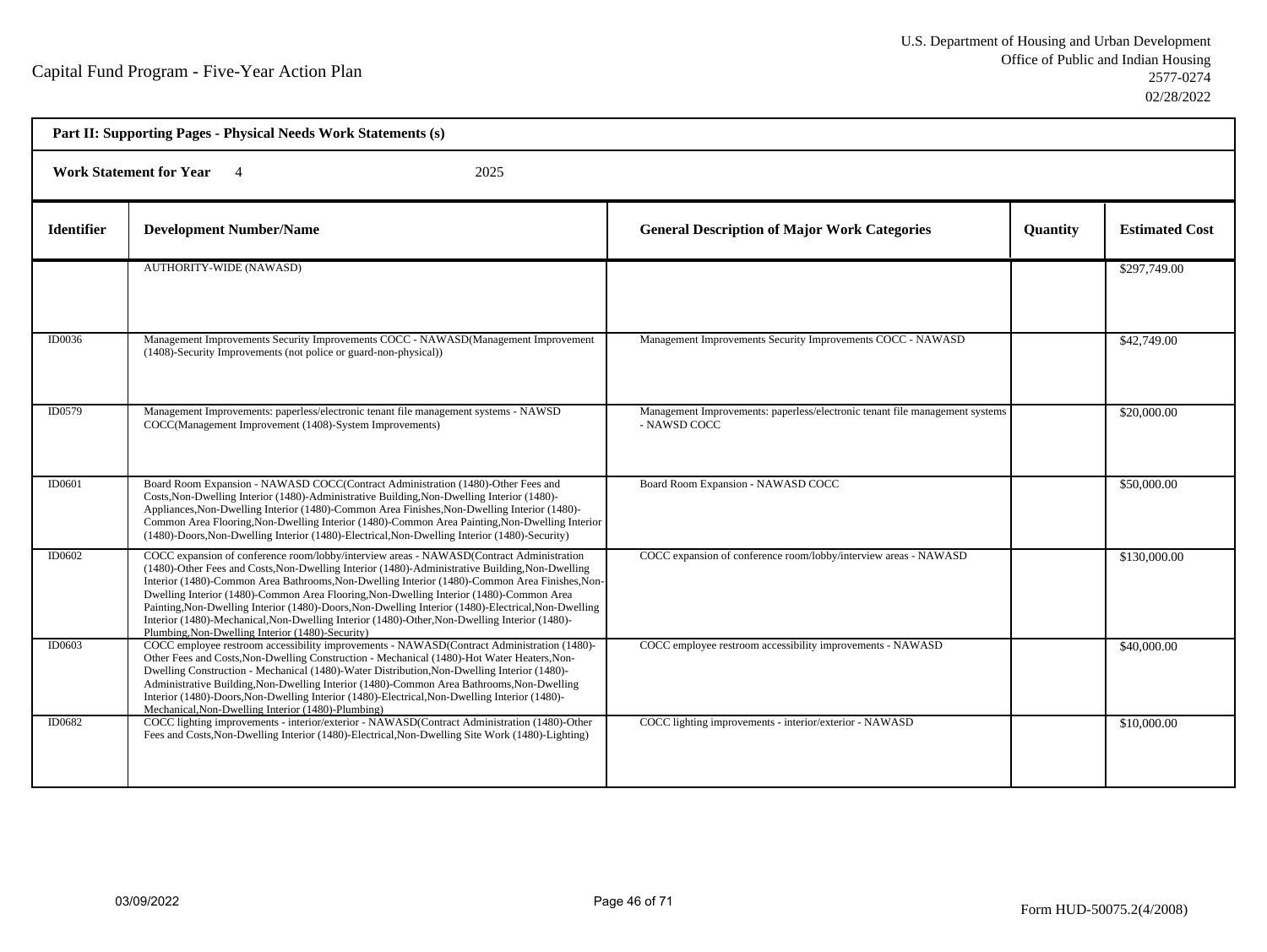Capital Fund Program - Five-Year Action Plan

U.S. Department of Housing and Urban Development
Office of Public and Indian Housing
2577-0274
02/28/2022

**Part II: Supporting Pages - Physical Needs Work Statements (s)**

**Work Statement for Year** 4 2025

| Identifier | Development Number/Name | General Description of Major Work Categories | Quantity | Estimated Cost |
|---|---|---|---|---|
| | AUTHORITY-WIDE (NAWASD) | | | $297,749.00 |
| ID0036 | Management Improvements Security Improvements COCC - NAWASD(Management Improvement (1408)-Security Improvements (not police or guard-non-physical)) | Management Improvements Security Improvements COCC - NAWASD | | $42,749.00 |
| ID0579 | Management Improvements: paperless/electronic tenant file management systems - NAWSD COCC(Management Improvement (1408)-System Improvements) | Management Improvements: paperless/electronic tenant file management systems - NAWSD COCC | | $20,000.00 |
| ID0601 | Board Room Expansion - NAWASD COCC(Contract Administration (1480)-Other Fees and Costs,Non-Dwelling Interior (1480)-Administrative Building,Non-Dwelling Interior (1480)-Appliances,Non-Dwelling Interior (1480)-Common Area Finishes,Non-Dwelling Interior (1480)-Common Area Flooring,Non-Dwelling Interior (1480)-Common Area Painting,Non-Dwelling Interior (1480)-Doors,Non-Dwelling Interior (1480)-Electrical,Non-Dwelling Interior (1480)-Security) | Board Room Expansion - NAWASD COCC | | $50,000.00 |
| ID0602 | COCC expansion of conference room/lobby/interview areas - NAWASD(Contract Administration (1480)-Other Fees and Costs,Non-Dwelling Interior (1480)-Administrative Building,Non-Dwelling Interior (1480)-Common Area Bathrooms,Non-Dwelling Interior (1480)-Common Area Finishes,Non-Dwelling Interior (1480)-Common Area Flooring,Non-Dwelling Interior (1480)-Common Area Painting,Non-Dwelling Interior (1480)-Doors,Non-Dwelling Interior (1480)-Electrical,Non-Dwelling Interior (1480)-Mechanical,Non-Dwelling Interior (1480)-Other,Non-Dwelling Interior (1480)-Plumbing,Non-Dwelling Interior (1480)-Security) | COCC expansion of conference room/lobby/interview areas - NAWASD | | $130,000.00 |
| ID0603 | COCC employee restroom accessibility improvements - NAWASD(Contract Administration (1480)-Other Fees and Costs,Non-Dwelling Construction - Mechanical (1480)-Hot Water Heaters,Non-Dwelling Construction - Mechanical (1480)-Water Distribution,Non-Dwelling Interior (1480)-Administrative Building,Non-Dwelling Interior (1480)-Common Area Bathrooms,Non-Dwelling Interior (1480)-Doors,Non-Dwelling Interior (1480)-Electrical,Non-Dwelling Interior (1480)-Mechanical,Non-Dwelling Interior (1480)-Plumbing) | COCC employee restroom accessibility improvements - NAWASD | | $40,000.00 |
| ID0682 | COCC lighting improvements - interior/exterior - NAWASD(Contract Administration (1480)-Other Fees and Costs,Non-Dwelling Interior (1480)-Electrical,Non-Dwelling Site Work (1480)-Lighting) | COCC lighting improvements - interior/exterior - NAWASD | | $10,000.00 |

03/09/2022

Form HUD-50075.2(4/2008)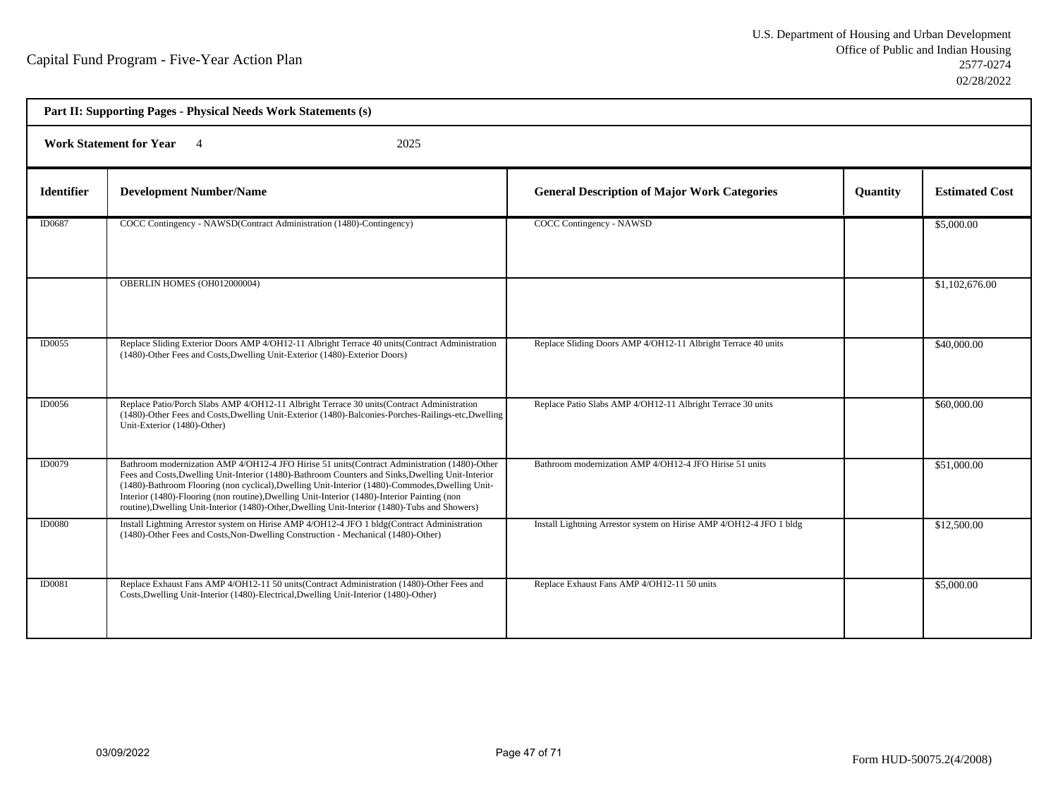Capital Fund Program - Five-Year Action Plan

U.S. Department of Housing and Urban Development
Office of Public and Indian Housing
2577-0274
02/28/2022

**Part II: Supporting Pages - Physical Needs Work Statements (s)**

**Work Statement for Year** 4 2025

| Identifier | Development Number/Name | General Description of Major Work Categories | Quantity | Estimated Cost |
|---|---|---|---|---|
| ID0687 | COCC Contingency - NAWSD(Contract Administration (1480)-Contingency) | COCC Contingency - NAWSD | | $5,000.00 |
| | OBERLIN HOMES (OH012000004) | | | $1,102,676.00 |
| ID0055 | Replace Sliding Exterior Doors AMP 4/OH12-11 Albright Terrace 40 units(Contract Administration (1480)-Other Fees and Costs,Dwelling Unit-Exterior (1480)-Exterior Doors) | Replace Sliding Doors AMP 4/OH12-11 Albright Terrace 40 units | | $40,000.00 |
| ID0056 | Replace Patio/Porch Slabs AMP 4/OH12-11 Albright Terrace 30 units(Contract Administration (1480)-Other Fees and Costs,Dwelling Unit-Exterior (1480)-Balconies-Porches-Railings-etc,Dwelling Unit-Exterior (1480)-Other) | Replace Patio Slabs AMP 4/OH12-11 Albright Terrace 30 units | | $60,000.00 |
| ID0079 | Bathroom modernization AMP 4/OH12-4 JFO Hirise 51 units(Contract Administration (1480)-Other Fees and Costs,Dwelling Unit-Interior (1480)-Bathroom Counters and Sinks,Dwelling Unit-Interior (1480)-Bathroom Flooring (non cyclical),Dwelling Unit-Interior (1480)-Commodes,Dwelling Unit-Interior (1480)-Flooring (non routine),Dwelling Unit-Interior (1480)-Interior Painting (non routine),Dwelling Unit-Interior (1480)-Other,Dwelling Unit-Interior (1480)-Tubs and Showers) | Bathroom modernization AMP 4/OH12-4 JFO Hirise 51 units | | $51,000.00 |
| ID0080 | Install Lightning Arrestor system on Hirise AMP 4/OH12-4 JFO 1 bldg(Contract Administration (1480)-Other Fees and Costs,Non-Dwelling Construction - Mechanical (1480)-Other) | Install Lightning Arrestor system on Hirise AMP 4/OH12-4 JFO 1 bldg | | $12,500.00 |
| ID0081 | Replace Exhaust Fans AMP 4/OH12-11 50 units(Contract Administration (1480)-Other Fees and Costs,Dwelling Unit-Interior (1480)-Electrical,Dwelling Unit-Interior (1480)-Other) | Replace Exhaust Fans AMP 4/OH12-11 50 units | | $5,000.00 |

03/09/2022

Form HUD-50075.2(4/2008)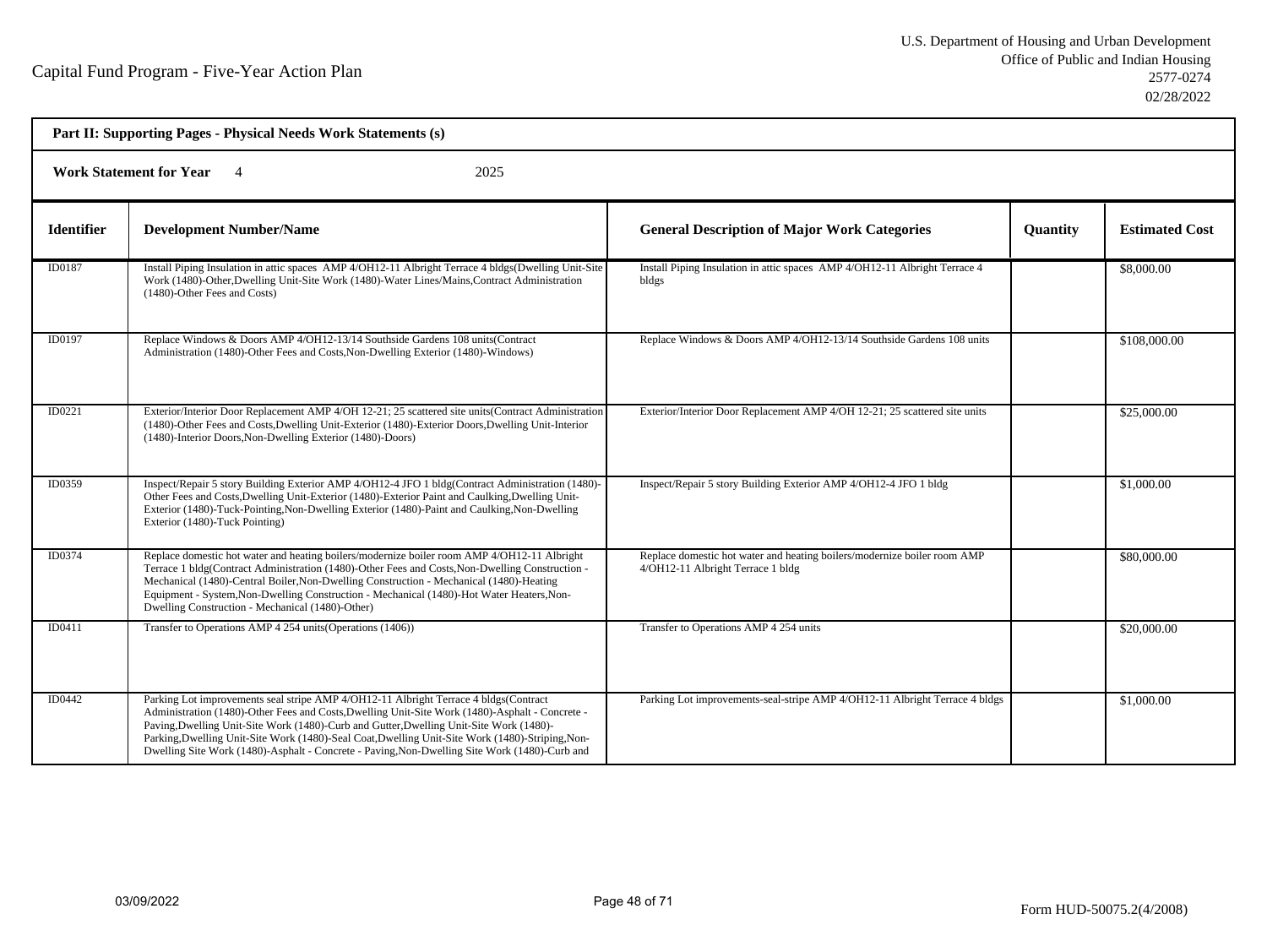Capital Fund Program - Five-Year Action Plan

U.S. Department of Housing and Urban Development
Office of Public and Indian Housing
2577-0274
02/28/2022

**Part II: Supporting Pages - Physical Needs Work Statements (s)**

**Work Statement for Year** 4 2025

| Identifier | Development Number/Name | General Description of Major Work Categories | Quantity | Estimated Cost |
|---|---|---|---|---|
| ID0187 | Install Piping Insulation in attic spaces AMP 4/OH12-11 Albright Terrace 4 bldgs(Dwelling Unit-Site Work (1480)-Other,Dwelling Unit-Site Work (1480)-Water Lines/Mains,Contract Administration (1480)-Other Fees and Costs) | Install Piping Insulation in attic spaces AMP 4/OH12-11 Albright Terrace 4 bldgs | | $8,000.00 |
| ID0197 | Replace Windows & Doors AMP 4/OH12-13/14 Southside Gardens 108 units(Contract Administration (1480)-Other Fees and Costs,Non-Dwelling Exterior (1480)-Windows) | Replace Windows & Doors AMP 4/OH12-13/14 Southside Gardens 108 units | | $108,000.00 |
| ID0221 | Exterior/Interior Door Replacement AMP 4/OH 12-21; 25 scattered site units(Contract Administration (1480)-Other Fees and Costs,Dwelling Unit-Exterior (1480)-Exterior Doors,Dwelling Unit-Interior (1480)-Interior Doors,Non-Dwelling Exterior (1480)-Doors) | Exterior/Interior Door Replacement AMP 4/OH 12-21; 25 scattered site units | | $25,000.00 |
| ID0359 | Inspect/Repair 5 story Building Exterior AMP 4/OH12-4 JFO 1 bldg(Contract Administration (1480)-Other Fees and Costs,Dwelling Unit-Exterior (1480)-Exterior Paint and Caulking,Dwelling Unit-Exterior (1480)-Tuck-Pointing,Non-Dwelling Exterior (1480)-Paint and Caulking,Non-Dwelling Exterior (1480)-Tuck Pointing) | Inspect/Repair 5 story Building Exterior AMP 4/OH12-4 JFO 1 bldg | | $1,000.00 |
| ID0374 | Replace domestic hot water and heating boilers/modernize boiler room AMP 4/OH12-11 Albright Terrace 1 bldg(Contract Administration (1480)-Other Fees and Costs,Non-Dwelling Construction - Mechanical (1480)-Central Boiler,Non-Dwelling Construction - Mechanical (1480)-Heating Equipment - System,Non-Dwelling Construction - Mechanical (1480)-Hot Water Heaters,Non-Dwelling Construction - Mechanical (1480)-Other) | Replace domestic hot water and heating boilers/modernize boiler room AMP 4/OH12-11 Albright Terrace 1 bldg | | $80,000.00 |
| ID0411 | Transfer to Operations AMP 4 254 units(Operations (1406)) | Transfer to Operations AMP 4 254 units | | $20,000.00 |
| ID0442 | Parking Lot improvements seal stripe AMP 4/OH12-11 Albright Terrace 4 bldgs(Contract Administration (1480)-Other Fees and Costs,Dwelling Unit-Site Work (1480)-Asphalt - Concrete - Paving,Dwelling Unit-Site Work (1480)-Curb and Gutter,Dwelling Unit-Site Work (1480)-Parking,Dwelling Unit-Site Work (1480)-Seal Coat,Dwelling Unit-Site Work (1480)-Striping,Non-Dwelling Site Work (1480)-Asphalt - Concrete - Paving,Non-Dwelling Site Work (1480)-Curb and | Parking Lot improvements-seal-stripe AMP 4/OH12-11 Albright Terrace 4 bldgs | | $1,000.00 |

03/09/2022

Form HUD-50075.2(4/2008)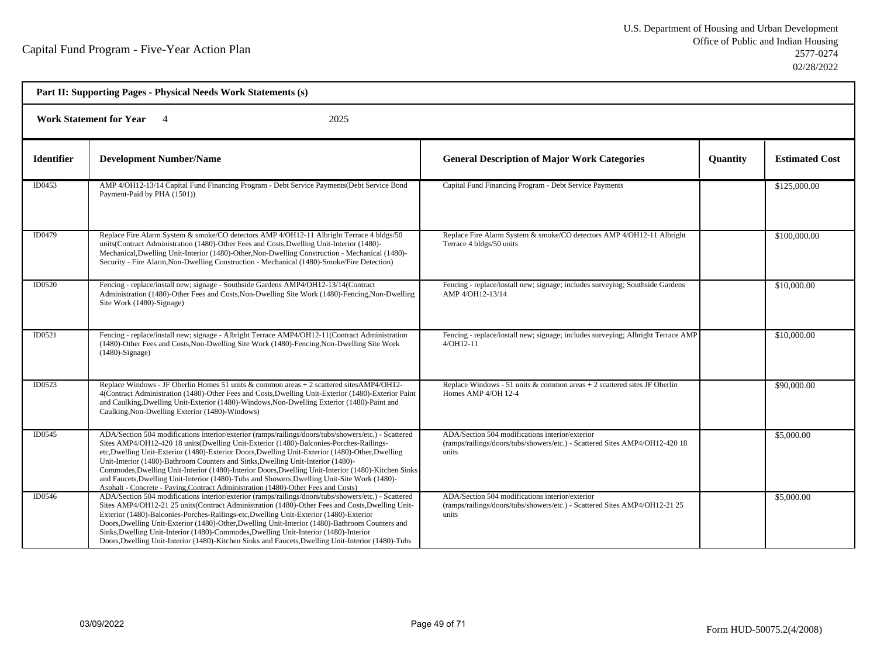Capital Fund Program - Five-Year Action Plan

U.S. Department of Housing and Urban Development
Office of Public and Indian Housing
2577-0274
02/28/2022

**Part II: Supporting Pages - Physical Needs Work Statements (s)**

**Work Statement for Year** 4 2025

| Identifier | Development Number/Name | General Description of Major Work Categories | Quantity | Estimated Cost |
|---|---|---|---|---|
| ID0453 | AMP 4/OH12-13/14 Capital Fund Financing Program - Debt Service Payments(Debt Service Bond Payment-Paid by PHA (1501)) | Capital Fund Financing Program - Debt Service Payments | | $125,000.00 |
| ID0479 | Replace Fire Alarm System & smoke/CO detectors AMP 4/OH12-11 Albright Terrace 4 bldgs/50 units(Contract Administration (1480)-Other Fees and Costs,Dwelling Unit-Interior (1480)-Mechanical,Dwelling Unit-Interior (1480)-Other,Non-Dwelling Construction - Mechanical (1480)-Security - Fire Alarm,Non-Dwelling Construction - Mechanical (1480)-Smoke/Fire Detection) | Replace Fire Alarm System & smoke/CO detectors AMP 4/OH12-11 Albright Terrace 4 bldgs/50 units | | $100,000.00 |
| ID0520 | Fencing - replace/install new; signage - Southside Gardens AMP4/OH12-13/14(Contract Administration (1480)-Other Fees and Costs,Non-Dwelling Site Work (1480)-Fencing,Non-Dwelling Site Work (1480)-Signage) | Fencing - replace/install new; signage; includes surveying; Southside Gardens AMP 4/OH12-13/14 | | $10,000.00 |
| ID0521 | Fencing - replace/install new; signage - Albright Terrace AMP4/OH12-11(Contract Administration (1480)-Other Fees and Costs,Non-Dwelling Site Work (1480)-Fencing,Non-Dwelling Site Work (1480)-Signage) | Fencing - replace/install new; signage; includes surveying; Albright Terrace AMP 4/OH12-11 | | $10,000.00 |
| ID0523 | Replace Windows - JF Oberlin Homes 51 units & common areas + 2 scattered sitesAMP4/OH12-4(Contract Administration (1480)-Other Fees and Costs,Dwelling Unit-Exterior (1480)-Exterior Paint and Caulking,Dwelling Unit-Exterior (1480)-Windows,Non-Dwelling Exterior (1480)-Paint and Caulking,Non-Dwelling Exterior (1480)-Windows) | Replace Windows - 51 units & common areas + 2 scattered sites JF Oberlin Homes AMP 4/OH 12-4 | | $90,000.00 |
| ID0545 | ADA/Section 504 modifications interior/exterior (ramps/railings/doors/tubs/showers/etc.) - Scattered Sites AMP4/OH12-420 18 units(Dwelling Unit-Exterior (1480)-Balconies-Porches-Railings-etc,Dwelling Unit-Exterior (1480)-Exterior Doors,Dwelling Unit-Exterior (1480)-Other,Dwelling Unit-Interior (1480)-Bathroom Counters and Sinks,Dwelling Unit-Interior (1480)-Commodes,Dwelling Unit-Interior (1480)-Interior Doors,Dwelling Unit-Interior (1480)-Kitchen Sinks and Faucets,Dwelling Unit-Interior (1480)-Tubs and Showers,Dwelling Unit-Site Work (1480)-Asphalt - Concrete - Paving,Contract Administration (1480)-Other Fees and Costs) | ADA/Section 504 modifications interior/exterior (ramps/railings/doors/tubs/showers/etc.) - Scattered Sites AMP4/OH12-420 18 units | | $5,000.00 |
| ID0546 | ADA/Section 504 modifications interior/exterior (ramps/railings/doors/tubs/showers/etc.) - Scattered Sites AMP4/OH12-21 25 units(Contract Administration (1480)-Other Fees and Costs,Dwelling Unit-Exterior (1480)-Balconies-Porches-Railings-etc,Dwelling Unit-Exterior (1480)-Exterior Doors,Dwelling Unit-Exterior (1480)-Other,Dwelling Unit-Interior (1480)-Bathroom Counters and Sinks,Dwelling Unit-Interior (1480)-Commodes,Dwelling Unit-Interior (1480)-Interior Doors,Dwelling Unit-Interior (1480)-Kitchen Sinks and Faucets,Dwelling Unit-Interior (1480)-Tubs | ADA/Section 504 modifications interior/exterior (ramps/railings/doors/tubs/showers/etc.) - Scattered Sites AMP4/OH12-21 25 units | | $5,000.00 |

03/09/2022

Form HUD-50075.2(4/2008)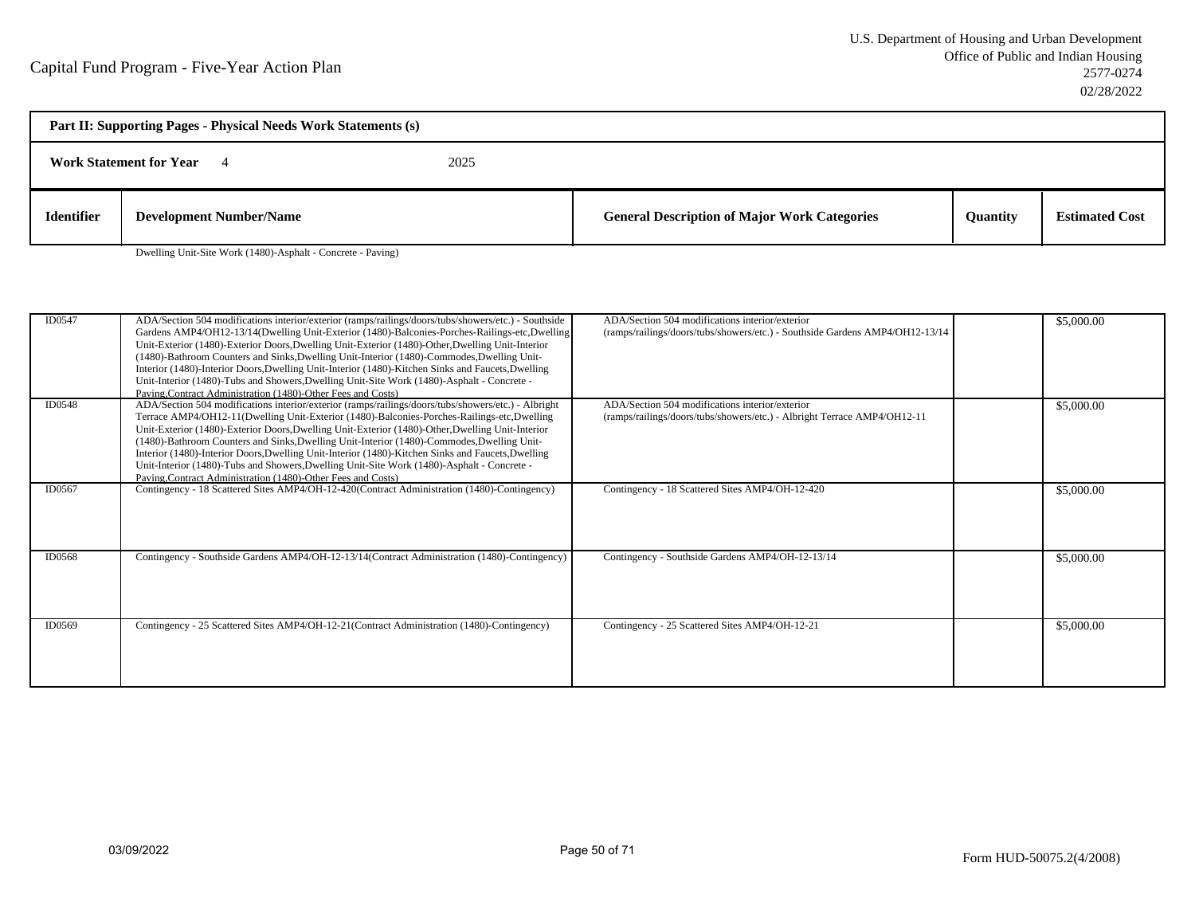Capital Fund Program - Five-Year Action Plan

U.S. Department of Housing and Urban Development
Office of Public and Indian Housing
2577-0274
02/28/2022

**Part II: Supporting Pages - Physical Needs Work Statements (s)**

**Work Statement for Year** 4 2025

| Identifier | Development Number/Name | General Description of Major Work Categories | Quantity | Estimated Cost |
|---|---|---|---|---|
| | Dwelling Unit-Site Work (1480)-Asphalt - Concrete - Paving) | | | |
| ID0547 | ADA/Section 504 modifications interior/exterior (ramps/railings/doors/tubs/showers/etc.) - Southside Gardens AMP4/OH12-13/14(Dwelling Unit-Exterior (1480)-Balconies-Porches-Railings-etc,Dwelling Unit-Exterior (1480)-Exterior Doors,Dwelling Unit-Exterior (1480)-Other,Dwelling Unit-Interior (1480)-Bathroom Counters and Sinks,Dwelling Unit-Interior (1480)-Commodes,Dwelling Unit-Interior (1480)-Interior Doors,Dwelling Unit-Interior (1480)-Kitchen Sinks and Faucets,Dwelling Unit-Interior (1480)-Tubs and Showers,Dwelling Unit-Site Work (1480)-Asphalt - Concrete - Paving,Contract Administration (1480)-Other Fees and Costs) | ADA/Section 504 modifications interior/exterior (ramps/railings/doors/tubs/showers/etc.) - Southside Gardens AMP4/OH12-13/14 | | $5,000.00 |
| ID0548 | ADA/Section 504 modifications interior/exterior (ramps/railings/doors/tubs/showers/etc.) - Albright Terrace AMP4/OH12-11(Dwelling Unit-Exterior (1480)-Balconies-Porches-Railings-etc,Dwelling Unit-Exterior (1480)-Exterior Doors,Dwelling Unit-Exterior (1480)-Other,Dwelling Unit-Interior (1480)-Bathroom Counters and Sinks,Dwelling Unit-Interior (1480)-Commodes,Dwelling Unit-Interior (1480)-Interior Doors,Dwelling Unit-Interior (1480)-Kitchen Sinks and Faucets,Dwelling Unit-Interior (1480)-Tubs and Showers,Dwelling Unit-Site Work (1480)-Asphalt - Concrete - Paving,Contract Administration (1480)-Other Fees and Costs) | ADA/Section 504 modifications interior/exterior (ramps/railings/doors/tubs/showers/etc.) - Albright Terrace AMP4/OH12-11 | | $5,000.00 |
| ID0567 | Contingency - 18 Scattered Sites AMP4/OH-12-420(Contract Administration (1480)-Contingency) | Contingency - 18 Scattered Sites AMP4/OH-12-420 | | $5,000.00 |
| ID0568 | Contingency - Southside Gardens AMP4/OH-12-13/14(Contract Administration (1480)-Contingency) | Contingency - Southside Gardens AMP4/OH-12-13/14 | | $5,000.00 |
| ID0569 | Contingency - 25 Scattered Sites AMP4/OH-12-21(Contract Administration (1480)-Contingency) | Contingency - 25 Scattered Sites AMP4/OH-12-21 | | $5,000.00 |

03/09/2022

Form HUD-50075.2(4/2008)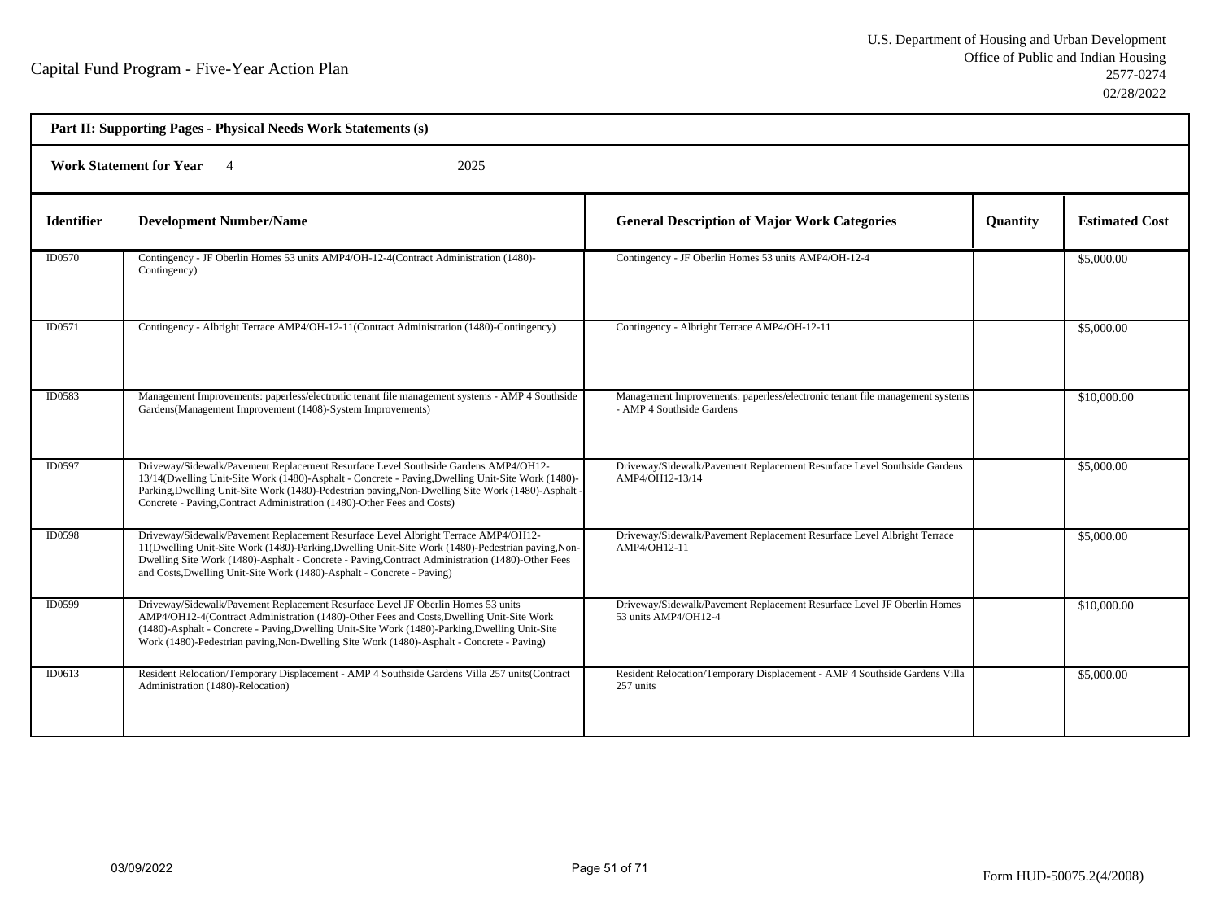Capital Fund Program - Five-Year Action Plan

U.S. Department of Housing and Urban Development
Office of Public and Indian Housing
2577-0274
02/28/2022

**Part II: Supporting Pages - Physical Needs Work Statements (s)**

**Work Statement for Year** 4 2025

| Identifier | Development Number/Name | General Description of Major Work Categories | Quantity | Estimated Cost |
|---|---|---|---|---|
| ID0570 | Contingency - JF Oberlin Homes 53 units AMP4/OH-12-4(Contract Administration (1480)-Contingency) | Contingency - JF Oberlin Homes 53 units AMP4/OH-12-4 | | $5,000.00 |
| ID0571 | Contingency - Albright Terrace AMP4/OH-12-11(Contract Administration (1480)-Contingency) | Contingency - Albright Terrace AMP4/OH-12-11 | | $5,000.00 |
| ID0583 | Management Improvements: paperless/electronic tenant file management systems - AMP 4 Southside Gardens(Management Improvement (1408)-System Improvements) | Management Improvements: paperless/electronic tenant file management systems - AMP 4 Southside Gardens | | $10,000.00 |
| ID0597 | Driveway/Sidewalk/Pavement Replacement Resurface Level Southside Gardens AMP4/OH12-13/14(Dwelling Unit-Site Work (1480)-Asphalt - Concrete - Paving,Dwelling Unit-Site Work (1480)-Parking,Dwelling Unit-Site Work (1480)-Pedestrian paving,Non-Dwelling Site Work (1480)-Asphalt - Concrete - Paving,Contract Administration (1480)-Other Fees and Costs) | Driveway/Sidewalk/Pavement Replacement Resurface Level Southside Gardens AMP4/OH12-13/14 | | $5,000.00 |
| ID0598 | Driveway/Sidewalk/Pavement Replacement Resurface Level Albright Terrace AMP4/OH12-11(Dwelling Unit-Site Work (1480)-Parking,Dwelling Unit-Site Work (1480)-Pedestrian paving,Non-Dwelling Site Work (1480)-Asphalt - Concrete - Paving,Contract Administration (1480)-Other Fees and Costs,Dwelling Unit-Site Work (1480)-Asphalt - Concrete - Paving) | Driveway/Sidewalk/Pavement Replacement Resurface Level Albright Terrace AMP4/OH12-11 | | $5,000.00 |
| ID0599 | Driveway/Sidewalk/Pavement Replacement Resurface Level JF Oberlin Homes 53 units AMP4/OH12-4(Contract Administration (1480)-Other Fees and Costs,Dwelling Unit-Site Work (1480)-Asphalt - Concrete - Paving,Dwelling Unit-Site Work (1480)-Parking,Dwelling Unit-Site Work (1480)-Pedestrian paving,Non-Dwelling Site Work (1480)-Asphalt - Concrete - Paving) | Driveway/Sidewalk/Pavement Replacement Resurface Level JF Oberlin Homes 53 units AMP4/OH12-4 | | $10,000.00 |
| ID0613 | Resident Relocation/Temporary Displacement - AMP 4 Southside Gardens Villa 257 units(Contract Administration (1480)-Relocation) | Resident Relocation/Temporary Displacement - AMP 4 Southside Gardens Villa 257 units | | $5,000.00 |

03/09/2022

Form HUD-50075.2(4/2008)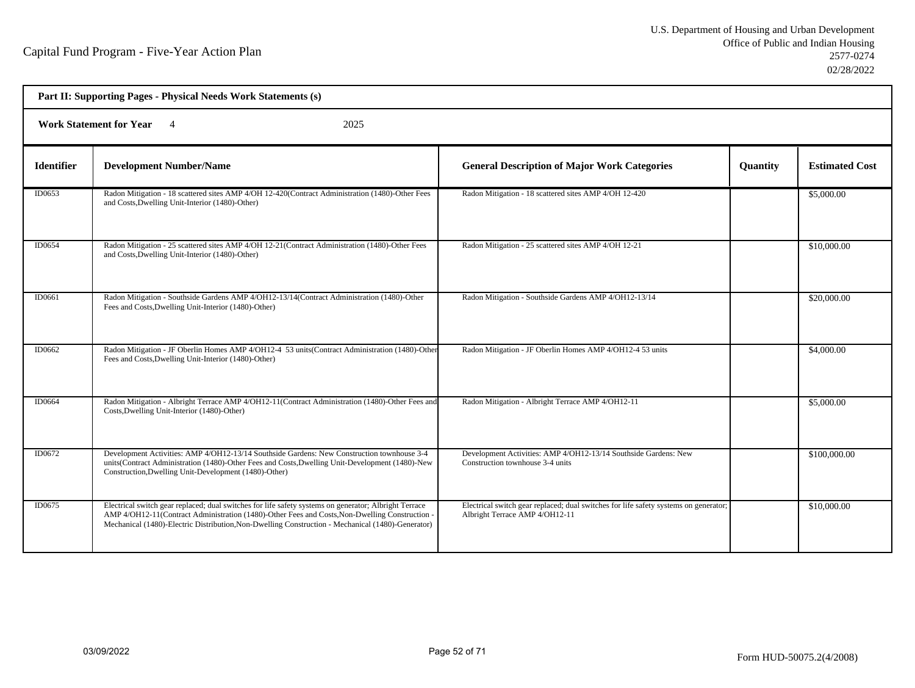Capital Fund Program - Five-Year Action Plan

U.S. Department of Housing and Urban Development
Office of Public and Indian Housing
2577-0274
02/28/2022

**Part II: Supporting Pages - Physical Needs Work Statements (s)**

**Work Statement for Year** 4 2025

| Identifier | Development Number/Name | General Description of Major Work Categories | Quantity | Estimated Cost |
|---|---|---|---|---|
| ID0653 | Radon Mitigation - 18 scattered sites AMP 4/OH 12-420(Contract Administration (1480)-Other Fees and Costs,Dwelling Unit-Interior (1480)-Other) | Radon Mitigation - 18 scattered sites AMP 4/OH 12-420 | | $5,000.00 |
| ID0654 | Radon Mitigation - 25 scattered sites AMP 4/OH 12-21(Contract Administration (1480)-Other Fees and Costs,Dwelling Unit-Interior (1480)-Other) | Radon Mitigation - 25 scattered sites AMP 4/OH 12-21 | | $10,000.00 |
| ID0661 | Radon Mitigation - Southside Gardens AMP 4/OH12-13/14(Contract Administration (1480)-Other Fees and Costs,Dwelling Unit-Interior (1480)-Other) | Radon Mitigation - Southside Gardens AMP 4/OH12-13/14 | | $20,000.00 |
| ID0662 | Radon Mitigation - JF Oberlin Homes AMP 4/OH12-4 53 units(Contract Administration (1480)-Other Fees and Costs,Dwelling Unit-Interior (1480)-Other) | Radon Mitigation - JF Oberlin Homes AMP 4/OH12-4 53 units | | $4,000.00 |
| ID0664 | Radon Mitigation - Albright Terrace AMP 4/OH12-11(Contract Administration (1480)-Other Fees and Costs,Dwelling Unit-Interior (1480)-Other) | Radon Mitigation - Albright Terrace AMP 4/OH12-11 | | $5,000.00 |
| ID0672 | Development Activities: AMP 4/OH12-13/14 Southside Gardens: New Construction townhouse 3-4 units(Contract Administration (1480)-Other Fees and Costs,Dwelling Unit-Development (1480)-New Construction,Dwelling Unit-Development (1480)-Other) | Development Activities: AMP 4/OH12-13/14 Southside Gardens: New Construction townhouse 3-4 units | | $100,000.00 |
| ID0675 | Electrical switch gear replaced; dual switches for life safety systems on generator; Albright Terrace AMP 4/OH12-11(Contract Administration (1480)-Other Fees and Costs,Non-Dwelling Construction - Mechanical (1480)-Electric Distribution,Non-Dwelling Construction - Mechanical (1480)-Generator) | Electrical switch gear replaced; dual switches for life safety systems on generator; Albright Terrace AMP 4/OH12-11 | | $10,000.00 |

03/09/2022

Form HUD-50075.2(4/2008)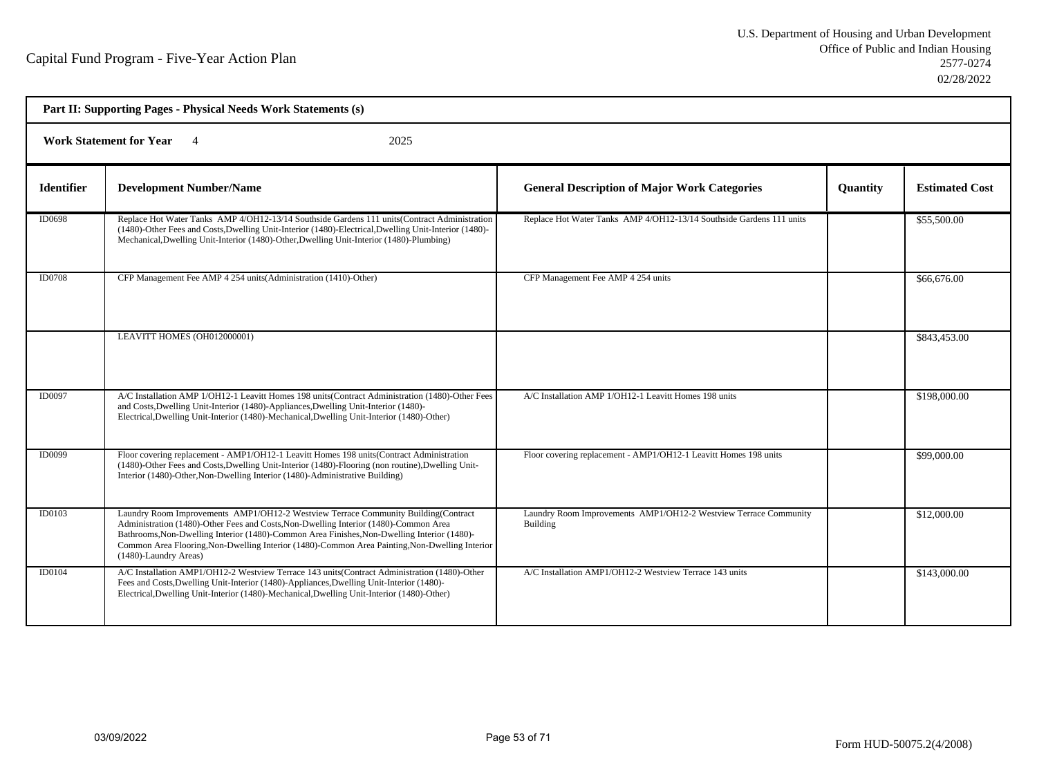Capital Fund Program - Five-Year Action Plan

U.S. Department of Housing and Urban Development
Office of Public and Indian Housing
2577-0274
02/28/2022

**Part II: Supporting Pages - Physical Needs Work Statements (s)**

**Work Statement for Year** 4 2025

| Identifier | Development Number/Name | General Description of Major Work Categories | Quantity | Estimated Cost |
|---|---|---|---|---|
| ID0698 | Replace Hot Water Tanks AMP 4/OH12-13/14 Southside Gardens 111 units(Contract Administration (1480)-Other Fees and Costs,Dwelling Unit-Interior (1480)-Electrical,Dwelling Unit-Interior (1480)-Mechanical,Dwelling Unit-Interior (1480)-Other,Dwelling Unit-Interior (1480)-Plumbing) | Replace Hot Water Tanks AMP 4/OH12-13/14 Southside Gardens 111 units | | $55,500.00 |
| ID0708 | CFP Management Fee AMP 4 254 units(Administration (1410)-Other) | CFP Management Fee AMP 4 254 units | | $66,676.00 |
| | LEAVITT HOMES (OH012000001) | | | $843,453.00 |
| ID0097 | A/C Installation AMP 1/OH12-1 Leavitt Homes 198 units(Contract Administration (1480)-Other Fees and Costs,Dwelling Unit-Interior (1480)-Appliances,Dwelling Unit-Interior (1480)-Electrical,Dwelling Unit-Interior (1480)-Mechanical,Dwelling Unit-Interior (1480)-Other) | A/C Installation AMP 1/OH12-1 Leavitt Homes 198 units | | $198,000.00 |
| ID0099 | Floor covering replacement - AMP1/OH12-1 Leavitt Homes 198 units(Contract Administration (1480)-Other Fees and Costs,Dwelling Unit-Interior (1480)-Flooring (non routine),Dwelling Unit-Interior (1480)-Other,Non-Dwelling Interior (1480)-Administrative Building) | Floor covering replacement - AMP1/OH12-1 Leavitt Homes 198 units | | $99,000.00 |
| ID0103 | Laundry Room Improvements AMP1/OH12-2 Westview Terrace Community Building(Contract Administration (1480)-Other Fees and Costs,Non-Dwelling Interior (1480)-Common Area Bathrooms,Non-Dwelling Interior (1480)-Common Area Finishes,Non-Dwelling Interior (1480)-Common Area Flooring,Non-Dwelling Interior (1480)-Common Area Painting,Non-Dwelling Interior (1480)-Laundry Areas) | Laundry Room Improvements AMP1/OH12-2 Westview Terrace Community Building | | $12,000.00 |
| ID0104 | A/C Installation AMP1/OH12-2 Westview Terrace 143 units(Contract Administration (1480)-Other Fees and Costs,Dwelling Unit-Interior (1480)-Appliances,Dwelling Unit-Interior (1480)-Electrical,Dwelling Unit-Interior (1480)-Mechanical,Dwelling Unit-Interior (1480)-Other) | A/C Installation AMP1/OH12-2 Westview Terrace 143 units | | $143,000.00 |

03/09/2022

Form HUD-50075.2(4/2008)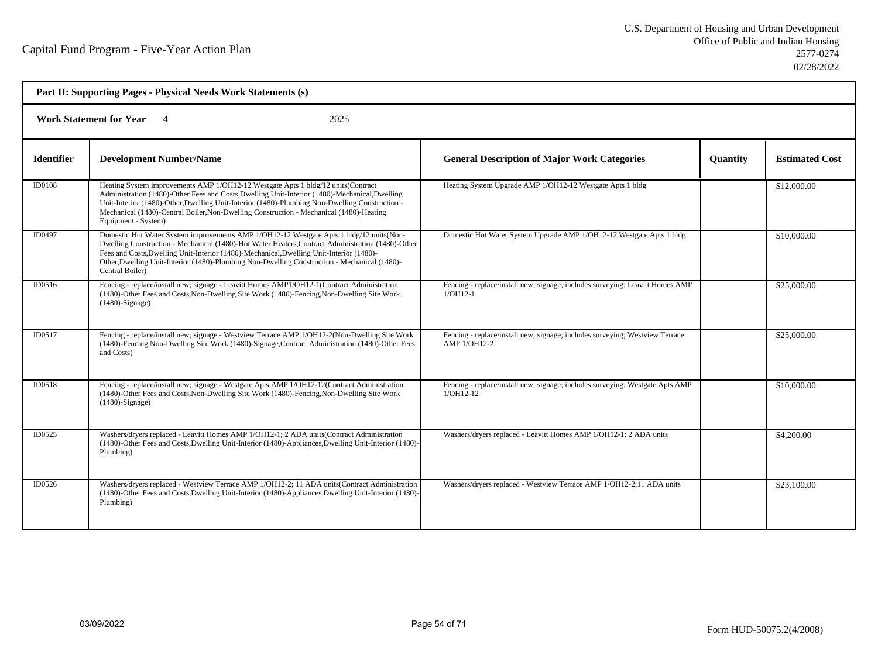Capital Fund Program - Five-Year Action Plan

U.S. Department of Housing and Urban Development
Office of Public and Indian Housing
2577-0274
02/28/2022

**Part II: Supporting Pages - Physical Needs Work Statements (s)**

**Work Statement for Year** 4 2025

| Identifier | Development Number/Name | General Description of Major Work Categories | Quantity | Estimated Cost |
|---|---|---|---|---|
| ID0108 | Heating System improvements AMP 1/OH12-12 Westgate Apts 1 bldg/12 units(Contract Administration (1480)-Other Fees and Costs,Dwelling Unit-Interior (1480)-Mechanical,Dwelling Unit-Interior (1480)-Other,Dwelling Unit-Interior (1480)-Plumbing,Non-Dwelling Construction - Mechanical (1480)-Central Boiler,Non-Dwelling Construction - Mechanical (1480)-Heating Equipment - System) | Heating System Upgrade AMP 1/OH12-12 Westgate Apts 1 bldg | | $12,000.00 |
| ID0497 | Domestic Hot Water System improvements AMP 1/OH12-12 Westgate Apts 1 bldg/12 units(Non-Dwelling Construction - Mechanical (1480)-Hot Water Heaters,Contract Administration (1480)-Other Fees and Costs,Dwelling Unit-Interior (1480)-Mechanical,Dwelling Unit-Interior (1480)-Other,Dwelling Unit-Interior (1480)-Plumbing,Non-Dwelling Construction - Mechanical (1480)-Central Boiler) | Domestic Hot Water System Upgrade AMP 1/OH12-12 Westgate Apts 1 bldg | | $10,000.00 |
| ID0516 | Fencing - replace/install new; signage - Leavitt Homes AMP1/OH12-1(Contract Administration (1480)-Other Fees and Costs,Non-Dwelling Site Work (1480)-Fencing,Non-Dwelling Site Work (1480)-Signage) | Fencing - replace/install new; signage; includes surveying; Leavitt Homes AMP 1/OH12-1 | | $25,000.00 |
| ID0517 | Fencing - replace/install new; signage - Westview Terrace AMP 1/OH12-2(Non-Dwelling Site Work (1480)-Fencing,Non-Dwelling Site Work (1480)-Signage,Contract Administration (1480)-Other Fees and Costs) | Fencing - replace/install new; signage; includes surveying; Westview Terrace AMP 1/OH12-2 | | $25,000.00 |
| ID0518 | Fencing - replace/install new; signage - Westgate Apts AMP 1/OH12-12(Contract Administration (1480)-Other Fees and Costs,Non-Dwelling Site Work (1480)-Fencing,Non-Dwelling Site Work (1480)-Signage) | Fencing - replace/install new; signage; includes surveying; Westgate Apts AMP 1/OH12-12 | | $10,000.00 |
| ID0525 | Washers/dryers replaced - Leavitt Homes AMP 1/OH12-1; 2 ADA units(Contract Administration (1480)-Other Fees and Costs,Dwelling Unit-Interior (1480)-Appliances,Dwelling Unit-Interior (1480)-Plumbing) | Washers/dryers replaced - Leavitt Homes AMP 1/OH12-1; 2 ADA units | | $4,200.00 |
| ID0526 | Washers/dryers replaced - Westview Terrace AMP 1/OH12-2; 11 ADA units(Contract Administration (1480)-Other Fees and Costs,Dwelling Unit-Interior (1480)-Appliances,Dwelling Unit-Interior (1480)-Plumbing) | Washers/dryers replaced - Westview Terrace AMP 1/OH12-2;11 ADA units | | $23,100.00 |

03/09/2022

Form HUD-50075.2(4/2008)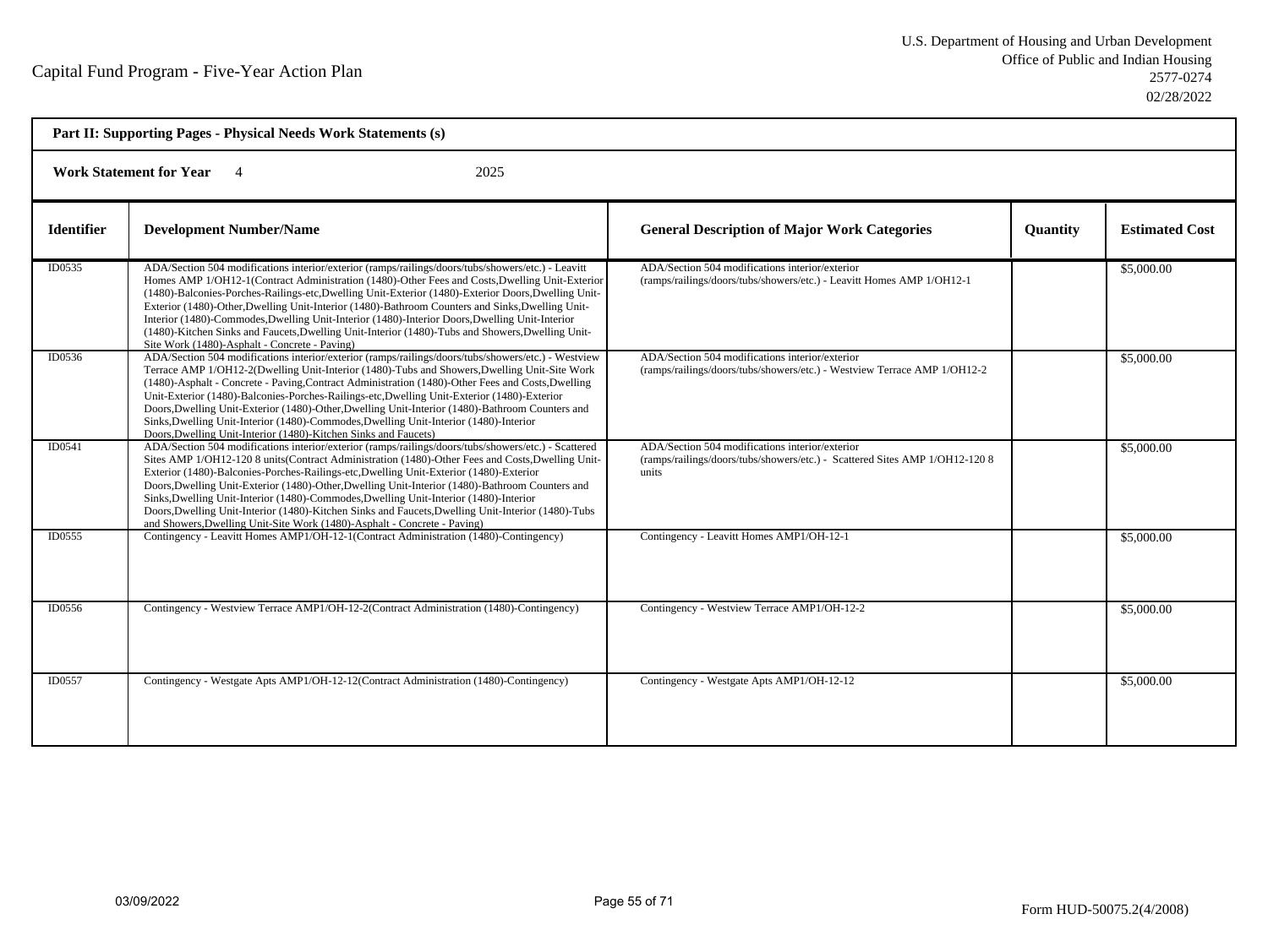Capital Fund Program - Five-Year Action Plan

U.S. Department of Housing and Urban Development
Office of Public and Indian Housing
2577-0274
02/28/2022

**Part II: Supporting Pages - Physical Needs Work Statements (s)**

**Work Statement for Year** 4 2025

| Identifier | Development Number/Name | General Description of Major Work Categories | Quantity | Estimated Cost |
|---|---|---|---|---|
| ID0535 | ADA/Section 504 modifications interior/exterior (ramps/railings/doors/tubs/showers/etc.) - Leavitt Homes AMP 1/OH12-1(Contract Administration (1480)-Other Fees and Costs,Dwelling Unit-Exterior (1480)-Balconies-Porches-Railings-etc,Dwelling Unit-Exterior (1480)-Exterior Doors,Dwelling Unit-Exterior (1480)-Other,Dwelling Unit-Interior (1480)-Bathroom Counters and Sinks,Dwelling Unit-Interior (1480)-Commodes,Dwelling Unit-Interior (1480)-Interior Doors,Dwelling Unit-Interior (1480)-Kitchen Sinks and Faucets,Dwelling Unit-Interior (1480)-Tubs and Showers,Dwelling Unit-Site Work (1480)-Asphalt - Concrete - Paving) | ADA/Section 504 modifications interior/exterior (ramps/railings/doors/tubs/showers/etc.) - Leavitt Homes AMP 1/OH12-1 | | $5,000.00 |
| ID0536 | ADA/Section 504 modifications interior/exterior (ramps/railings/doors/tubs/showers/etc.) - Westview Terrace AMP 1/OH12-2(Dwelling Unit-Interior (1480)-Tubs and Showers,Dwelling Unit-Site Work (1480)-Asphalt - Concrete - Paving,Contract Administration (1480)-Other Fees and Costs,Dwelling Unit-Exterior (1480)-Balconies-Porches-Railings-etc,Dwelling Unit-Exterior (1480)-Exterior Doors,Dwelling Unit-Exterior (1480)-Other,Dwelling Unit-Interior (1480)-Bathroom Counters and Sinks,Dwelling Unit-Interior (1480)-Commodes,Dwelling Unit-Interior (1480)-Interior Doors,Dwelling Unit-Interior (1480)-Kitchen Sinks and Faucets) | ADA/Section 504 modifications interior/exterior (ramps/railings/doors/tubs/showers/etc.) - Westview Terrace AMP 1/OH12-2 | | $5,000.00 |
| ID0541 | ADA/Section 504 modifications interior/exterior (ramps/railings/doors/tubs/showers/etc.) - Scattered Sites AMP 1/OH12-120 8 units(Contract Administration (1480)-Other Fees and Costs,Dwelling Unit-Exterior (1480)-Balconies-Porches-Railings-etc,Dwelling Unit-Exterior (1480)-Exterior Doors,Dwelling Unit-Exterior (1480)-Other,Dwelling Unit-Interior (1480)-Bathroom Counters and Sinks,Dwelling Unit-Interior (1480)-Commodes,Dwelling Unit-Interior (1480)-Interior Doors,Dwelling Unit-Interior (1480)-Kitchen Sinks and Faucets,Dwelling Unit-Interior (1480)-Tubs and Showers,Dwelling Unit-Site Work (1480)-Asphalt - Concrete - Paving) | ADA/Section 504 modifications interior/exterior (ramps/railings/doors/tubs/showers/etc.) - Scattered Sites AMP 1/OH12-120 8 units | | $5,000.00 |
| ID0555 | Contingency - Leavitt Homes AMP1/OH-12-1(Contract Administration (1480)-Contingency) | Contingency - Leavitt Homes AMP1/OH-12-1 | | $5,000.00 |
| ID0556 | Contingency - Westview Terrace AMP1/OH-12-2(Contract Administration (1480)-Contingency) | Contingency - Westview Terrace AMP1/OH-12-2 | | $5,000.00 |
| ID0557 | Contingency - Westgate Apts AMP1/OH-12-12(Contract Administration (1480)-Contingency) | Contingency - Westgate Apts AMP1/OH-12-12 | | $5,000.00 |

03/09/2022

Form HUD-50075.2(4/2008)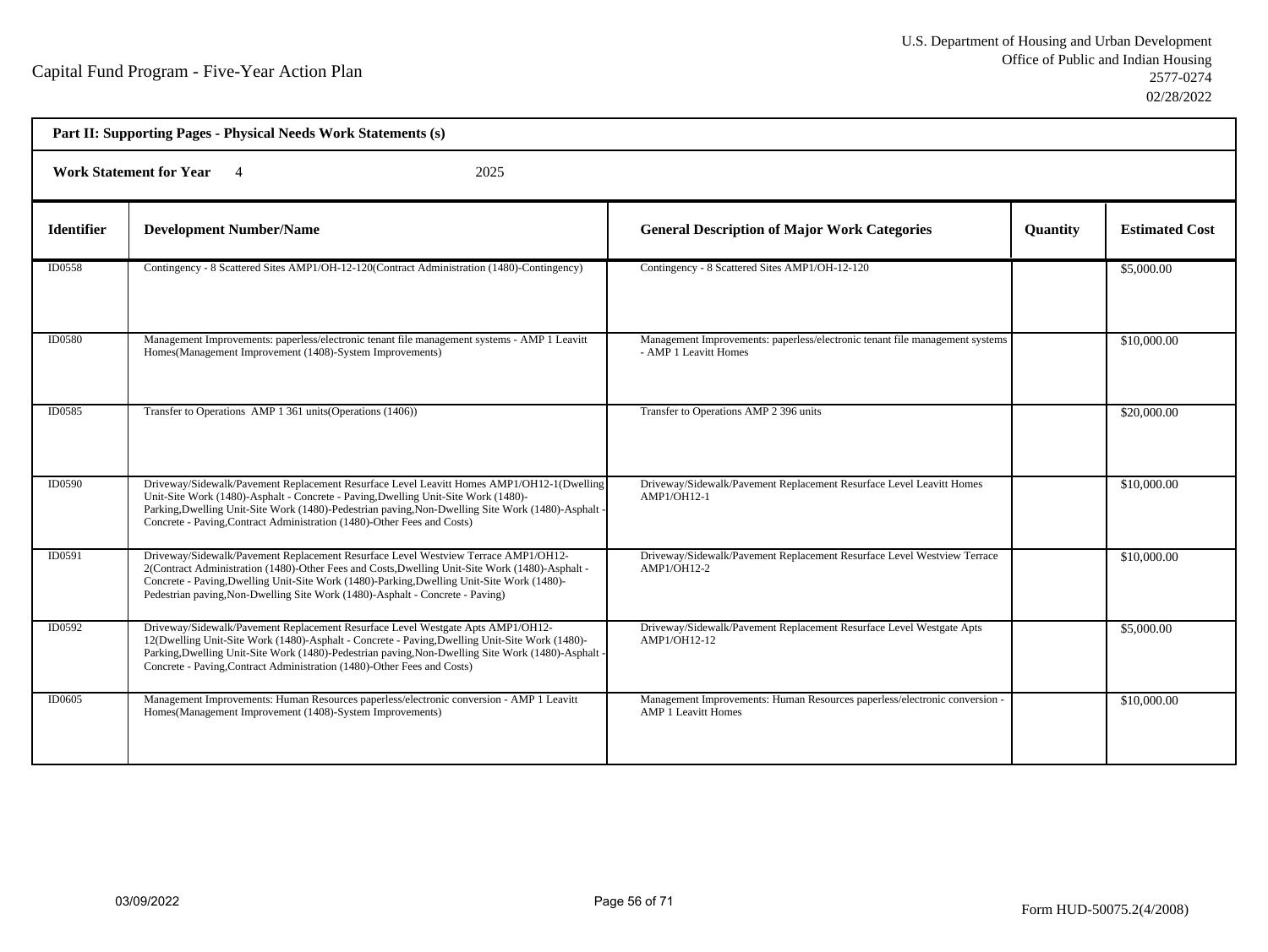Capital Fund Program - Five-Year Action Plan

U.S. Department of Housing and Urban Development
Office of Public and Indian Housing
2577-0274
02/28/2022

**Part II: Supporting Pages - Physical Needs Work Statements (s)**

**Work Statement for Year** 4 2025

| Identifier | Development Number/Name | General Description of Major Work Categories | Quantity | Estimated Cost |
|---|---|---|---|---|
| ID0558 | Contingency - 8 Scattered Sites AMP1/OH-12-120(Contract Administration (1480)-Contingency) | Contingency - 8 Scattered Sites AMP1/OH-12-120 | | $5,000.00 |
| ID0580 | Management Improvements: paperless/electronic tenant file management systems - AMP 1 Leavitt Homes(Management Improvement (1408)-System Improvements) | Management Improvements: paperless/electronic tenant file management systems - AMP 1 Leavitt Homes | | $10,000.00 |
| ID0585 | Transfer to Operations AMP 1 361 units(Operations (1406)) | Transfer to Operations AMP 2 396 units | | $20,000.00 |
| ID0590 | Driveway/Sidewalk/Pavement Replacement Resurface Level Leavitt Homes AMP1/OH12-1(Dwelling Unit-Site Work (1480)-Asphalt - Concrete - Paving,Dwelling Unit-Site Work (1480)-Parking,Dwelling Unit-Site Work (1480)-Pedestrian paving,Non-Dwelling Site Work (1480)-Asphalt - Concrete - Paving,Contract Administration (1480)-Other Fees and Costs) | Driveway/Sidewalk/Pavement Replacement Resurface Level Leavitt Homes AMP1/OH12-1 | | $10,000.00 |
| ID0591 | Driveway/Sidewalk/Pavement Replacement Resurface Level Westview Terrace AMP1/OH12-2(Contract Administration (1480)-Other Fees and Costs,Dwelling Unit-Site Work (1480)-Asphalt - Concrete - Paving,Dwelling Unit-Site Work (1480)-Parking,Dwelling Unit-Site Work (1480)-Pedestrian paving,Non-Dwelling Site Work (1480)-Asphalt - Concrete - Paving) | Driveway/Sidewalk/Pavement Replacement Resurface Level Westview Terrace AMP1/OH12-2 | | $10,000.00 |
| ID0592 | Driveway/Sidewalk/Pavement Replacement Resurface Level Westgate Apts AMP1/OH12-12(Dwelling Unit-Site Work (1480)-Asphalt - Concrete - Paving,Dwelling Unit-Site Work (1480)-Parking,Dwelling Unit-Site Work (1480)-Pedestrian paving,Non-Dwelling Site Work (1480)-Asphalt - Concrete - Paving,Contract Administration (1480)-Other Fees and Costs) | Driveway/Sidewalk/Pavement Replacement Resurface Level Westgate Apts AMP1/OH12-12 | | $5,000.00 |
| ID0605 | Management Improvements: Human Resources paperless/electronic conversion - AMP 1 Leavitt Homes(Management Improvement (1408)-System Improvements) | Management Improvements: Human Resources paperless/electronic conversion - AMP 1 Leavitt Homes | | $10,000.00 |

03/09/2022

Form HUD-50075.2(4/2008)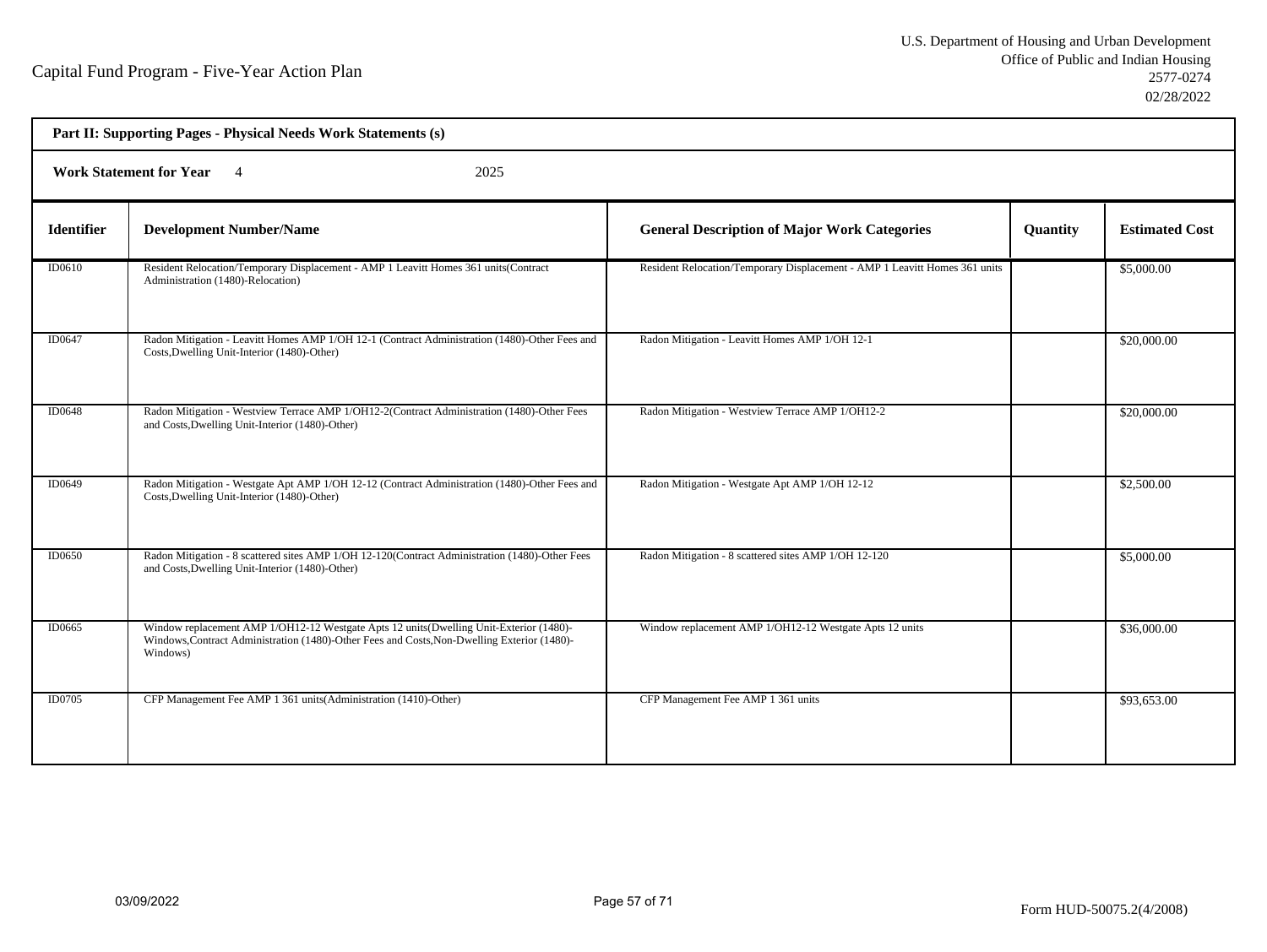Capital Fund Program - Five-Year Action Plan

U.S. Department of Housing and Urban Development
Office of Public and Indian Housing
2577-0274
02/28/2022

**Part II: Supporting Pages - Physical Needs Work Statements (s)**

**Work Statement for Year** 4 2025

| Identifier | Development Number/Name | General Description of Major Work Categories | Quantity | Estimated Cost |
|---|---|---|---|---|
| ID0610 | Resident Relocation/Temporary Displacement - AMP 1 Leavitt Homes 361 units(Contract Administration (1480)-Relocation) | Resident Relocation/Temporary Displacement - AMP 1 Leavitt Homes 361 units | | $5,000.00 |
| ID0647 | Radon Mitigation - Leavitt Homes AMP 1/OH 12-1 (Contract Administration (1480)-Other Fees and Costs,Dwelling Unit-Interior (1480)-Other) | Radon Mitigation - Leavitt Homes AMP 1/OH 12-1 | | $20,000.00 |
| ID0648 | Radon Mitigation - Westview Terrace AMP 1/OH12-2(Contract Administration (1480)-Other Fees and Costs,Dwelling Unit-Interior (1480)-Other) | Radon Mitigation - Westview Terrace AMP 1/OH12-2 | | $20,000.00 |
| ID0649 | Radon Mitigation - Westgate Apt AMP 1/OH 12-12 (Contract Administration (1480)-Other Fees and Costs,Dwelling Unit-Interior (1480)-Other) | Radon Mitigation - Westgate Apt AMP 1/OH 12-12 | | $2,500.00 |
| ID0650 | Radon Mitigation - 8 scattered sites AMP 1/OH 12-120(Contract Administration (1480)-Other Fees and Costs,Dwelling Unit-Interior (1480)-Other) | Radon Mitigation - 8 scattered sites AMP 1/OH 12-120 | | $5,000.00 |
| ID0665 | Window replacement AMP 1/OH12-12 Westgate Apts 12 units(Dwelling Unit-Exterior (1480)-Windows,Contract Administration (1480)-Other Fees and Costs,Non-Dwelling Exterior (1480)-Windows) | Window replacement AMP 1/OH12-12 Westgate Apts 12 units | | $36,000.00 |
| ID0705 | CFP Management Fee AMP 1 361 units(Administration (1410)-Other) | CFP Management Fee AMP 1 361 units | | $93,653.00 |

03/09/2022

Form HUD-50075.2(4/2008)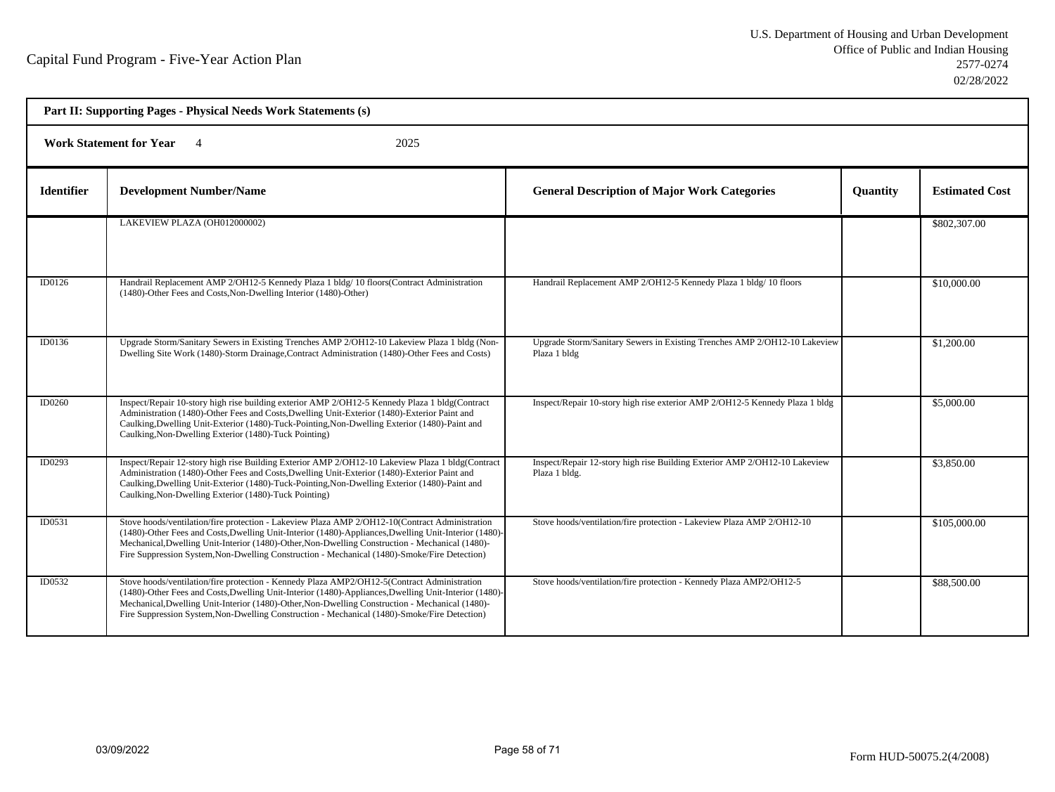U.S. Department of Housing and Urban Development
Office of Public and Indian Housing
2577-0274
02/28/2022

Capital Fund Program - Five-Year Action Plan

| Part II: Supporting Pages - Physical Needs Work Statements (s) | | | | |
|---|---|---|---|---|
| **Work Statement for Year** 4 2025 | | | | |
| **Identifier** | **Development Number/Name** | **General Description of Major Work Categories** | **Quantity** | **Estimated Cost** |
| | LAKEVIEW PLAZA (OH012000002) | | | $802,307.00 |
| ID0126 | Handrail Replacement AMP 2/OH12-5 Kennedy Plaza 1 bldg/ 10 floors(Contract Administration (1480)-Other Fees and Costs,Non-Dwelling Interior (1480)-Other) | Handrail Replacement AMP 2/OH12-5 Kennedy Plaza 1 bldg/ 10 floors | | $10,000.00 |
| ID0136 | Upgrade Storm/Sanitary Sewers in Existing Trenches AMP 2/OH12-10 Lakeview Plaza 1 bldg (Non-Dwelling Site Work (1480)-Storm Drainage,Contract Administration (1480)-Other Fees and Costs) | Upgrade Storm/Sanitary Sewers in Existing Trenches AMP 2/OH12-10 Lakeview Plaza 1 bldg | | $1,200.00 |
| ID0260 | Inspect/Repair 10-story high rise building exterior AMP 2/OH12-5 Kennedy Plaza 1 bldg(Contract Administration (1480)-Other Fees and Costs,Dwelling Unit-Exterior (1480)-Exterior Paint and Caulking,Dwelling Unit-Exterior (1480)-Tuck-Pointing,Non-Dwelling Exterior (1480)-Paint and Caulking,Non-Dwelling Exterior (1480)-Tuck Pointing) | Inspect/Repair 10-story high rise exterior AMP 2/OH12-5 Kennedy Plaza 1 bldg | | $5,000.00 |
| ID0293 | Inspect/Repair 12-story high rise Building Exterior AMP 2/OH12-10 Lakeview Plaza 1 bldg(Contract Administration (1480)-Other Fees and Costs,Dwelling Unit-Exterior (1480)-Exterior Paint and Caulking,Dwelling Unit-Exterior (1480)-Tuck-Pointing,Non-Dwelling Exterior (1480)-Paint and Caulking,Non-Dwelling Exterior (1480)-Tuck Pointing) | Inspect/Repair 12-story high rise Building Exterior AMP 2/OH12-10 Lakeview Plaza 1 bldg. | | $3,850.00 |
| ID0531 | Stove hoods/ventilation/fire protection - Lakeview Plaza AMP 2/OH12-10(Contract Administration (1480)-Other Fees and Costs,Dwelling Unit-Interior (1480)-Appliances,Dwelling Unit-Interior (1480)-Mechanical,Dwelling Unit-Interior (1480)-Other,Non-Dwelling Construction - Mechanical (1480)-Fire Suppression System,Non-Dwelling Construction - Mechanical (1480)-Smoke/Fire Detection) | Stove hoods/ventilation/fire protection - Lakeview Plaza AMP 2/OH12-10 | | $105,000.00 |
| ID0532 | Stove hoods/ventilation/fire protection - Kennedy Plaza AMP2/OH12-5(Contract Administration (1480)-Other Fees and Costs,Dwelling Unit-Interior (1480)-Appliances,Dwelling Unit-Interior (1480)-Mechanical,Dwelling Unit-Interior (1480)-Other,Non-Dwelling Construction - Mechanical (1480)-Fire Suppression System,Non-Dwelling Construction - Mechanical (1480)-Smoke/Fire Detection) | Stove hoods/ventilation/fire protection - Kennedy Plaza AMP2/OH12-5 | | $88,500.00 |

03/09/2022

Form HUD-50075.2(4/2008)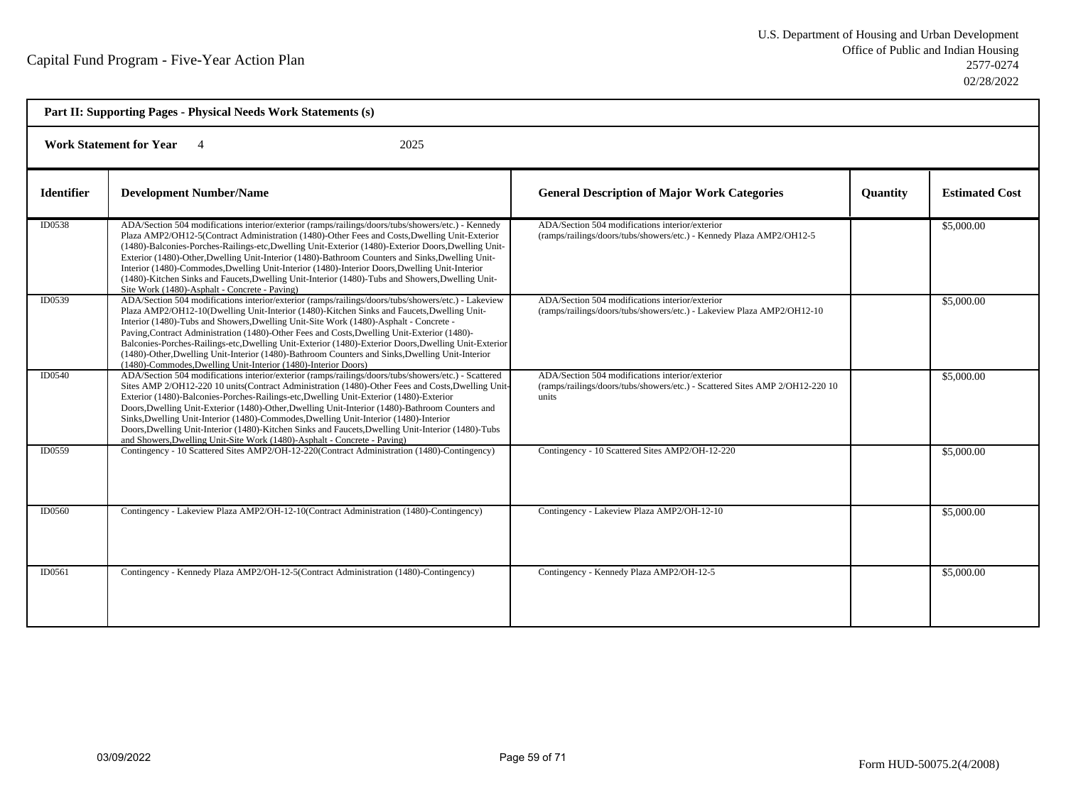Capital Fund Program - Five-Year Action Plan

U.S. Department of Housing and Urban Development
Office of Public and Indian Housing
2577-0274
02/28/2022

**Part II: Supporting Pages - Physical Needs Work Statements (s)**

**Work Statement for Year** 4 2025

| Identifier | Development Number/Name | General Description of Major Work Categories | Quantity | Estimated Cost |
|---|---|---|---|---|
| ID0538 | ADA/Section 504 modifications interior/exterior (ramps/railings/doors/tubs/showers/etc.) - Kennedy Plaza AMP2/OH12-5(Contract Administration (1480)-Other Fees and Costs,Dwelling Unit-Exterior (1480)-Balconies-Porches-Railings-etc,Dwelling Unit-Exterior (1480)-Exterior Doors,Dwelling Unit-Exterior (1480)-Other,Dwelling Unit-Interior (1480)-Bathroom Counters and Sinks,Dwelling Unit-Interior (1480)-Commodes,Dwelling Unit-Interior (1480)-Interior Doors,Dwelling Unit-Interior (1480)-Kitchen Sinks and Faucets,Dwelling Unit-Interior (1480)-Tubs and Showers,Dwelling Unit-Site Work (1480)-Asphalt - Concrete - Paving) | ADA/Section 504 modifications interior/exterior (ramps/railings/doors/tubs/showers/etc.) - Kennedy Plaza AMP2/OH12-5 | | $5,000.00 |
| ID0539 | ADA/Section 504 modifications interior/exterior (ramps/railings/doors/tubs/showers/etc.) - Lakeview Plaza AMP2/OH12-10(Dwelling Unit-Interior (1480)-Kitchen Sinks and Faucets,Dwelling Unit-Interior (1480)-Tubs and Showers,Dwelling Unit-Site Work (1480)-Asphalt - Concrete - Paving,Contract Administration (1480)-Other Fees and Costs,Dwelling Unit-Exterior (1480)-Balconies-Porches-Railings-etc,Dwelling Unit-Exterior (1480)-Exterior Doors,Dwelling Unit-Exterior (1480)-Other,Dwelling Unit-Interior (1480)-Bathroom Counters and Sinks,Dwelling Unit-Interior (1480)-Commodes,Dwelling Unit-Interior (1480)-Interior Doors) | ADA/Section 504 modifications interior/exterior (ramps/railings/doors/tubs/showers/etc.) - Lakeview Plaza AMP2/OH12-10 | | $5,000.00 |
| ID0540 | ADA/Section 504 modifications interior/exterior (ramps/railings/doors/tubs/showers/etc.) - Scattered Sites AMP 2/OH12-220 10 units(Contract Administration (1480)-Other Fees and Costs,Dwelling Unit-Exterior (1480)-Balconies-Porches-Railings-etc,Dwelling Unit-Exterior (1480)-Exterior Doors,Dwelling Unit-Exterior (1480)-Other,Dwelling Unit-Interior (1480)-Bathroom Counters and Sinks,Dwelling Unit-Interior (1480)-Commodes,Dwelling Unit-Interior (1480)-Interior Doors,Dwelling Unit-Interior (1480)-Kitchen Sinks and Faucets,Dwelling Unit-Interior (1480)-Tubs and Showers,Dwelling Unit-Site Work (1480)-Asphalt - Concrete - Paving) | ADA/Section 504 modifications interior/exterior (ramps/railings/doors/tubs/showers/etc.) - Scattered Sites AMP 2/OH12-220 10 units | | $5,000.00 |
| ID0559 | Contingency - 10 Scattered Sites AMP2/OH-12-220(Contract Administration (1480)-Contingency) | Contingency - 10 Scattered Sites AMP2/OH-12-220 | | $5,000.00 |
| ID0560 | Contingency - Lakeview Plaza AMP2/OH-12-10(Contract Administration (1480)-Contingency) | Contingency - Lakeview Plaza AMP2/OH-12-10 | | $5,000.00 |
| ID0561 | Contingency - Kennedy Plaza AMP2/OH-12-5(Contract Administration (1480)-Contingency) | Contingency - Kennedy Plaza AMP2/OH-12-5 | | $5,000.00 |

03/09/2022

Form HUD-50075.2(4/2008)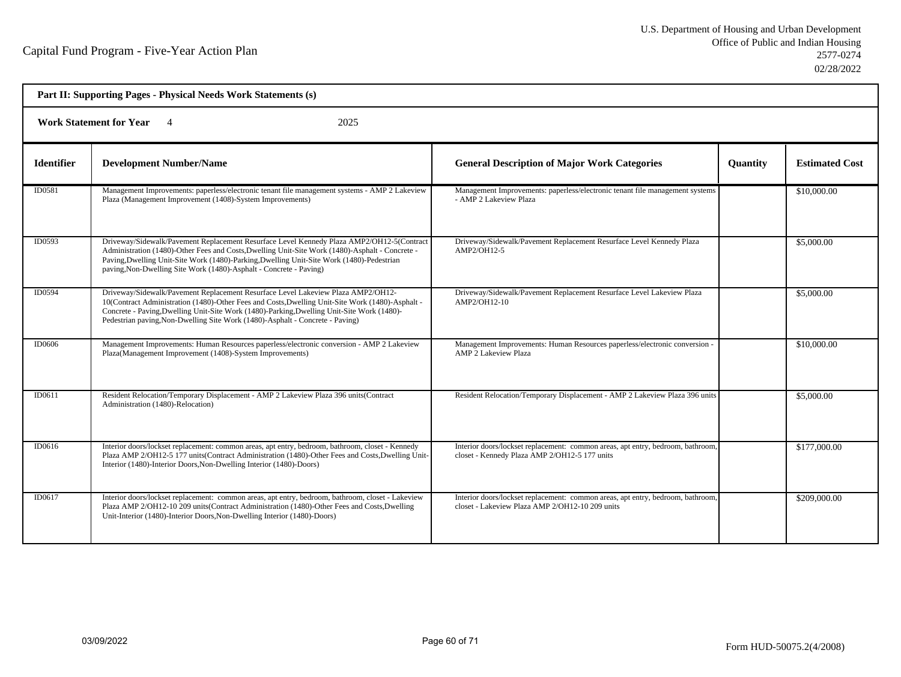Capital Fund Program - Five-Year Action Plan

U.S. Department of Housing and Urban Development
Office of Public and Indian Housing
2577-0274
02/28/2022

**Part II: Supporting Pages - Physical Needs Work Statements (s)**

**Work Statement for Year** 4 2025

| Identifier | Development Number/Name | General Description of Major Work Categories | Quantity | Estimated Cost |
|---|---|---|---|---|
| ID0581 | Management Improvements: paperless/electronic tenant file management systems - AMP 2 Lakeview Plaza (Management Improvement (1408)-System Improvements) | Management Improvements: paperless/electronic tenant file management systems - AMP 2 Lakeview Plaza | | $10,000.00 |
| ID0593 | Driveway/Sidewalk/Pavement Replacement Resurface Level Kennedy Plaza AMP2/OH12-5(Contract Administration (1480)-Other Fees and Costs,Dwelling Unit-Site Work (1480)-Asphalt - Concrete - Paving,Dwelling Unit-Site Work (1480)-Parking,Dwelling Unit-Site Work (1480)-Pedestrian paving,Non-Dwelling Site Work (1480)-Asphalt - Concrete - Paving) | Driveway/Sidewalk/Pavement Replacement Resurface Level Kennedy Plaza AMP2/OH12-5 | | $5,000.00 |
| ID0594 | Driveway/Sidewalk/Pavement Replacement Resurface Level Lakeview Plaza AMP2/OH12-10(Contract Administration (1480)-Other Fees and Costs,Dwelling Unit-Site Work (1480)-Asphalt - Concrete - Paving,Dwelling Unit-Site Work (1480)-Parking,Dwelling Unit-Site Work (1480)-Pedestrian paving,Non-Dwelling Site Work (1480)-Asphalt - Concrete - Paving) | Driveway/Sidewalk/Pavement Replacement Resurface Level Lakeview Plaza AMP2/OH12-10 | | $5,000.00 |
| ID0606 | Management Improvements: Human Resources paperless/electronic conversion - AMP 2 Lakeview Plaza(Management Improvement (1408)-System Improvements) | Management Improvements: Human Resources paperless/electronic conversion - AMP 2 Lakeview Plaza | | $10,000.00 |
| ID0611 | Resident Relocation/Temporary Displacement - AMP 2 Lakeview Plaza 396 units(Contract Administration (1480)-Relocation) | Resident Relocation/Temporary Displacement - AMP 2 Lakeview Plaza 396 units | | $5,000.00 |
| ID0616 | Interior doors/lockset replacement: common areas, apt entry, bedroom, bathroom, closet - Kennedy Plaza AMP 2/OH12-5 177 units(Contract Administration (1480)-Other Fees and Costs,Dwelling Unit-Interior (1480)-Interior Doors,Non-Dwelling Interior (1480)-Doors) | Interior doors/lockset replacement: common areas, apt entry, bedroom, bathroom, closet - Kennedy Plaza AMP 2/OH12-5 177 units | | $177,000.00 |
| ID0617 | Interior doors/lockset replacement: common areas, apt entry, bedroom, bathroom, closet - Lakeview Plaza AMP 2/OH12-10 209 units(Contract Administration (1480)-Other Fees and Costs,Dwelling Unit-Interior (1480)-Interior Doors,Non-Dwelling Interior (1480)-Doors) | Interior doors/lockset replacement: common areas, apt entry, bedroom, bathroom, closet - Lakeview Plaza AMP 2/OH12-10 209 units | | $209,000.00 |

03/09/2022

Form HUD-50075.2(4/2008)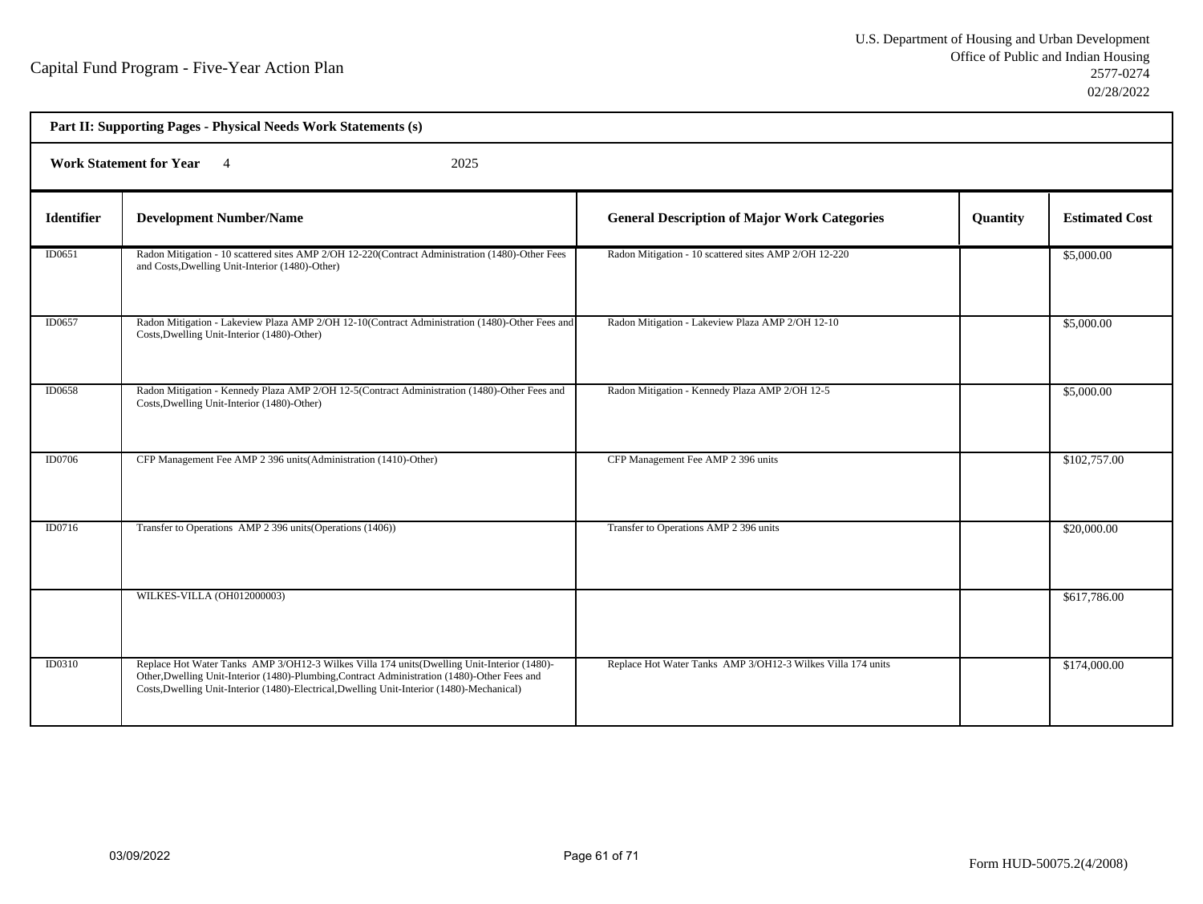Capital Fund Program - Five-Year Action Plan

U.S. Department of Housing and Urban Development
Office of Public and Indian Housing
2577-0274
02/28/2022

**Part II: Supporting Pages - Physical Needs Work Statements (s)**

**Work Statement for Year** 4 2025

| Identifier | Development Number/Name | General Description of Major Work Categories | Quantity | Estimated Cost |
|---|---|---|---|---|
| ID0651 | Radon Mitigation - 10 scattered sites AMP 2/OH 12-220(Contract Administration (1480)-Other Fees and Costs,Dwelling Unit-Interior (1480)-Other) | Radon Mitigation - 10 scattered sites AMP 2/OH 12-220 | | $5,000.00 |
| ID0657 | Radon Mitigation - Lakeview Plaza AMP 2/OH 12-10(Contract Administration (1480)-Other Fees and Costs,Dwelling Unit-Interior (1480)-Other) | Radon Mitigation - Lakeview Plaza AMP 2/OH 12-10 | | $5,000.00 |
| ID0658 | Radon Mitigation - Kennedy Plaza AMP 2/OH 12-5(Contract Administration (1480)-Other Fees and Costs,Dwelling Unit-Interior (1480)-Other) | Radon Mitigation - Kennedy Plaza AMP 2/OH 12-5 | | $5,000.00 |
| ID0706 | CFP Management Fee AMP 2 396 units(Administration (1410)-Other) | CFP Management Fee AMP 2 396 units | | $102,757.00 |
| ID0716 | Transfer to Operations AMP 2 396 units(Operations (1406)) | Transfer to Operations AMP 2 396 units | | $20,000.00 |
| | WILKES-VILLA (OH012000003) | | | $617,786.00 |
| ID0310 | Replace Hot Water Tanks AMP 3/OH12-3 Wilkes Villa 174 units(Dwelling Unit-Interior (1480)-Other,Dwelling Unit-Interior (1480)-Plumbing,Contract Administration (1480)-Other Fees and Costs,Dwelling Unit-Interior (1480)-Electrical,Dwelling Unit-Interior (1480)-Mechanical) | Replace Hot Water Tanks AMP 3/OH12-3 Wilkes Villa 174 units | | $174,000.00 |

03/09/2022

Form HUD-50075.2(4/2008)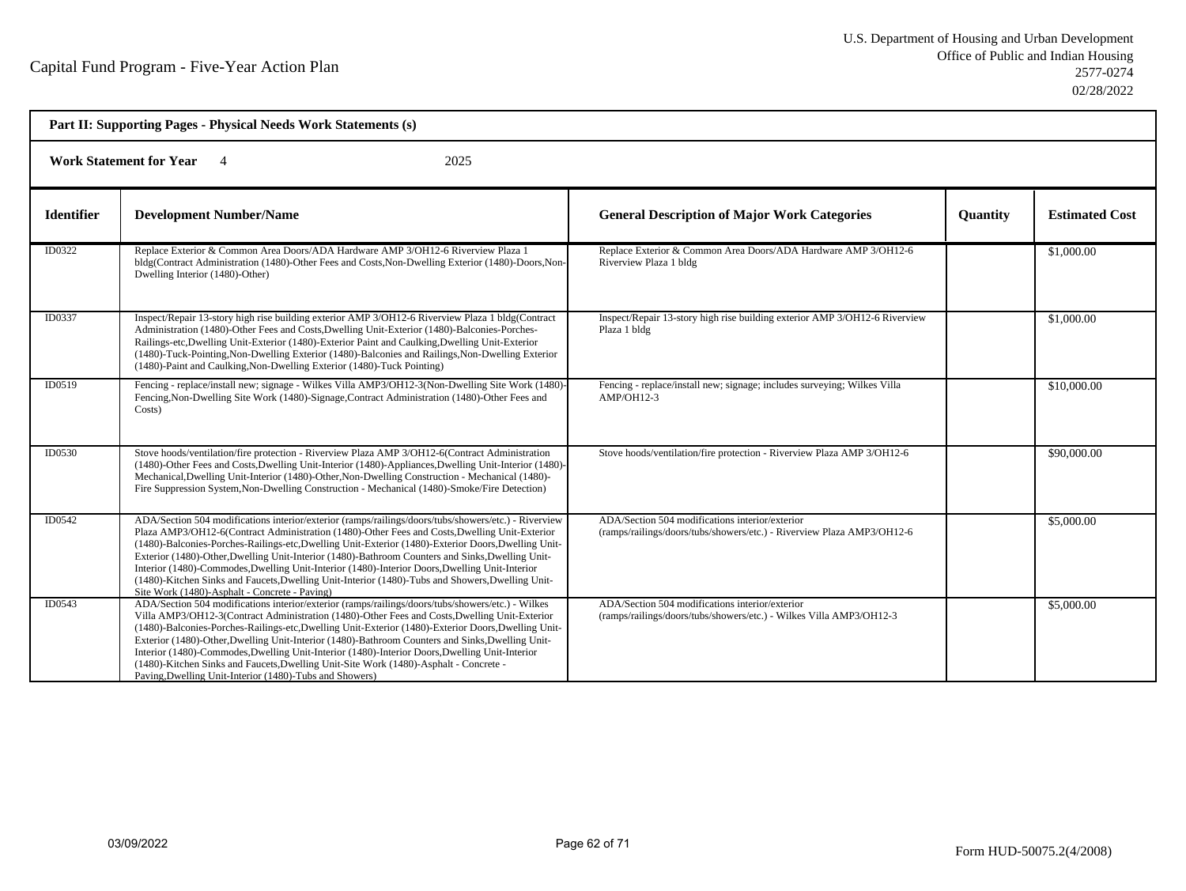Capital Fund Program - Five-Year Action Plan

U.S. Department of Housing and Urban Development
Office of Public and Indian Housing
2577-0274
02/28/2022

**Part II: Supporting Pages - Physical Needs Work Statements (s)**

**Work Statement for Year** 4 2025

| Identifier | Development Number/Name | General Description of Major Work Categories | Quantity | Estimated Cost |
|---|---|---|---|---|
| ID0322 | Replace Exterior & Common Area Doors/ADA Hardware AMP 3/OH12-6 Riverview Plaza 1 bldg(Contract Administration (1480)-Other Fees and Costs,Non-Dwelling Exterior (1480)-Doors,Non-Dwelling Interior (1480)-Other) | Replace Exterior & Common Area Doors/ADA Hardware AMP 3/OH12-6 Riverview Plaza 1 bldg | | $1,000.00 |
| ID0337 | Inspect/Repair 13-story high rise building exterior AMP 3/OH12-6 Riverview Plaza 1 bldg(Contract Administration (1480)-Other Fees and Costs,Dwelling Unit-Exterior (1480)-Balconies-Porches-Railings-etc,Dwelling Unit-Exterior (1480)-Exterior Paint and Caulking,Dwelling Unit-Exterior (1480)-Tuck-Pointing,Non-Dwelling Exterior (1480)-Balconies and Railings,Non-Dwelling Exterior (1480)-Paint and Caulking,Non-Dwelling Exterior (1480)-Tuck Pointing) | Inspect/Repair 13-story high rise building exterior AMP 3/OH12-6 Riverview Plaza 1 bldg | | $1,000.00 |
| ID0519 | Fencing - replace/install new; signage - Wilkes Villa AMP3/OH12-3(Non-Dwelling Site Work (1480)-Fencing,Non-Dwelling Site Work (1480)-Signage,Contract Administration (1480)-Other Fees and Costs) | Fencing - replace/install new; signage; includes surveying; Wilkes Villa AMP/OH12-3 | | $10,000.00 |
| ID0530 | Stove hoods/ventilation/fire protection - Riverview Plaza AMP 3/OH12-6(Contract Administration (1480)-Other Fees and Costs,Dwelling Unit-Interior (1480)-Appliances,Dwelling Unit-Interior (1480)-Mechanical,Dwelling Unit-Interior (1480)-Other,Non-Dwelling Construction - Mechanical (1480)-Fire Suppression System,Non-Dwelling Construction - Mechanical (1480)-Smoke/Fire Detection) | Stove hoods/ventilation/fire protection - Riverview Plaza AMP 3/OH12-6 | | $90,000.00 |
| ID0542 | ADA/Section 504 modifications interior/exterior (ramps/railings/doors/tubs/showers/etc.) - Riverview Plaza AMP3/OH12-6(Contract Administration (1480)-Other Fees and Costs,Dwelling Unit-Exterior (1480)-Balconies-Porches-Railings-etc,Dwelling Unit-Exterior (1480)-Exterior Doors,Dwelling Unit-Exterior (1480)-Other,Dwelling Unit-Interior (1480)-Bathroom Counters and Sinks,Dwelling Unit-Interior (1480)-Commodes,Dwelling Unit-Interior (1480)-Interior Doors,Dwelling Unit-Interior (1480)-Kitchen Sinks and Faucets,Dwelling Unit-Interior (1480)-Tubs and Showers,Dwelling Unit-Site Work (1480)-Asphalt - Concrete - Paving) | ADA/Section 504 modifications interior/exterior (ramps/railings/doors/tubs/showers/etc.) - Riverview Plaza AMP3/OH12-6 | | $5,000.00 |
| ID0543 | ADA/Section 504 modifications interior/exterior (ramps/railings/doors/tubs/showers/etc.) - Wilkes Villa AMP3/OH12-3(Contract Administration (1480)-Other Fees and Costs,Dwelling Unit-Exterior (1480)-Balconies-Porches-Railings-etc,Dwelling Unit-Exterior (1480)-Exterior Doors,Dwelling Unit-Exterior (1480)-Other,Dwelling Unit-Interior (1480)-Bathroom Counters and Sinks,Dwelling Unit-Interior (1480)-Commodes,Dwelling Unit-Interior (1480)-Interior Doors,Dwelling Unit-Interior (1480)-Kitchen Sinks and Faucets,Dwelling Unit-Site Work (1480)-Asphalt - Concrete - Paving,Dwelling Unit-Interior (1480)-Tubs and Showers) | ADA/Section 504 modifications interior/exterior (ramps/railings/doors/tubs/showers/etc.) - Wilkes Villa AMP3/OH12-3 | | $5,000.00 |

03/09/2022

Form HUD-50075.2(4/2008)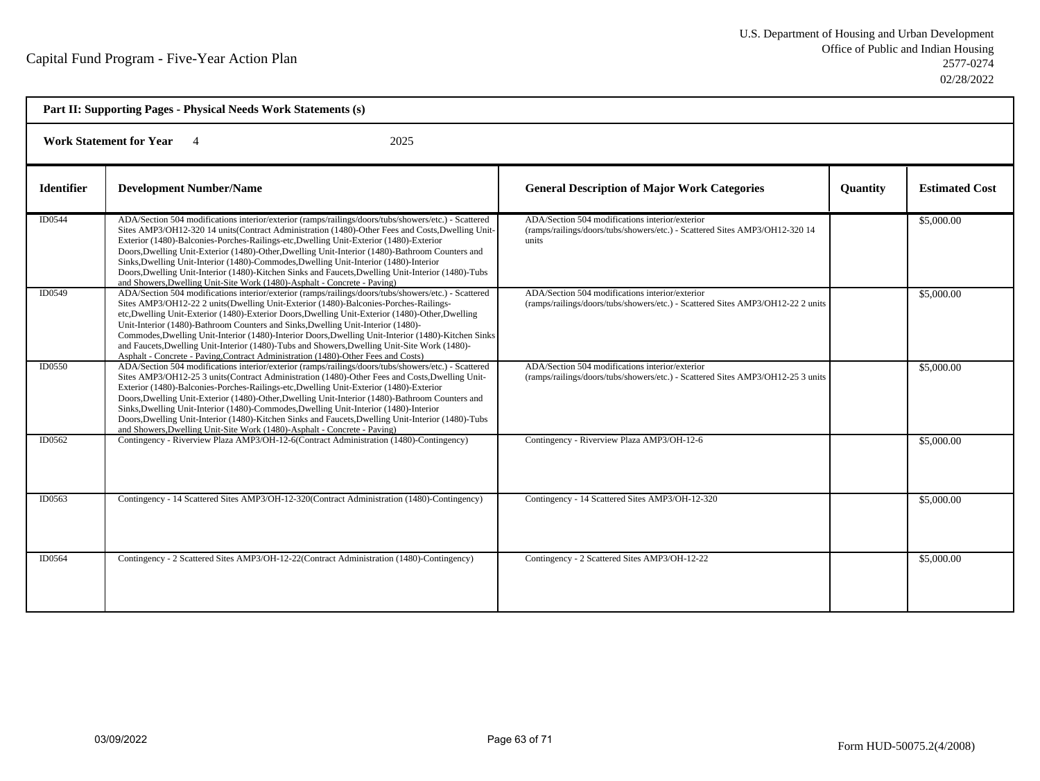Capital Fund Program - Five-Year Action Plan

U.S. Department of Housing and Urban Development
Office of Public and Indian Housing
2577-0274
02/28/2022

**Part II: Supporting Pages - Physical Needs Work Statements (s)**

**Work Statement for Year** 4 2025

| Identifier | Development Number/Name | General Description of Major Work Categories | Quantity | Estimated Cost |
|---|---|---|---|---|
| ID0544 | ADA/Section 504 modifications interior/exterior (ramps/railings/doors/tubs/showers/etc.) - Scattered Sites AMP3/OH12-320 14 units(Contract Administration (1480)-Other Fees and Costs,Dwelling Unit-Exterior (1480)-Balconies-Porches-Railings-etc,Dwelling Unit-Exterior (1480)-Exterior Doors,Dwelling Unit-Exterior (1480)-Other,Dwelling Unit-Interior (1480)-Bathroom Counters and Sinks,Dwelling Unit-Interior (1480)-Commodes,Dwelling Unit-Interior (1480)-Interior Doors,Dwelling Unit-Interior (1480)-Kitchen Sinks and Faucets,Dwelling Unit-Interior (1480)-Tubs and Showers,Dwelling Unit-Site Work (1480)-Asphalt - Concrete - Paving) | ADA/Section 504 modifications interior/exterior (ramps/railings/doors/tubs/showers/etc.) - Scattered Sites AMP3/OH12-320 14 units | | $5,000.00 |
| ID0549 | ADA/Section 504 modifications interior/exterior (ramps/railings/doors/tubs/showers/etc.) - Scattered Sites AMP3/OH12-22 2 units(Dwelling Unit-Exterior (1480)-Balconies-Porches-Railings-etc,Dwelling Unit-Exterior (1480)-Exterior Doors,Dwelling Unit-Exterior (1480)-Other,Dwelling Unit-Interior (1480)-Bathroom Counters and Sinks,Dwelling Unit-Interior (1480)-Commodes,Dwelling Unit-Interior (1480)-Interior Doors,Dwelling Unit-Interior (1480)-Kitchen Sinks and Faucets,Dwelling Unit-Interior (1480)-Tubs and Showers,Dwelling Unit-Site Work (1480)-Asphalt - Concrete - Paving,Contract Administration (1480)-Other Fees and Costs) | ADA/Section 504 modifications interior/exterior (ramps/railings/doors/tubs/showers/etc.) - Scattered Sites AMP3/OH12-22 2 units | | $5,000.00 |
| ID0550 | ADA/Section 504 modifications interior/exterior (ramps/railings/doors/tubs/showers/etc.) - Scattered Sites AMP3/OH12-25 3 units(Contract Administration (1480)-Other Fees and Costs,Dwelling Unit-Exterior (1480)-Balconies-Porches-Railings-etc,Dwelling Unit-Exterior (1480)-Exterior Doors,Dwelling Unit-Exterior (1480)-Other,Dwelling Unit-Interior (1480)-Bathroom Counters and Sinks,Dwelling Unit-Interior (1480)-Commodes,Dwelling Unit-Interior (1480)-Interior Doors,Dwelling Unit-Interior (1480)-Kitchen Sinks and Faucets,Dwelling Unit-Interior (1480)-Tubs and Showers,Dwelling Unit-Site Work (1480)-Asphalt - Concrete - Paving) | ADA/Section 504 modifications interior/exterior (ramps/railings/doors/tubs/showers/etc.) - Scattered Sites AMP3/OH12-25 3 units | | $5,000.00 |
| ID0562 | Contingency - Riverview Plaza AMP3/OH-12-6(Contract Administration (1480)-Contingency) | Contingency - Riverview Plaza AMP3/OH-12-6 | | $5,000.00 |
| ID0563 | Contingency - 14 Scattered Sites AMP3/OH-12-320(Contract Administration (1480)-Contingency) | Contingency - 14 Scattered Sites AMP3/OH-12-320 | | $5,000.00 |
| ID0564 | Contingency - 2 Scattered Sites AMP3/OH-12-22(Contract Administration (1480)-Contingency) | Contingency - 2 Scattered Sites AMP3/OH-12-22 | | $5,000.00 |

03/09/2022

Form HUD-50075.2(4/2008)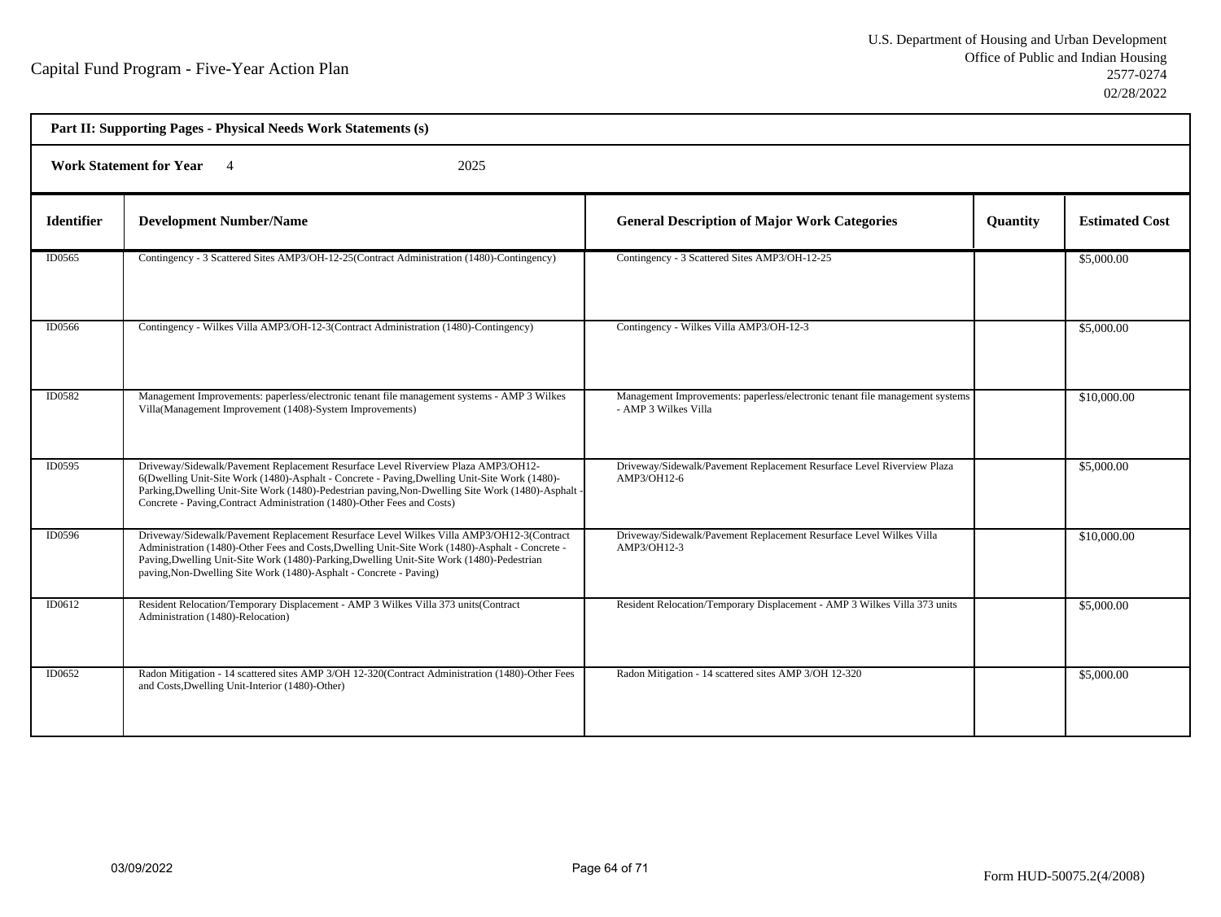Capital Fund Program - Five-Year Action Plan

U.S. Department of Housing and Urban Development
Office of Public and Indian Housing
2577-0274
02/28/2022

**Part II: Supporting Pages - Physical Needs Work Statements (s)**

**Work Statement for Year** 4 2025

| Identifier | Development Number/Name | General Description of Major Work Categories | Quantity | Estimated Cost |
|---|---|---|---|---|
| ID0565 | Contingency - 3 Scattered Sites AMP3/OH-12-25(Contract Administration (1480)-Contingency) | Contingency - 3 Scattered Sites AMP3/OH-12-25 | | $5,000.00 |
| ID0566 | Contingency - Wilkes Villa AMP3/OH-12-3(Contract Administration (1480)-Contingency) | Contingency - Wilkes Villa AMP3/OH-12-3 | | $5,000.00 |
| ID0582 | Management Improvements: paperless/electronic tenant file management systems - AMP 3 Wilkes Villa(Management Improvement (1408)-System Improvements) | Management Improvements: paperless/electronic tenant file management systems - AMP 3 Wilkes Villa | | $10,000.00 |
| ID0595 | Driveway/Sidewalk/Pavement Replacement Resurface Level Riverview Plaza AMP3/OH12-6(Dwelling Unit-Site Work (1480)-Asphalt - Concrete - Paving,Dwelling Unit-Site Work (1480)-Parking,Dwelling Unit-Site Work (1480)-Pedestrian paving,Non-Dwelling Site Work (1480)-Asphalt - Concrete - Paving,Contract Administration (1480)-Other Fees and Costs) | Driveway/Sidewalk/Pavement Replacement Resurface Level Riverview Plaza AMP3/OH12-6 | | $5,000.00 |
| ID0596 | Driveway/Sidewalk/Pavement Replacement Resurface Level Wilkes Villa AMP3/OH12-3(Contract Administration (1480)-Other Fees and Costs,Dwelling Unit-Site Work (1480)-Asphalt - Concrete - Paving,Dwelling Unit-Site Work (1480)-Parking,Dwelling Unit-Site Work (1480)-Pedestrian paving,Non-Dwelling Site Work (1480)-Asphalt - Concrete - Paving) | Driveway/Sidewalk/Pavement Replacement Resurface Level Wilkes Villa AMP3/OH12-3 | | $10,000.00 |
| ID0612 | Resident Relocation/Temporary Displacement - AMP 3 Wilkes Villa 373 units(Contract Administration (1480)-Relocation) | Resident Relocation/Temporary Displacement - AMP 3 Wilkes Villa 373 units | | $5,000.00 |
| ID0652 | Radon Mitigation - 14 scattered sites AMP 3/OH 12-320(Contract Administration (1480)-Other Fees and Costs,Dwelling Unit-Interior (1480)-Other) | Radon Mitigation - 14 scattered sites AMP 3/OH 12-320 | | $5,000.00 |

03/09/2022

Form HUD-50075.2(4/2008)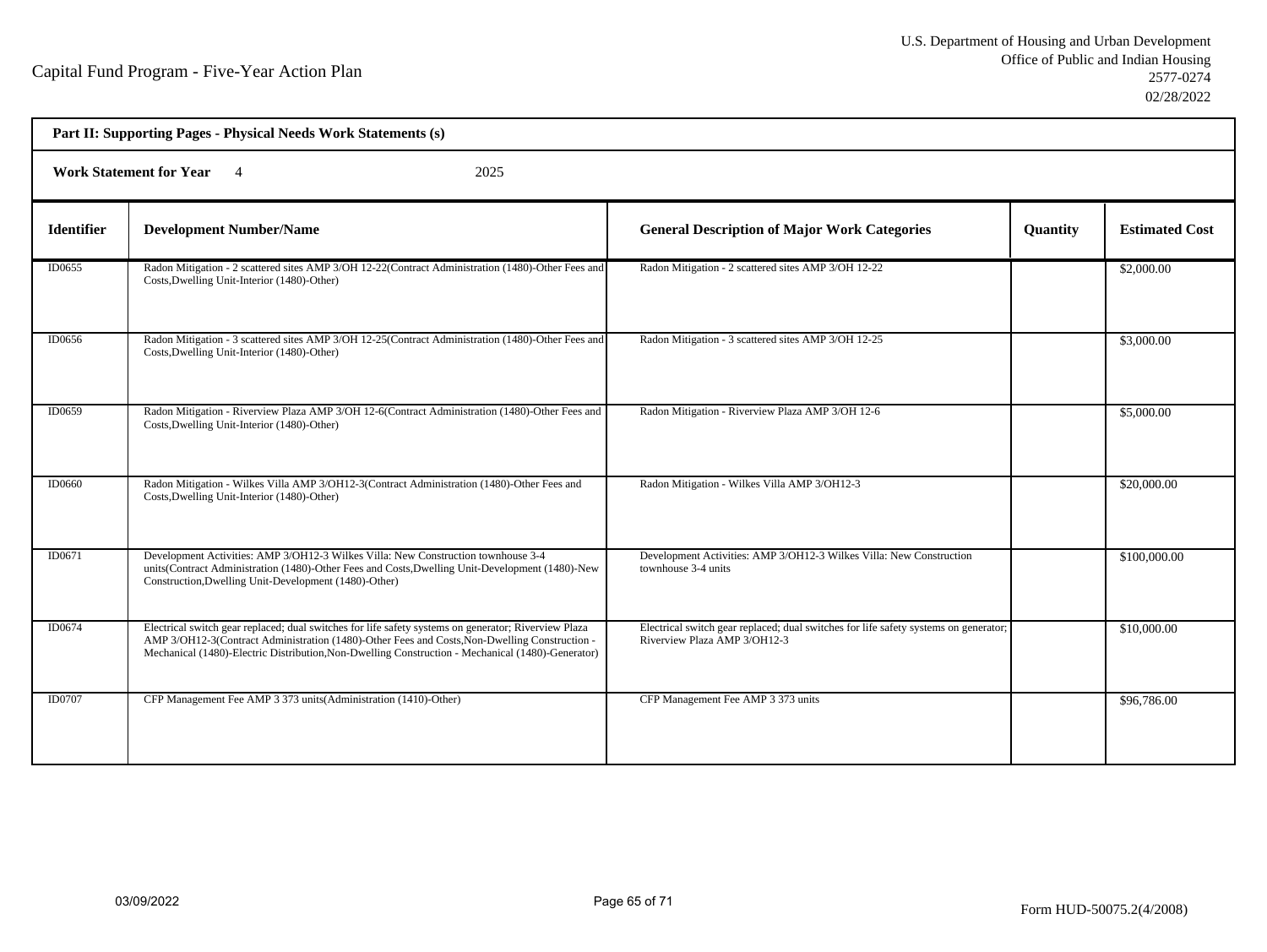Capital Fund Program - Five-Year Action Plan

U.S. Department of Housing and Urban Development
Office of Public and Indian Housing
2577-0274
02/28/2022

**Part II: Supporting Pages - Physical Needs Work Statements (s)**

**Work Statement for Year** 4 2025

| Identifier | Development Number/Name | General Description of Major Work Categories | Quantity | Estimated Cost |
|---|---|---|---|---|
| ID0655 | Radon Mitigation - 2 scattered sites AMP 3/OH 12-22(Contract Administration (1480)-Other Fees and Costs,Dwelling Unit-Interior (1480)-Other) | Radon Mitigation - 2 scattered sites AMP 3/OH 12-22 | | $2,000.00 |
| ID0656 | Radon Mitigation - 3 scattered sites AMP 3/OH 12-25(Contract Administration (1480)-Other Fees and Costs,Dwelling Unit-Interior (1480)-Other) | Radon Mitigation - 3 scattered sites AMP 3/OH 12-25 | | $3,000.00 |
| ID0659 | Radon Mitigation - Riverview Plaza AMP 3/OH 12-6(Contract Administration (1480)-Other Fees and Costs,Dwelling Unit-Interior (1480)-Other) | Radon Mitigation - Riverview Plaza AMP 3/OH 12-6 | | $5,000.00 |
| ID0660 | Radon Mitigation - Wilkes Villa AMP 3/OH12-3(Contract Administration (1480)-Other Fees and Costs,Dwelling Unit-Interior (1480)-Other) | Radon Mitigation - Wilkes Villa AMP 3/OH12-3 | | $20,000.00 |
| ID0671 | Development Activities: AMP 3/OH12-3 Wilkes Villa: New Construction townhouse 3-4 units(Contract Administration (1480)-Other Fees and Costs,Dwelling Unit-Development (1480)-New Construction,Dwelling Unit-Development (1480)-Other) | Development Activities: AMP 3/OH12-3 Wilkes Villa: New Construction townhouse 3-4 units | | $100,000.00 |
| ID0674 | Electrical switch gear replaced; dual switches for life safety systems on generator; Riverview Plaza AMP 3/OH12-3(Contract Administration (1480)-Other Fees and Costs,Non-Dwelling Construction - Mechanical (1480)-Electric Distribution,Non-Dwelling Construction - Mechanical (1480)-Generator) | Electrical switch gear replaced; dual switches for life safety systems on generator; Riverview Plaza AMP 3/OH12-3 | | $10,000.00 |
| ID0707 | CFP Management Fee AMP 3 373 units(Administration (1410)-Other) | CFP Management Fee AMP 3 373 units | | $96,786.00 |

03/09/2022

Form HUD-50075.2(4/2008)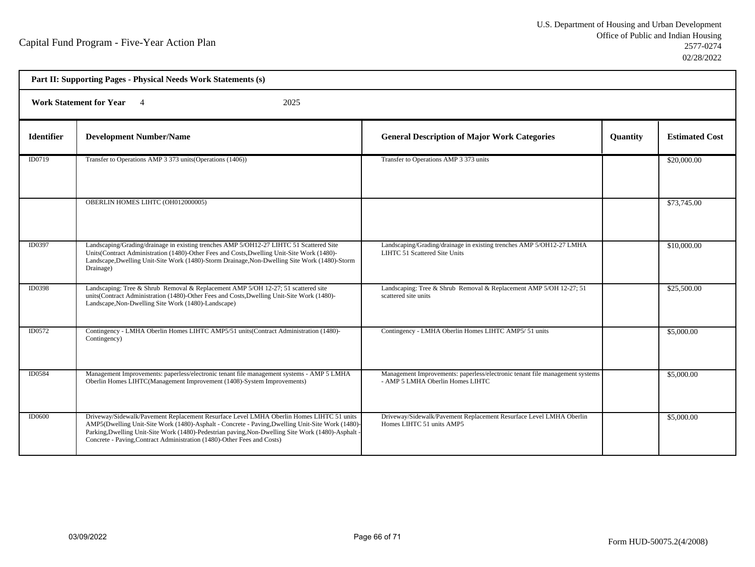Capital Fund Program - Five-Year Action Plan

U.S. Department of Housing and Urban Development
Office of Public and Indian Housing
2577-0274
02/28/2022

**Part II: Supporting Pages - Physical Needs Work Statements (s)**

**Work Statement for Year** 4 2025

| Identifier | Development Number/Name | General Description of Major Work Categories | Quantity | Estimated Cost |
|---|---|---|---|---|
| ID0719 | Transfer to Operations AMP 3 373 units(Operations (1406)) | Transfer to Operations AMP 3 373 units | | $20,000.00 |
| | OBERLIN HOMES LIHTC (OH012000005) | | | $73,745.00 |
| ID0397 | Landscaping/Grading/drainage in existing trenches AMP 5/OH12-27 LIHTC 51 Scattered Site Units(Contract Administration (1480)-Other Fees and Costs,Dwelling Unit-Site Work (1480)-Landscape,Dwelling Unit-Site Work (1480)-Storm Drainage,Non-Dwelling Site Work (1480)-Storm Drainage) | Landscaping/Grading/drainage in existing trenches AMP 5/OH12-27 LMHA LIHTC 51 Scattered Site Units | | $10,000.00 |
| ID0398 | Landscaping: Tree & Shrub Removal & Replacement AMP 5/OH 12-27; 51 scattered site units(Contract Administration (1480)-Other Fees and Costs,Dwelling Unit-Site Work (1480)-Landscape,Non-Dwelling Site Work (1480)-Landscape) | Landscaping: Tree & Shrub Removal & Replacement AMP 5/OH 12-27; 51 scattered site units | | $25,500.00 |
| ID0572 | Contingency - LMHA Oberlin Homes LIHTC AMP5/51 units(Contract Administration (1480)-Contingency) | Contingency - LMHA Oberlin Homes LIHTC AMP5/ 51 units | | $5,000.00 |
| ID0584 | Management Improvements: paperless/electronic tenant file management systems - AMP 5 LMHA Oberlin Homes LIHTC(Management Improvement (1408)-System Improvements) | Management Improvements: paperless/electronic tenant file management systems - AMP 5 LMHA Oberlin Homes LIHTC | | $5,000.00 |
| ID0600 | Driveway/Sidewalk/Pavement Replacement Resurface Level LMHA Oberlin Homes LIHTC 51 units AMP5(Dwelling Unit-Site Work (1480)-Asphalt - Concrete - Paving,Dwelling Unit-Site Work (1480)-Parking,Dwelling Unit-Site Work (1480)-Pedestrian paving,Non-Dwelling Site Work (1480)-Asphalt - Concrete - Paving,Contract Administration (1480)-Other Fees and Costs) | Driveway/Sidewalk/Pavement Replacement Resurface Level LMHA Oberlin Homes LIHTC 51 units AMP5 | | $5,000.00 |

03/09/2022

Form HUD-50075.2(4/2008)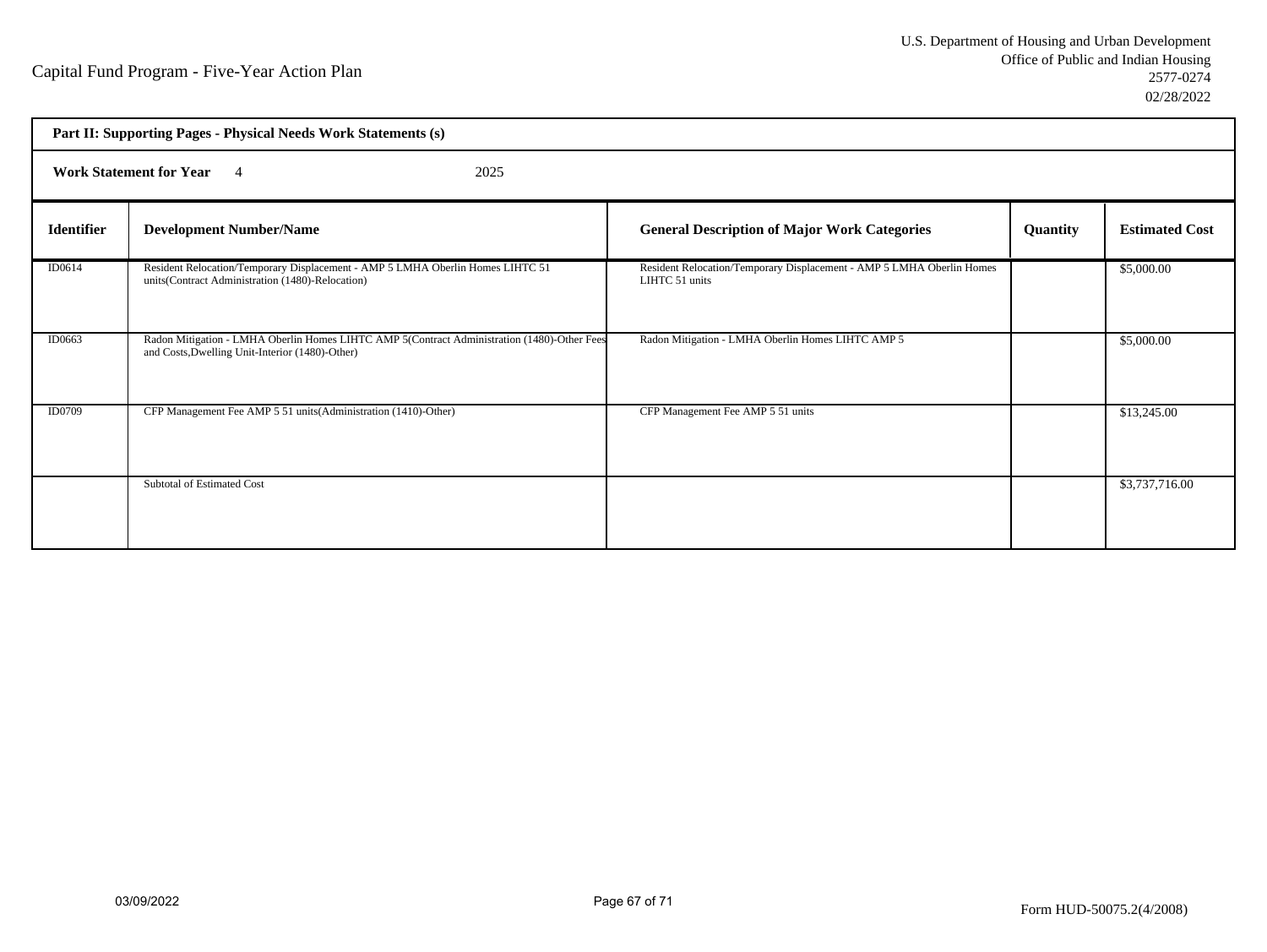Capital Fund Program - Five-Year Action Plan

U.S. Department of Housing and Urban Development
Office of Public and Indian Housing
2577-0274
02/28/2022

**Part II: Supporting Pages - Physical Needs Work Statements (s)**

**Work Statement for Year** 4 2025

| Identifier | Development Number/Name | General Description of Major Work Categories | Quantity | Estimated Cost |
|---|---|---|---|---|
| ID0614 | Resident Relocation/Temporary Displacement - AMP 5 LMHA Oberlin Homes LIHTC 51 units(Contract Administration (1480)-Relocation) | Resident Relocation/Temporary Displacement - AMP 5 LMHA Oberlin Homes LIHTC 51 units | | $5,000.00 |
| ID0663 | Radon Mitigation - LMHA Oberlin Homes LIHTC AMP 5(Contract Administration (1480)-Other Fees and Costs,Dwelling Unit-Interior (1480)-Other) | Radon Mitigation - LMHA Oberlin Homes LIHTC AMP 5 | | $5,000.00 |
| ID0709 | CFP Management Fee AMP 5 51 units(Administration (1410)-Other) | CFP Management Fee AMP 5 51 units | | $13,245.00 |
| | Subtotal of Estimated Cost | | | $3,737,716.00 |

03/09/2022

Form HUD-50075.2(4/2008)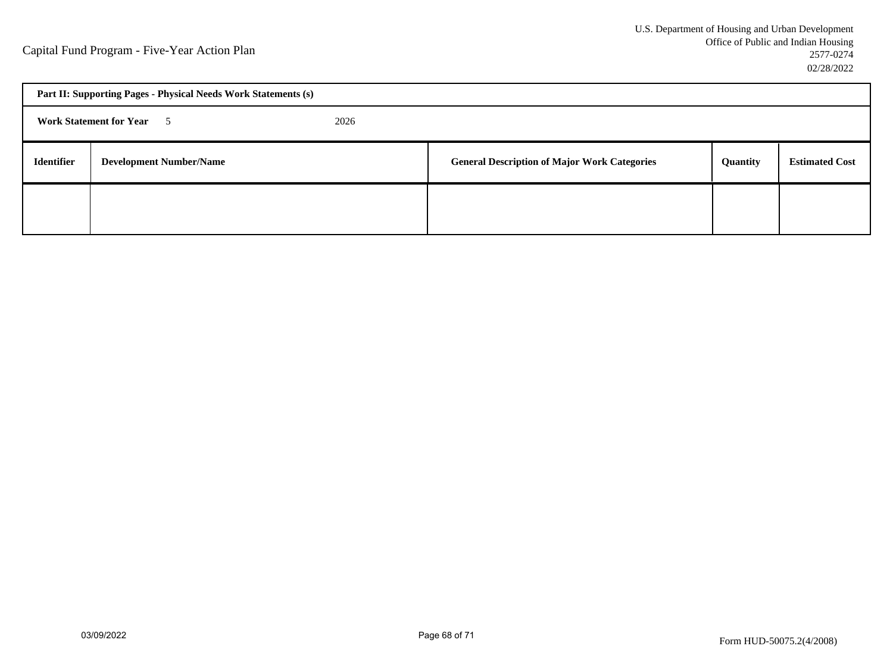Capital Fund Program - Five-Year Action Plan

U.S. Department of Housing and Urban Development
Office of Public and Indian Housing
2577-0274
02/28/2022

| **Part II: Supporting Pages - Physical Needs Work Statements (s)** | | | | |
|---|---|---|---|---|
| **Work Statement for Year** 5 | 2026 | | | |
| **Identifier** | **Development Number/Name** | **General Description of Major Work Categories** | **Quantity** | **Estimated Cost** |
| | | | | |

03/09/2022

Form HUD-50075.2(4/2008)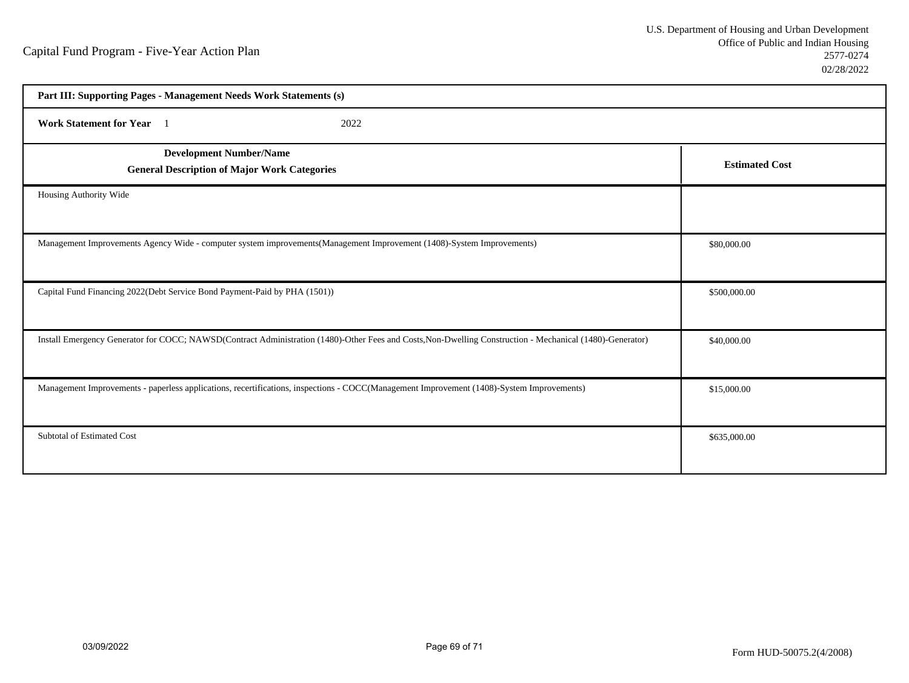Capital Fund Program - Five-Year Action Plan

U.S. Department of Housing and Urban Development
Office of Public and Indian Housing
2577-0274
02/28/2022

**Part III: Supporting Pages - Management Needs Work Statements (s)**

**Work Statement for Year** 1 2022

| **Development Number/Name**<br>**General Description of Major Work Categories** | **Estimated Cost** |
|---|---|
| Housing Authority Wide | |
| Management Improvements Agency Wide - computer system improvements(Management Improvement (1408)-System Improvements) | $80,000.00 |
| Capital Fund Financing 2022(Debt Service Bond Payment-Paid by PHA (1501)) | $500,000.00 |
| Install Emergency Generator for COCC; NAWSD(Contract Administration (1480)-Other Fees and Costs,Non-Dwelling Construction - Mechanical (1480)-Generator) | $40,000.00 |
| Management Improvements - paperless applications, recertifications, inspections - COCC(Management Improvement (1408)-System Improvements) | $15,000.00 |
| Subtotal of Estimated Cost | $635,000.00 |

03/09/2022

Form HUD-50075.2(4/2008)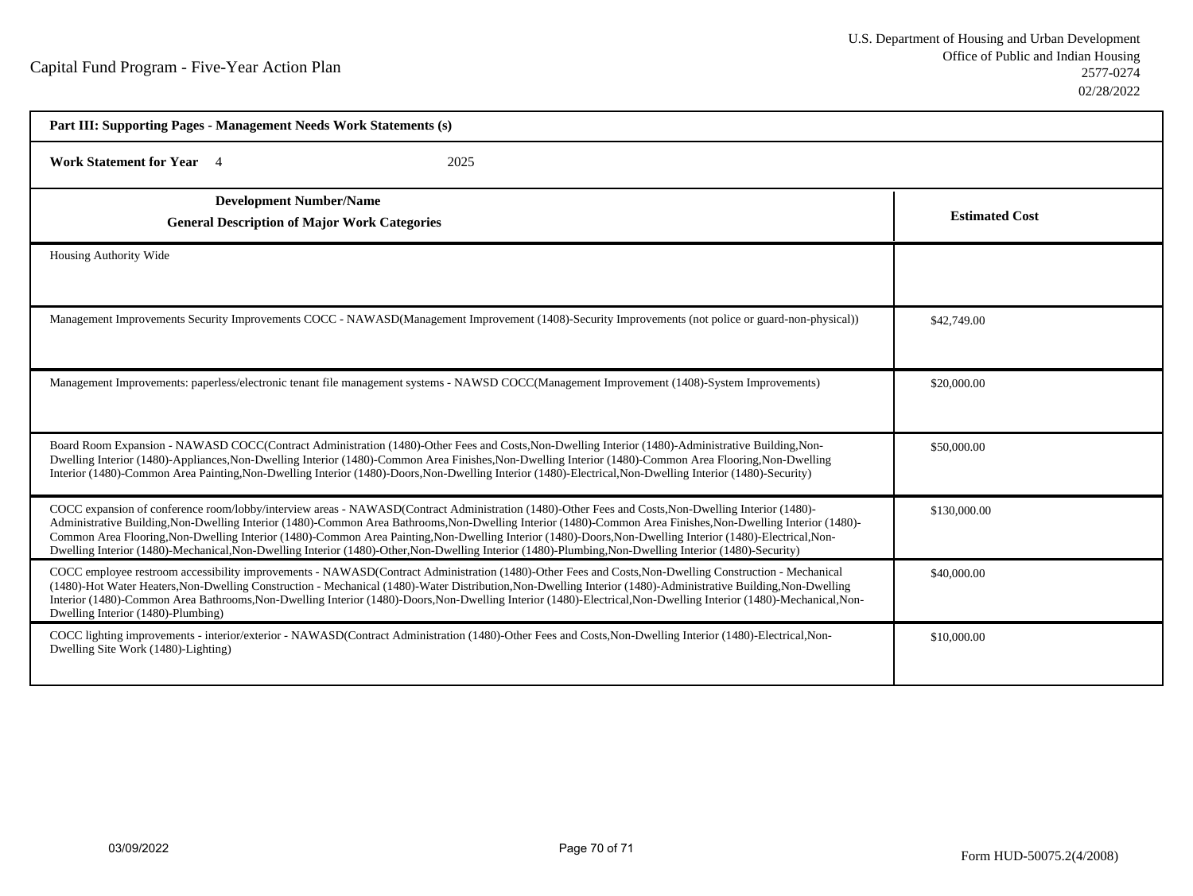Capital Fund Program - Five-Year Action Plan

U.S. Department of Housing and Urban Development
Office of Public and Indian Housing
2577-0274
02/28/2022

**Part III: Supporting Pages - Management Needs Work Statements (s)**

**Work Statement for Year** 4 2025

| **Development Number/Name**<br>**General Description of Major Work Categories** | **Estimated Cost** |
|---|---|
| Housing Authority Wide | |
| Management Improvements Security Improvements COCC - NAWASD(Management Improvement (1408)-Security Improvements (not police or guard-non-physical)) | $42,749.00 |
| Management Improvements: paperless/electronic tenant file management systems - NAWSD COCC(Management Improvement (1408)-System Improvements) | $20,000.00 |
| Board Room Expansion - NAWASD COCC(Contract Administration (1480)-Other Fees and Costs,Non-Dwelling Interior (1480)-Administrative Building,Non-Dwelling Interior (1480)-Appliances,Non-Dwelling Interior (1480)-Common Area Finishes,Non-Dwelling Interior (1480)-Common Area Flooring,Non-Dwelling Interior (1480)-Common Area Painting,Non-Dwelling Interior (1480)-Doors,Non-Dwelling Interior (1480)-Electrical,Non-Dwelling Interior (1480)-Security) | $50,000.00 |
| COCC expansion of conference room/lobby/interview areas - NAWASD(Contract Administration (1480)-Other Fees and Costs,Non-Dwelling Interior (1480)-Administrative Building,Non-Dwelling Interior (1480)-Common Area Bathrooms,Non-Dwelling Interior (1480)-Common Area Finishes,Non-Dwelling Interior (1480)-Common Area Flooring,Non-Dwelling Interior (1480)-Common Area Painting,Non-Dwelling Interior (1480)-Doors,Non-Dwelling Interior (1480)-Electrical,Non-Dwelling Interior (1480)-Mechanical,Non-Dwelling Interior (1480)-Other,Non-Dwelling Interior (1480)-Plumbing,Non-Dwelling Interior (1480)-Security) | $130,000.00 |
| COCC employee restroom accessibility improvements - NAWASD(Contract Administration (1480)-Other Fees and Costs,Non-Dwelling Construction - Mechanical (1480)-Hot Water Heaters,Non-Dwelling Construction - Mechanical (1480)-Water Distribution,Non-Dwelling Interior (1480)-Administrative Building,Non-Dwelling Interior (1480)-Common Area Bathrooms,Non-Dwelling Interior (1480)-Doors,Non-Dwelling Interior (1480)-Electrical,Non-Dwelling Interior (1480)-Mechanical,Non-Dwelling Interior (1480)-Plumbing) | $40,000.00 |
| COCC lighting improvements - interior/exterior - NAWASD(Contract Administration (1480)-Other Fees and Costs,Non-Dwelling Interior (1480)-Electrical,Non-Dwelling Site Work (1480)-Lighting) | $10,000.00 |

03/09/2022

Form HUD-50075.2(4/2008)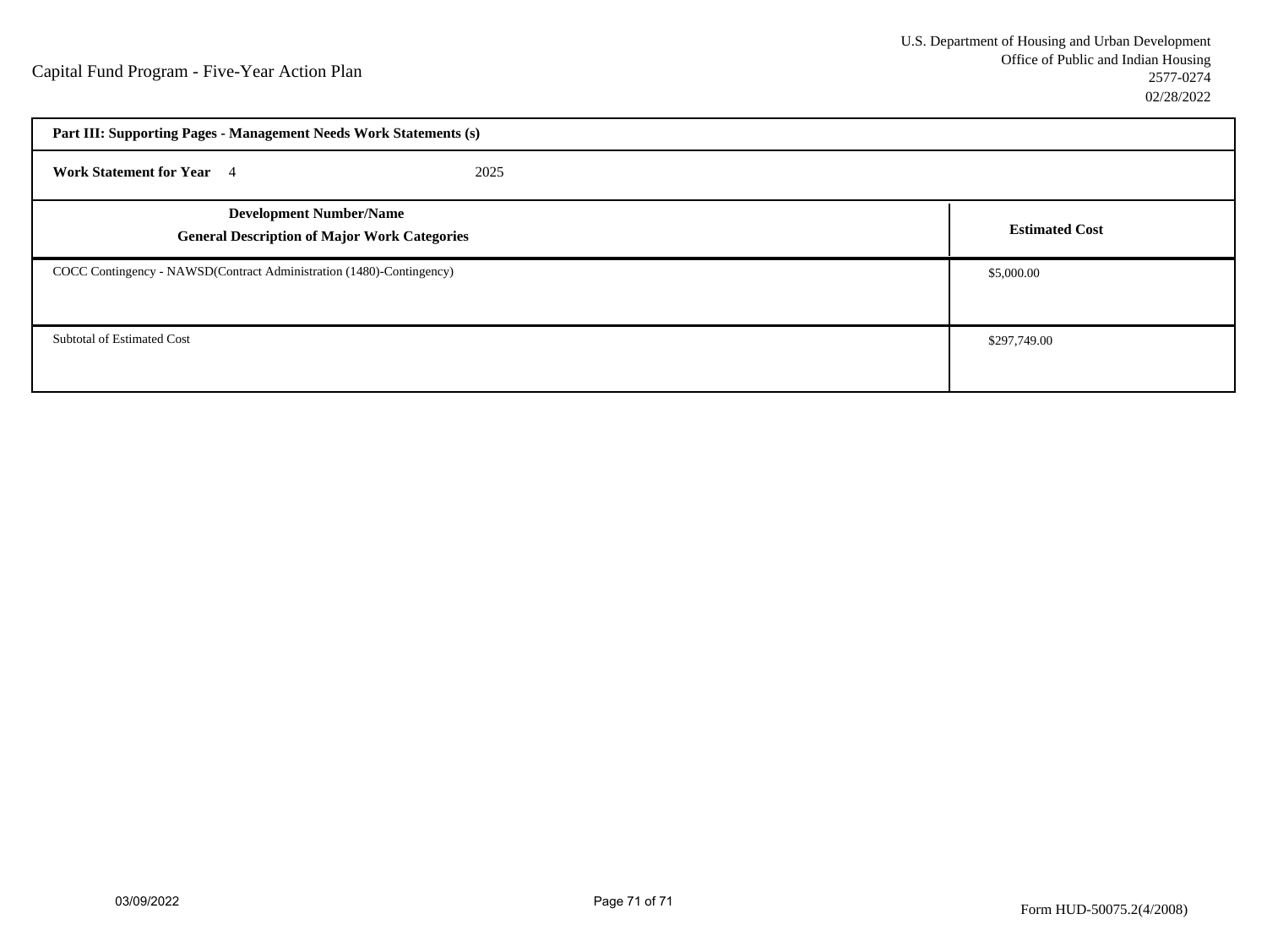Capital Fund Program - Five-Year Action Plan

U.S. Department of Housing and Urban Development
Office of Public and Indian Housing
2577-0274
02/28/2022

| Part III: Supporting Pages - Management Needs Work Statements (s) | |
|---|---|
| **Work Statement for Year** 4 &nbsp;&nbsp;&nbsp;&nbsp; 2025 | |
| **Development Number/Name**<br>**General Description of Major Work Categories** | **Estimated Cost** |
| COCC Contingency - NAWSD(Contract Administration (1480)-Contingency) | $5,000.00 |
| Subtotal of Estimated Cost | $297,749.00 |

03/09/2022

Form HUD-50075.2(4/2008)